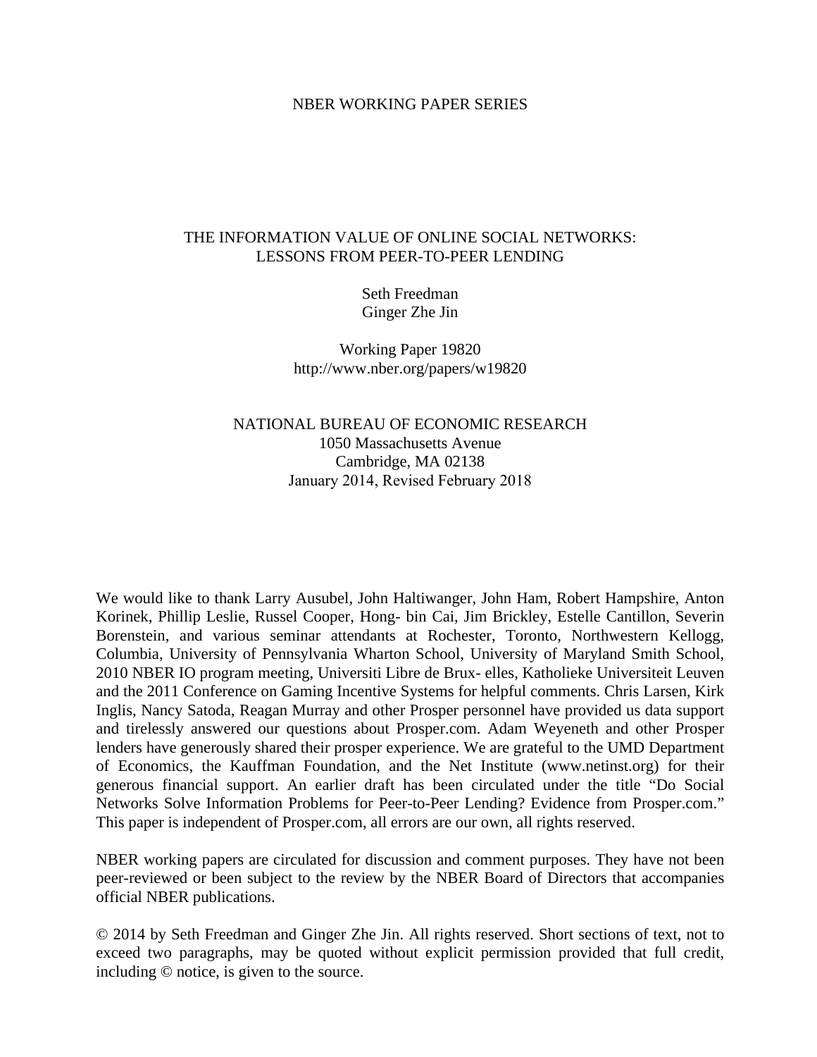NBER WORKING PAPER SERIES

# THE INFORMATION VALUE OF ONLINE SOCIAL NETWORKS: LESSONS FROM PEER-TO-PEER LENDING

Seth Freedman
Ginger Zhe Jin

Working Paper 19820
http://www.nber.org/papers/w19820

NATIONAL BUREAU OF ECONOMIC RESEARCH
1050 Massachusetts Avenue
Cambridge, MA 02138
January 2014, Revised February 2018

We would like to thank Larry Ausubel, John Haltiwanger, John Ham, Robert Hampshire, Anton Korinek, Phillip Leslie, Russel Cooper, Hong- bin Cai, Jim Brickley, Estelle Cantillon, Severin Borenstein, and various seminar attendants at Rochester, Toronto, Northwestern Kellogg, Columbia, University of Pennsylvania Wharton School, University of Maryland Smith School, 2010 NBER IO program meeting, Universiti Libre de Brux- elles, Katholieke Universiteit Leuven and the 2011 Conference on Gaming Incentive Systems for helpful comments. Chris Larsen, Kirk Inglis, Nancy Satoda, Reagan Murray and other Prosper personnel have provided us data support and tirelessly answered our questions about Prosper.com. Adam Weyeneth and other Prosper lenders have generously shared their prosper experience. We are grateful to the UMD Department of Economics, the Kauffman Foundation, and the Net Institute (www.netinst.org) for their generous financial support. An earlier draft has been circulated under the title "Do Social Networks Solve Information Problems for Peer-to-Peer Lending? Evidence from Prosper.com." This paper is independent of Prosper.com, all errors are our own, all rights reserved.

NBER working papers are circulated for discussion and comment purposes. They have not been peer-reviewed or been subject to the review by the NBER Board of Directors that accompanies official NBER publications.

© 2014 by Seth Freedman and Ginger Zhe Jin. All rights reserved. Short sections of text, not to exceed two paragraphs, may be quoted without explicit permission provided that full credit, including © notice, is given to the source.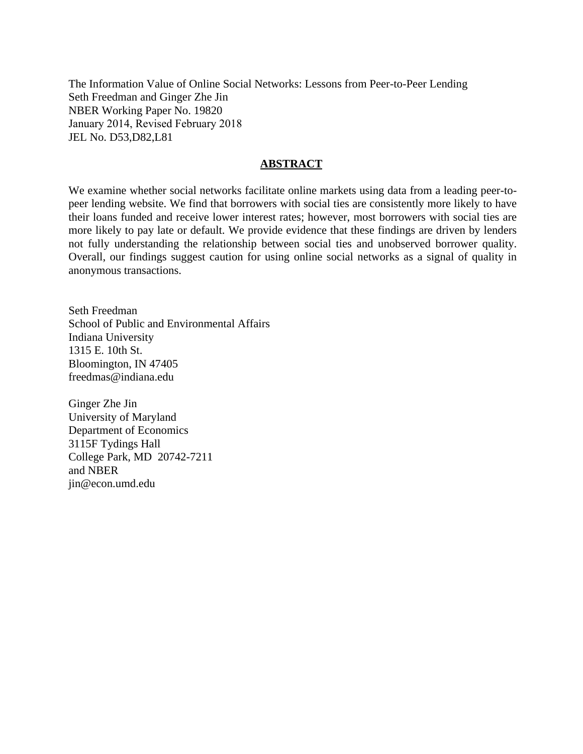The Information Value of Online Social Networks: Lessons from Peer-to-Peer Lending
Seth Freedman and Ginger Zhe Jin
NBER Working Paper No. 19820
January 2014, Revised February 2018
JEL No. D53,D82,L81

## ABSTRACT

We examine whether social networks facilitate online markets using data from a leading peer-to-peer lending website. We find that borrowers with social ties are consistently more likely to have their loans funded and receive lower interest rates; however, most borrowers with social ties are more likely to pay late or default. We provide evidence that these findings are driven by lenders not fully understanding the relationship between social ties and unobserved borrower quality. Overall, our findings suggest caution for using online social networks as a signal of quality in anonymous transactions.

Seth Freedman
School of Public and Environmental Affairs
Indiana University
1315 E. 10th St.
Bloomington, IN 47405
freedmas@indiana.edu

Ginger Zhe Jin
University of Maryland
Department of Economics
3115F Tydings Hall
College Park, MD 20742-7211
and NBER
jin@econ.umd.edu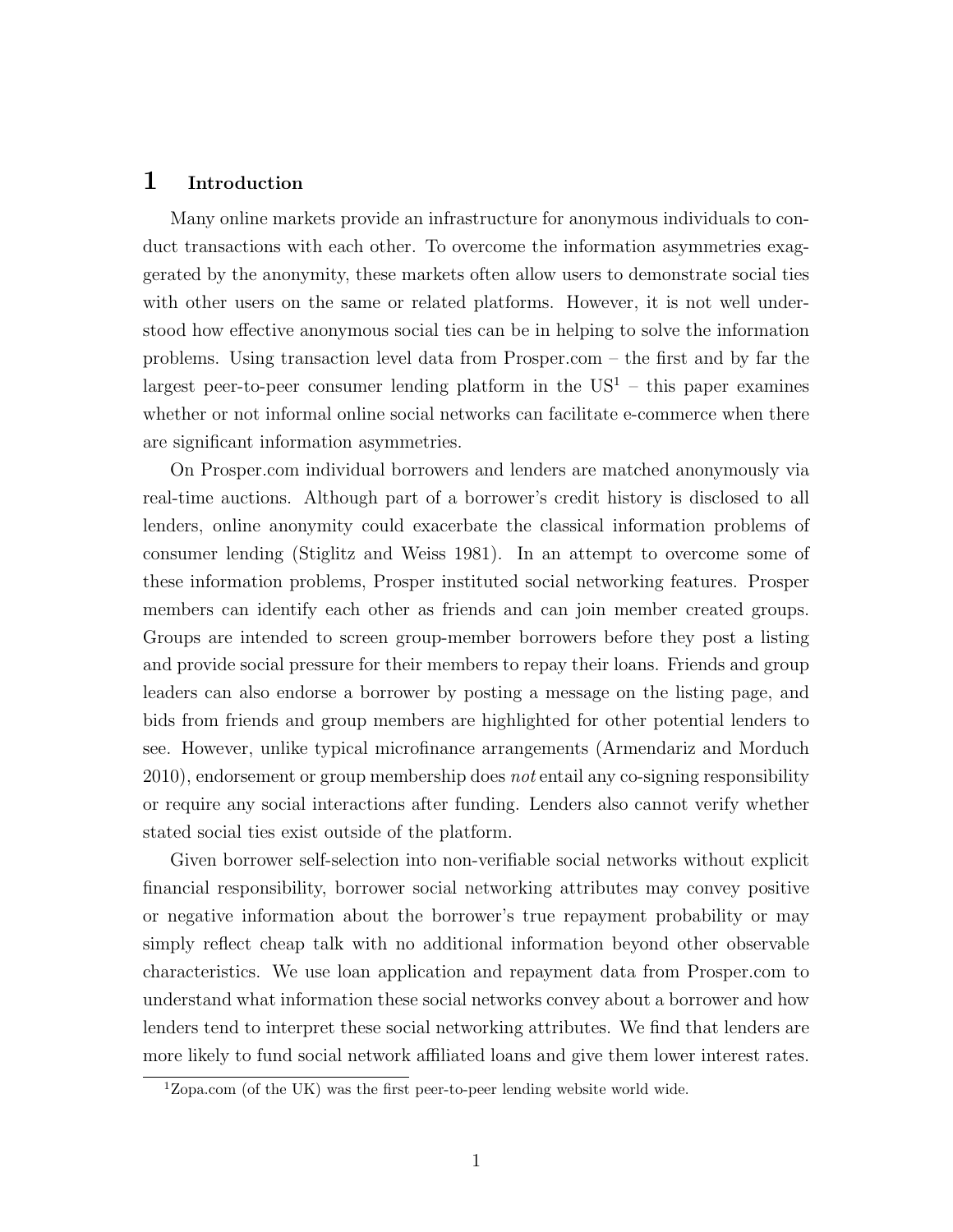# 1 Introduction

Many online markets provide an infrastructure for anonymous individuals to conduct transactions with each other. To overcome the information asymmetries exaggerated by the anonymity, these markets often allow users to demonstrate social ties with other users on the same or related platforms. However, it is not well understood how effective anonymous social ties can be in helping to solve the information problems. Using transaction level data from Prosper.com – the first and by far the largest peer-to-peer consumer lending platform in the US[1] – this paper examines whether or not informal online social networks can facilitate e-commerce when there are significant information asymmetries.

On Prosper.com individual borrowers and lenders are matched anonymously via real-time auctions. Although part of a borrower's credit history is disclosed to all lenders, online anonymity could exacerbate the classical information problems of consumer lending (Stiglitz and Weiss 1981). In an attempt to overcome some of these information problems, Prosper instituted social networking features. Prosper members can identify each other as friends and can join member created groups. Groups are intended to screen group-member borrowers before they post a listing and provide social pressure for their members to repay their loans. Friends and group leaders can also endorse a borrower by posting a message on the listing page, and bids from friends and group members are highlighted for other potential lenders to see. However, unlike typical microfinance arrangements (Armendariz and Morduch 2010), endorsement or group membership does *not* entail any co-signing responsibility or require any social interactions after funding. Lenders also cannot verify whether stated social ties exist outside of the platform.

Given borrower self-selection into non-verifiable social networks without explicit financial responsibility, borrower social networking attributes may convey positive or negative information about the borrower's true repayment probability or may simply reflect cheap talk with no additional information beyond other observable characteristics. We use loan application and repayment data from Prosper.com to understand what information these social networks convey about a borrower and how lenders tend to interpret these social networking attributes. We find that lenders are more likely to fund social network affiliated loans and give them lower interest rates.

[1] Zopa.com (of the UK) was the first peer-to-peer lending website world wide.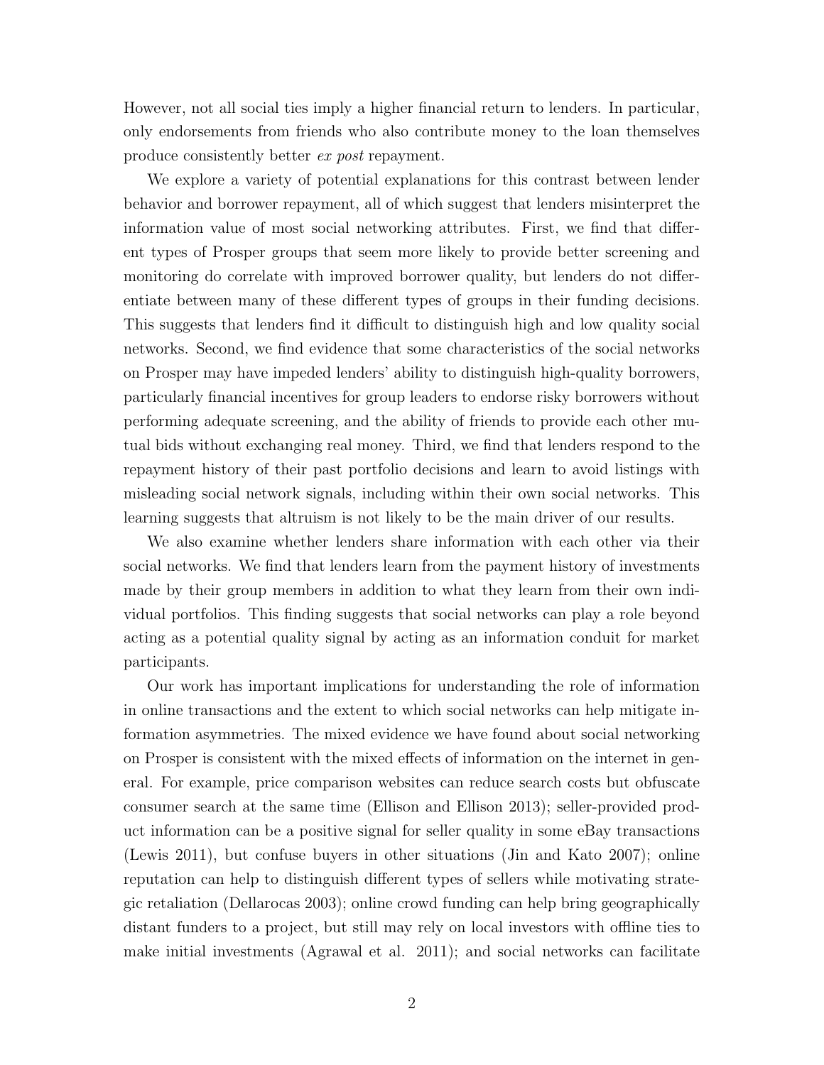However, not all social ties imply a higher financial return to lenders. In particular, only endorsements from friends who also contribute money to the loan themselves produce consistently better *ex post* repayment.

We explore a variety of potential explanations for this contrast between lender behavior and borrower repayment, all of which suggest that lenders misinterpret the information value of most social networking attributes. First, we find that different types of Prosper groups that seem more likely to provide better screening and monitoring do correlate with improved borrower quality, but lenders do not differentiate between many of these different types of groups in their funding decisions. This suggests that lenders find it difficult to distinguish high and low quality social networks. Second, we find evidence that some characteristics of the social networks on Prosper may have impeded lenders' ability to distinguish high-quality borrowers, particularly financial incentives for group leaders to endorse risky borrowers without performing adequate screening, and the ability of friends to provide each other mutual bids without exchanging real money. Third, we find that lenders respond to the repayment history of their past portfolio decisions and learn to avoid listings with misleading social network signals, including within their own social networks. This learning suggests that altruism is not likely to be the main driver of our results.

We also examine whether lenders share information with each other via their social networks. We find that lenders learn from the payment history of investments made by their group members in addition to what they learn from their own individual portfolios. This finding suggests that social networks can play a role beyond acting as a potential quality signal by acting as an information conduit for market participants.

Our work has important implications for understanding the role of information in online transactions and the extent to which social networks can help mitigate information asymmetries. The mixed evidence we have found about social networking on Prosper is consistent with the mixed effects of information on the internet in general. For example, price comparison websites can reduce search costs but obfuscate consumer search at the same time (Ellison and Ellison 2013); seller-provided product information can be a positive signal for seller quality in some eBay transactions (Lewis 2011), but confuse buyers in other situations (Jin and Kato 2007); online reputation can help to distinguish different types of sellers while motivating strategic retaliation (Dellarocas 2003); online crowd funding can help bring geographically distant funders to a project, but still may rely on local investors with offline ties to make initial investments (Agrawal et al. 2011); and social networks can facilitate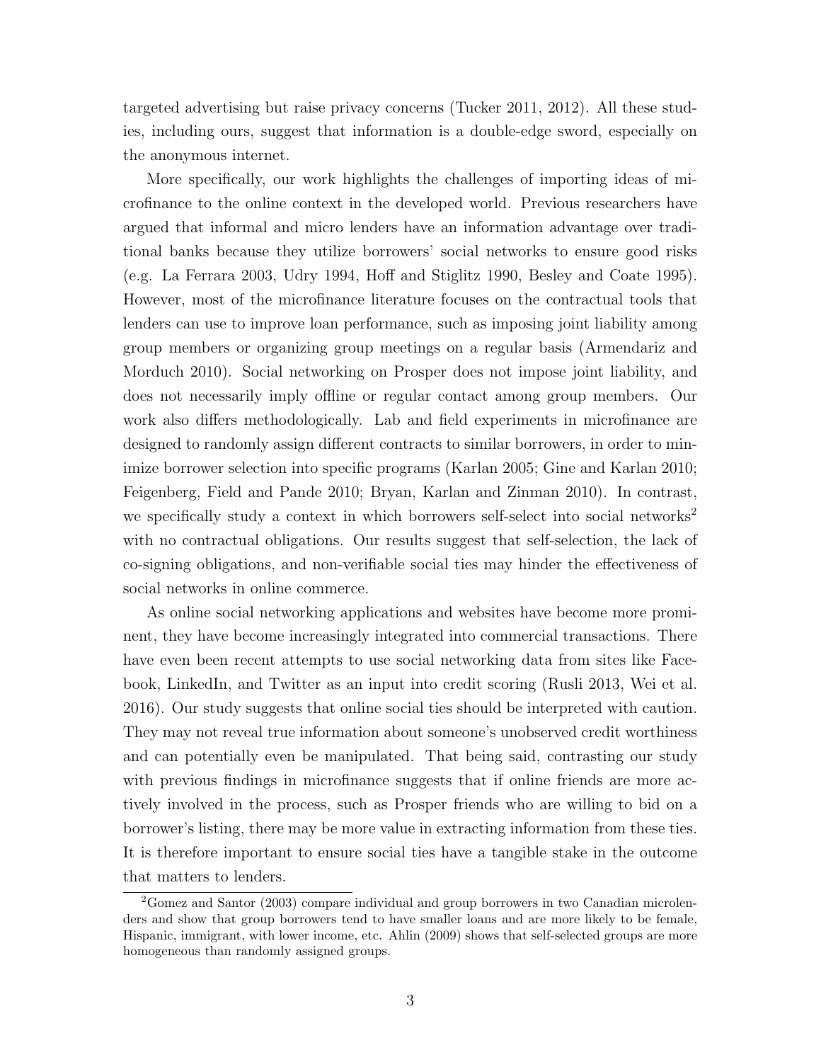targeted advertising but raise privacy concerns (Tucker 2011, 2012). All these studies, including ours, suggest that information is a double-edge sword, especially on the anonymous internet.

More specifically, our work highlights the challenges of importing ideas of microfinance to the online context in the developed world. Previous researchers have argued that informal and micro lenders have an information advantage over traditional banks because they utilize borrowers' social networks to ensure good risks (e.g. La Ferrara 2003, Udry 1994, Hoff and Stiglitz 1990, Besley and Coate 1995). However, most of the microfinance literature focuses on the contractual tools that lenders can use to improve loan performance, such as imposing joint liability among group members or organizing group meetings on a regular basis (Armendariz and Morduch 2010). Social networking on Prosper does not impose joint liability, and does not necessarily imply offline or regular contact among group members. Our work also differs methodologically. Lab and field experiments in microfinance are designed to randomly assign different contracts to similar borrowers, in order to minimize borrower selection into specific programs (Karlan 2005; Gine and Karlan 2010; Feigenberg, Field and Pande 2010; Bryan, Karlan and Zinman 2010). In contrast, we specifically study a context in which borrowers self-select into social networks[2] with no contractual obligations. Our results suggest that self-selection, the lack of co-signing obligations, and non-verifiable social ties may hinder the effectiveness of social networks in online commerce.

As online social networking applications and websites have become more prominent, they have become increasingly integrated into commercial transactions. There have even been recent attempts to use social networking data from sites like Facebook, LinkedIn, and Twitter as an input into credit scoring (Rusli 2013, Wei et al. 2016). Our study suggests that online social ties should be interpreted with caution. They may not reveal true information about someone's unobserved credit worthiness and can potentially even be manipulated. That being said, contrasting our study with previous findings in microfinance suggests that if online friends are more actively involved in the process, such as Prosper friends who are willing to bid on a borrower's listing, there may be more value in extracting information from these ties. It is therefore important to ensure social ties have a tangible stake in the outcome that matters to lenders.

[2] Gomez and Santor (2003) compare individual and group borrowers in two Canadian microlenders and show that group borrowers tend to have smaller loans and are more likely to be female, Hispanic, immigrant, with lower income, etc. Ahlin (2009) shows that self-selected groups are more homogeneous than randomly assigned groups.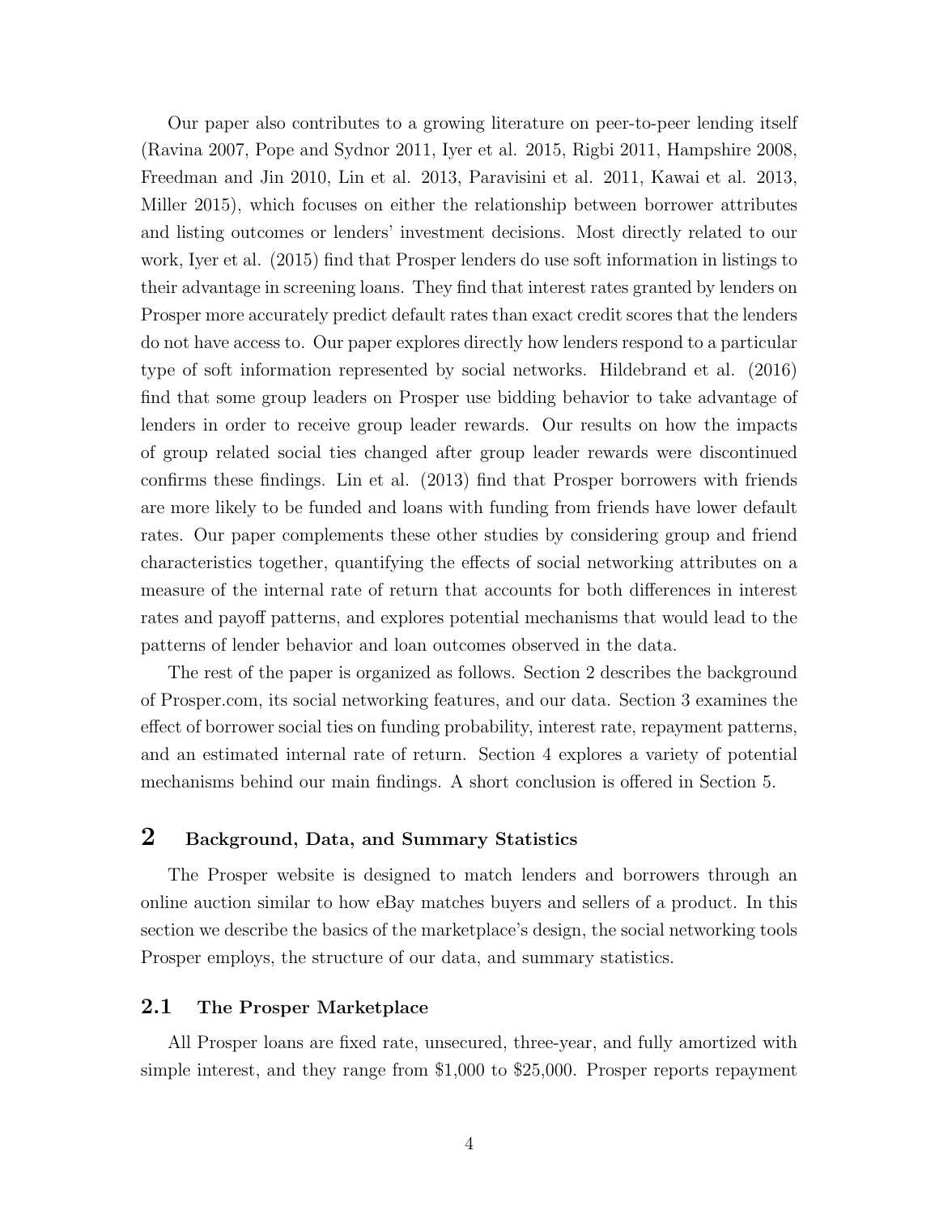Our paper also contributes to a growing literature on peer-to-peer lending itself (Ravina 2007, Pope and Sydnor 2011, Iyer et al. 2015, Rigbi 2011, Hampshire 2008, Freedman and Jin 2010, Lin et al. 2013, Paravisini et al. 2011, Kawai et al. 2013, Miller 2015), which focuses on either the relationship between borrower attributes and listing outcomes or lenders' investment decisions. Most directly related to our work, Iyer et al. (2015) find that Prosper lenders do use soft information in listings to their advantage in screening loans. They find that interest rates granted by lenders on Prosper more accurately predict default rates than exact credit scores that the lenders do not have access to. Our paper explores directly how lenders respond to a particular type of soft information represented by social networks. Hildebrand et al. (2016) find that some group leaders on Prosper use bidding behavior to take advantage of lenders in order to receive group leader rewards. Our results on how the impacts of group related social ties changed after group leader rewards were discontinued confirms these findings. Lin et al. (2013) find that Prosper borrowers with friends are more likely to be funded and loans with funding from friends have lower default rates. Our paper complements these other studies by considering group and friend characteristics together, quantifying the effects of social networking attributes on a measure of the internal rate of return that accounts for both differences in interest rates and payoff patterns, and explores potential mechanisms that would lead to the patterns of lender behavior and loan outcomes observed in the data.

The rest of the paper is organized as follows. Section 2 describes the background of Prosper.com, its social networking features, and our data. Section 3 examines the effect of borrower social ties on funding probability, interest rate, repayment patterns, and an estimated internal rate of return. Section 4 explores a variety of potential mechanisms behind our main findings. A short conclusion is offered in Section 5.

## 2 Background, Data, and Summary Statistics

The Prosper website is designed to match lenders and borrowers through an online auction similar to how eBay matches buyers and sellers of a product. In this section we describe the basics of the marketplace's design, the social networking tools Prosper employs, the structure of our data, and summary statistics.

### 2.1 The Prosper Marketplace

All Prosper loans are fixed rate, unsecured, three-year, and fully amortized with simple interest, and they range from $1,000 to $25,000. Prosper reports repayment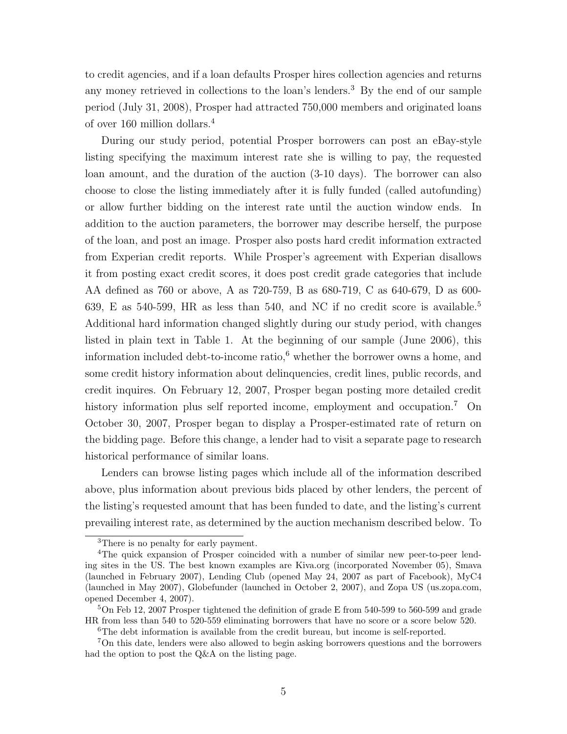to credit agencies, and if a loan defaults Prosper hires collection agencies and returns any money retrieved in collections to the loan's lenders.[3] By the end of our sample period (July 31, 2008), Prosper had attracted 750,000 members and originated loans of over 160 million dollars.[4]

During our study period, potential Prosper borrowers can post an eBay-style listing specifying the maximum interest rate she is willing to pay, the requested loan amount, and the duration of the auction (3-10 days). The borrower can also choose to close the listing immediately after it is fully funded (called autofunding) or allow further bidding on the interest rate until the auction window ends. In addition to the auction parameters, the borrower may describe herself, the purpose of the loan, and post an image. Prosper also posts hard credit information extracted from Experian credit reports. While Prosper's agreement with Experian disallows it from posting exact credit scores, it does post credit grade categories that include AA defined as 760 or above, A as 720-759, B as 680-719, C as 640-679, D as 600-639, E as 540-599, HR as less than 540, and NC if no credit score is available.[5] Additional hard information changed slightly during our study period, with changes listed in plain text in Table 1. At the beginning of our sample (June 2006), this information included debt-to-income ratio,[6] whether the borrower owns a home, and some credit history information about delinquencies, credit lines, public records, and credit inquires. On February 12, 2007, Prosper began posting more detailed credit history information plus self reported income, employment and occupation.[7] On October 30, 2007, Prosper began to display a Prosper-estimated rate of return on the bidding page. Before this change, a lender had to visit a separate page to research historical performance of similar loans.

Lenders can browse listing pages which include all of the information described above, plus information about previous bids placed by other lenders, the percent of the listing's requested amount that has been funded to date, and the listing's current prevailing interest rate, as determined by the auction mechanism described below. To

---

[3] There is no penalty for early payment.

[4] The quick expansion of Prosper coincided with a number of similar new peer-to-peer lending sites in the US. The best known examples are Kiva.org (incorporated November 05), Smava (launched in February 2007), Lending Club (opened May 24, 2007 as part of Facebook), MyC4 (launched in May 2007), Globefunder (launched in October 2, 2007), and Zopa US (us.zopa.com, opened December 4, 2007).

[5] On Feb 12, 2007 Prosper tightened the definition of grade E from 540-599 to 560-599 and grade HR from less than 540 to 520-559 eliminating borrowers that have no score or a score below 520.

[6] The debt information is available from the credit bureau, but income is self-reported.

[7] On this date, lenders were also allowed to begin asking borrowers questions and the borrowers had the option to post the Q&A on the listing page.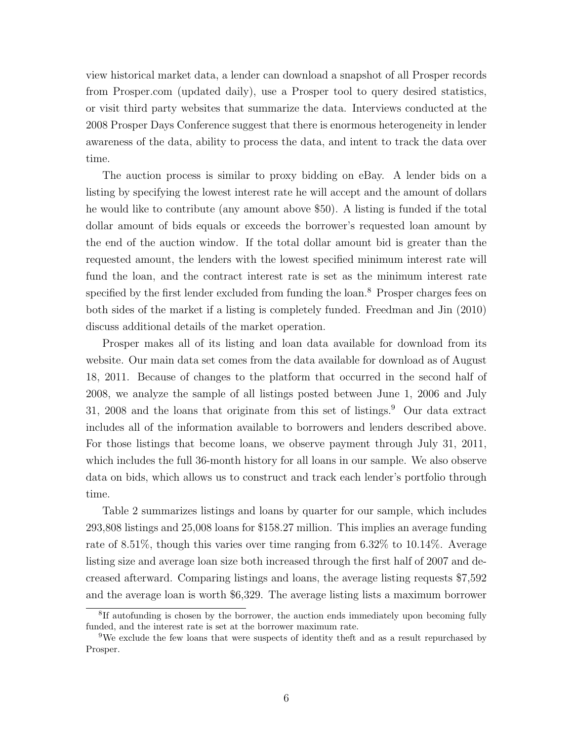view historical market data, a lender can download a snapshot of all Prosper records from Prosper.com (updated daily), use a Prosper tool to query desired statistics, or visit third party websites that summarize the data. Interviews conducted at the 2008 Prosper Days Conference suggest that there is enormous heterogeneity in lender awareness of the data, ability to process the data, and intent to track the data over time.

The auction process is similar to proxy bidding on eBay. A lender bids on a listing by specifying the lowest interest rate he will accept and the amount of dollars he would like to contribute (any amount above $50). A listing is funded if the total dollar amount of bids equals or exceeds the borrower's requested loan amount by the end of the auction window. If the total dollar amount bid is greater than the requested amount, the lenders with the lowest specified minimum interest rate will fund the loan, and the contract interest rate is set as the minimum interest rate specified by the first lender excluded from funding the loan.[8] Prosper charges fees on both sides of the market if a listing is completely funded. Freedman and Jin (2010) discuss additional details of the market operation.

Prosper makes all of its listing and loan data available for download from its website. Our main data set comes from the data available for download as of August 18, 2011. Because of changes to the platform that occurred in the second half of 2008, we analyze the sample of all listings posted between June 1, 2006 and July 31, 2008 and the loans that originate from this set of listings.[9] Our data extract includes all of the information available to borrowers and lenders described above. For those listings that become loans, we observe payment through July 31, 2011, which includes the full 36-month history for all loans in our sample. We also observe data on bids, which allows us to construct and track each lender's portfolio through time.

Table 2 summarizes listings and loans by quarter for our sample, which includes 293,808 listings and 25,008 loans for $158.27 million. This implies an average funding rate of 8.51%, though this varies over time ranging from 6.32% to 10.14%. Average listing size and average loan size both increased through the first half of 2007 and decreased afterward. Comparing listings and loans, the average listing requests $7,592 and the average loan is worth $6,329. The average listing lists a maximum borrower

[8] If autofunding is chosen by the borrower, the auction ends immediately upon becoming fully funded, and the interest rate is set at the borrower maximum rate.

[9] We exclude the few loans that were suspects of identity theft and as a result repurchased by Prosper.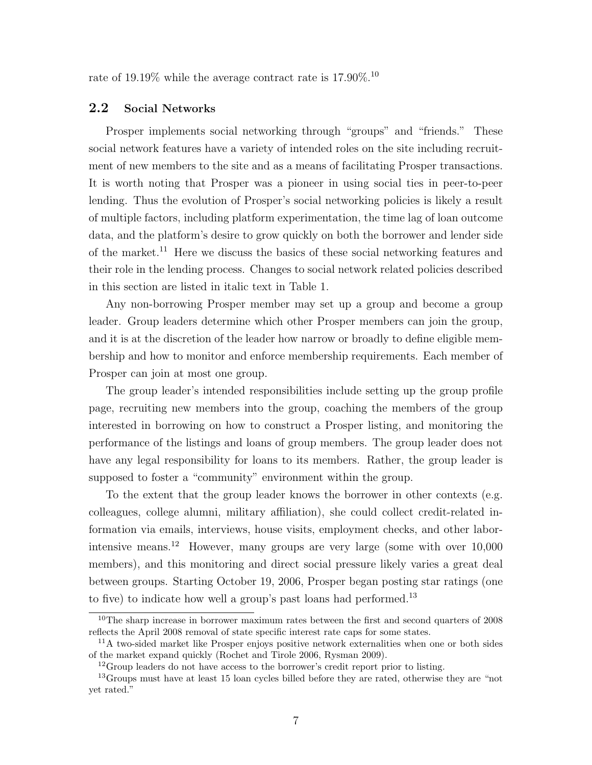rate of 19.19% while the average contract rate is 17.90%.[10]

## 2.2 Social Networks

Prosper implements social networking through "groups" and "friends." These social network features have a variety of intended roles on the site including recruitment of new members to the site and as a means of facilitating Prosper transactions. It is worth noting that Prosper was a pioneer in using social ties in peer-to-peer lending. Thus the evolution of Prosper's social networking policies is likely a result of multiple factors, including platform experimentation, the time lag of loan outcome data, and the platform's desire to grow quickly on both the borrower and lender side of the market.[11] Here we discuss the basics of these social networking features and their role in the lending process. Changes to social network related policies described in this section are listed in italic text in Table 1.

Any non-borrowing Prosper member may set up a group and become a group leader. Group leaders determine which other Prosper members can join the group, and it is at the discretion of the leader how narrow or broadly to define eligible membership and how to monitor and enforce membership requirements. Each member of Prosper can join at most one group.

The group leader's intended responsibilities include setting up the group profile page, recruiting new members into the group, coaching the members of the group interested in borrowing on how to construct a Prosper listing, and monitoring the performance of the listings and loans of group members. The group leader does not have any legal responsibility for loans to its members. Rather, the group leader is supposed to foster a "community" environment within the group.

To the extent that the group leader knows the borrower in other contexts (e.g. colleagues, college alumni, military affiliation), she could collect credit-related information via emails, interviews, house visits, employment checks, and other labor-intensive means.[12] However, many groups are very large (some with over 10,000 members), and this monitoring and direct social pressure likely varies a great deal between groups. Starting October 19, 2006, Prosper began posting star ratings (one to five) to indicate how well a group's past loans had performed.[13]

---

[10] The sharp increase in borrower maximum rates between the first and second quarters of 2008 reflects the April 2008 removal of state specific interest rate caps for some states.

[11] A two-sided market like Prosper enjoys positive network externalities when one or both sides of the market expand quickly (Rochet and Tirole 2006, Rysman 2009).

[12] Group leaders do not have access to the borrower's credit report prior to listing.

[13] Groups must have at least 15 loan cycles billed before they are rated, otherwise they are "not yet rated."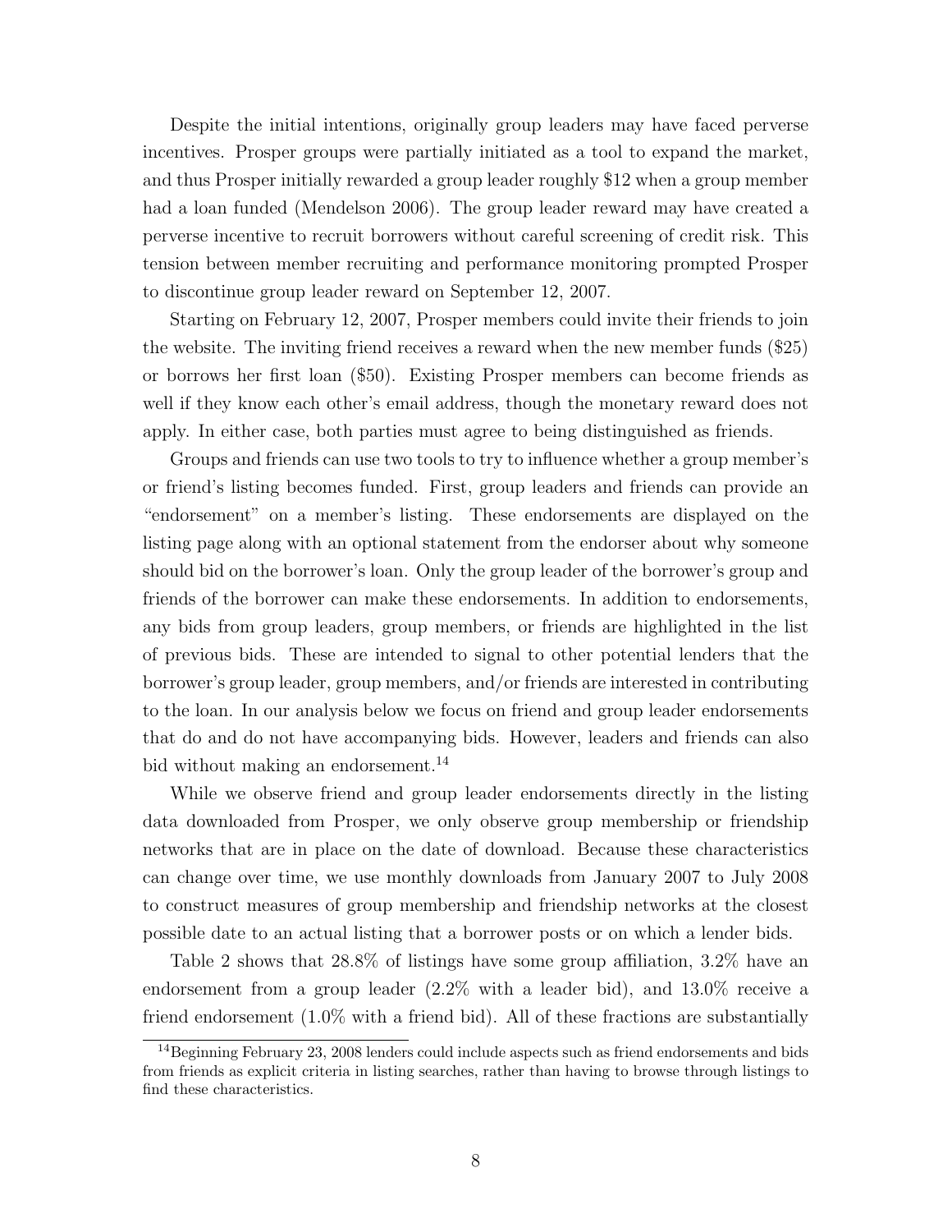Despite the initial intentions, originally group leaders may have faced perverse incentives. Prosper groups were partially initiated as a tool to expand the market, and thus Prosper initially rewarded a group leader roughly $12 when a group member had a loan funded (Mendelson 2006). The group leader reward may have created a perverse incentive to recruit borrowers without careful screening of credit risk. This tension between member recruiting and performance monitoring prompted Prosper to discontinue group leader reward on September 12, 2007.

Starting on February 12, 2007, Prosper members could invite their friends to join the website. The inviting friend receives a reward when the new member funds ($25) or borrows her first loan ($50). Existing Prosper members can become friends as well if they know each other's email address, though the monetary reward does not apply. In either case, both parties must agree to being distinguished as friends.

Groups and friends can use two tools to try to influence whether a group member's or friend's listing becomes funded. First, group leaders and friends can provide an "endorsement" on a member's listing. These endorsements are displayed on the listing page along with an optional statement from the endorser about why someone should bid on the borrower's loan. Only the group leader of the borrower's group and friends of the borrower can make these endorsements. In addition to endorsements, any bids from group leaders, group members, or friends are highlighted in the list of previous bids. These are intended to signal to other potential lenders that the borrower's group leader, group members, and/or friends are interested in contributing to the loan. In our analysis below we focus on friend and group leader endorsements that do and do not have accompanying bids. However, leaders and friends can also bid without making an endorsement.[14]

While we observe friend and group leader endorsements directly in the listing data downloaded from Prosper, we only observe group membership or friendship networks that are in place on the date of download. Because these characteristics can change over time, we use monthly downloads from January 2007 to July 2008 to construct measures of group membership and friendship networks at the closest possible date to an actual listing that a borrower posts or on which a lender bids.

Table 2 shows that 28.8% of listings have some group affiliation, 3.2% have an endorsement from a group leader (2.2% with a leader bid), and 13.0% receive a friend endorsement (1.0% with a friend bid). All of these fractions are substantially

[14] Beginning February 23, 2008 lenders could include aspects such as friend endorsements and bids from friends as explicit criteria in listing searches, rather than having to browse through listings to find these characteristics.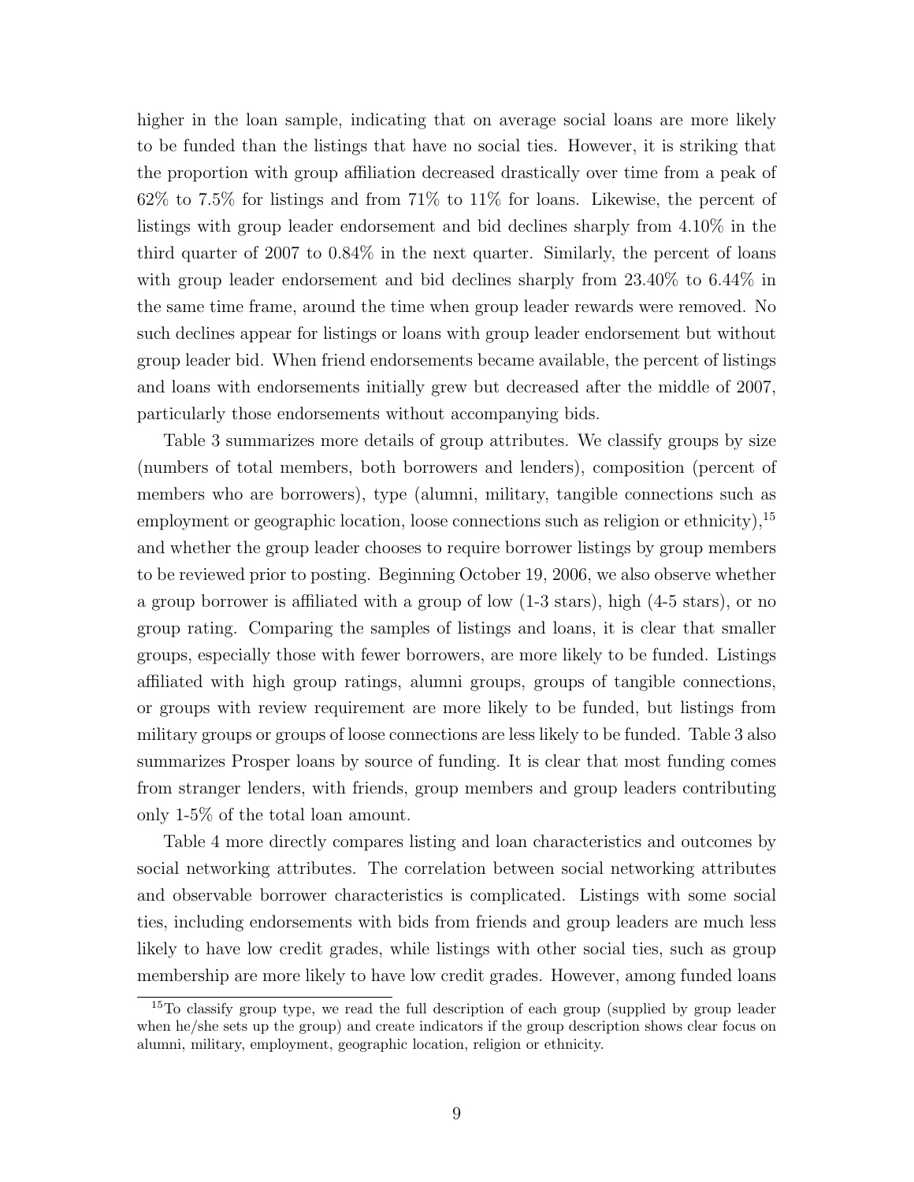higher in the loan sample, indicating that on average social loans are more likely to be funded than the listings that have no social ties. However, it is striking that the proportion with group affiliation decreased drastically over time from a peak of 62% to 7.5% for listings and from 71% to 11% for loans. Likewise, the percent of listings with group leader endorsement and bid declines sharply from 4.10% in the third quarter of 2007 to 0.84% in the next quarter. Similarly, the percent of loans with group leader endorsement and bid declines sharply from 23.40% to 6.44% in the same time frame, around the time when group leader rewards were removed. No such declines appear for listings or loans with group leader endorsement but without group leader bid. When friend endorsements became available, the percent of listings and loans with endorsements initially grew but decreased after the middle of 2007, particularly those endorsements without accompanying bids.

Table 3 summarizes more details of group attributes. We classify groups by size (numbers of total members, both borrowers and lenders), composition (percent of members who are borrowers), type (alumni, military, tangible connections such as employment or geographic location, loose connections such as religion or ethnicity),[15] and whether the group leader chooses to require borrower listings by group members to be reviewed prior to posting. Beginning October 19, 2006, we also observe whether a group borrower is affiliated with a group of low (1-3 stars), high (4-5 stars), or no group rating. Comparing the samples of listings and loans, it is clear that smaller groups, especially those with fewer borrowers, are more likely to be funded. Listings affiliated with high group ratings, alumni groups, groups of tangible connections, or groups with review requirement are more likely to be funded, but listings from military groups or groups of loose connections are less likely to be funded. Table 3 also summarizes Prosper loans by source of funding. It is clear that most funding comes from stranger lenders, with friends, group members and group leaders contributing only 1-5% of the total loan amount.

Table 4 more directly compares listing and loan characteristics and outcomes by social networking attributes. The correlation between social networking attributes and observable borrower characteristics is complicated. Listings with some social ties, including endorsements with bids from friends and group leaders are much less likely to have low credit grades, while listings with other social ties, such as group membership are more likely to have low credit grades. However, among funded loans

[15] To classify group type, we read the full description of each group (supplied by group leader when he/she sets up the group) and create indicators if the group description shows clear focus on alumni, military, employment, geographic location, religion or ethnicity.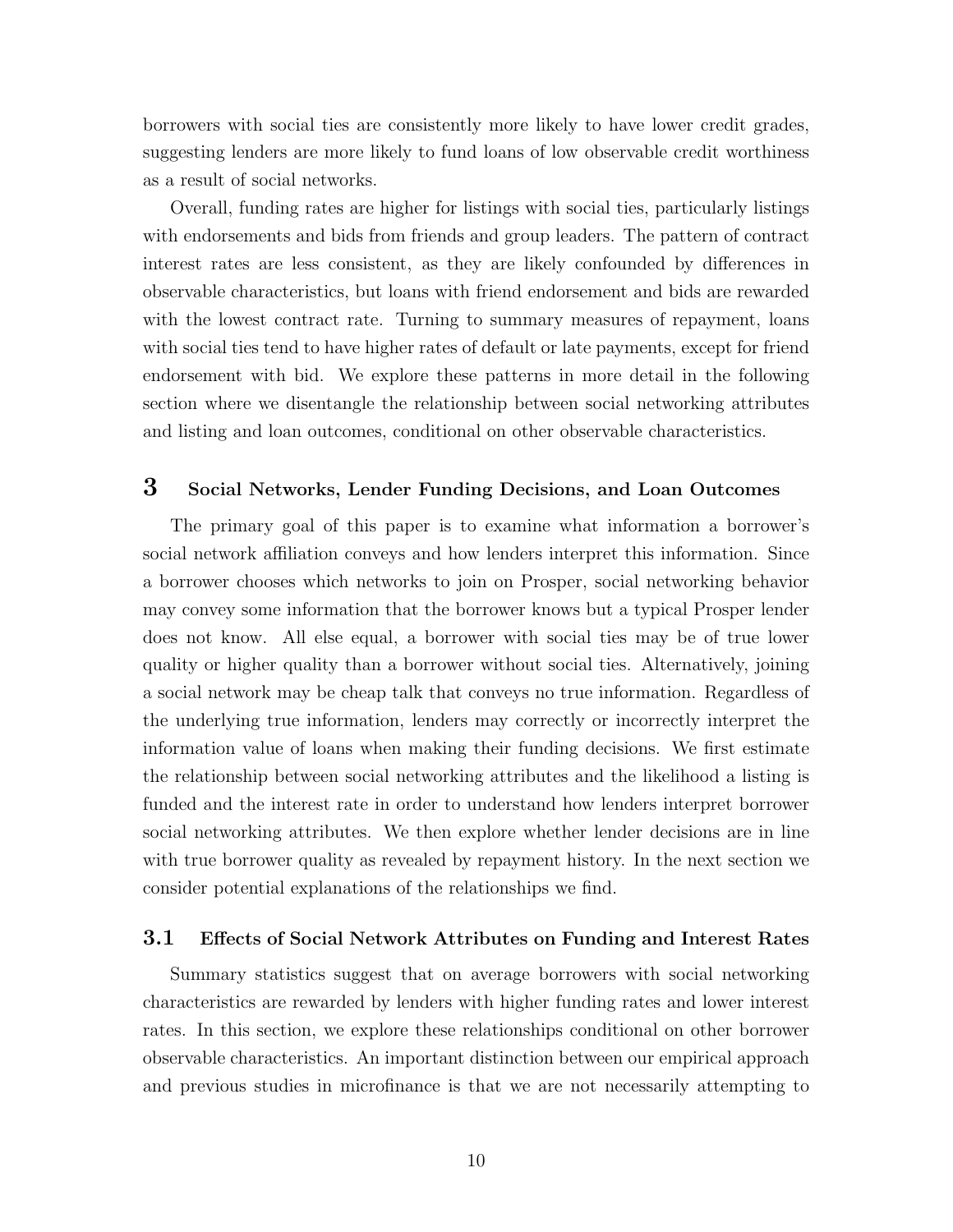borrowers with social ties are consistently more likely to have lower credit grades, suggesting lenders are more likely to fund loans of low observable credit worthiness as a result of social networks.

Overall, funding rates are higher for listings with social ties, particularly listings with endorsements and bids from friends and group leaders. The pattern of contract interest rates are less consistent, as they are likely confounded by differences in observable characteristics, but loans with friend endorsement and bids are rewarded with the lowest contract rate. Turning to summary measures of repayment, loans with social ties tend to have higher rates of default or late payments, except for friend endorsement with bid. We explore these patterns in more detail in the following section where we disentangle the relationship between social networking attributes and listing and loan outcomes, conditional on other observable characteristics.

## 3 Social Networks, Lender Funding Decisions, and Loan Outcomes

The primary goal of this paper is to examine what information a borrower's social network affiliation conveys and how lenders interpret this information. Since a borrower chooses which networks to join on Prosper, social networking behavior may convey some information that the borrower knows but a typical Prosper lender does not know. All else equal, a borrower with social ties may be of true lower quality or higher quality than a borrower without social ties. Alternatively, joining a social network may be cheap talk that conveys no true information. Regardless of the underlying true information, lenders may correctly or incorrectly interpret the information value of loans when making their funding decisions. We first estimate the relationship between social networking attributes and the likelihood a listing is funded and the interest rate in order to understand how lenders interpret borrower social networking attributes. We then explore whether lender decisions are in line with true borrower quality as revealed by repayment history. In the next section we consider potential explanations of the relationships we find.

### 3.1 Effects of Social Network Attributes on Funding and Interest Rates

Summary statistics suggest that on average borrowers with social networking characteristics are rewarded by lenders with higher funding rates and lower interest rates. In this section, we explore these relationships conditional on other borrower observable characteristics. An important distinction between our empirical approach and previous studies in microfinance is that we are not necessarily attempting to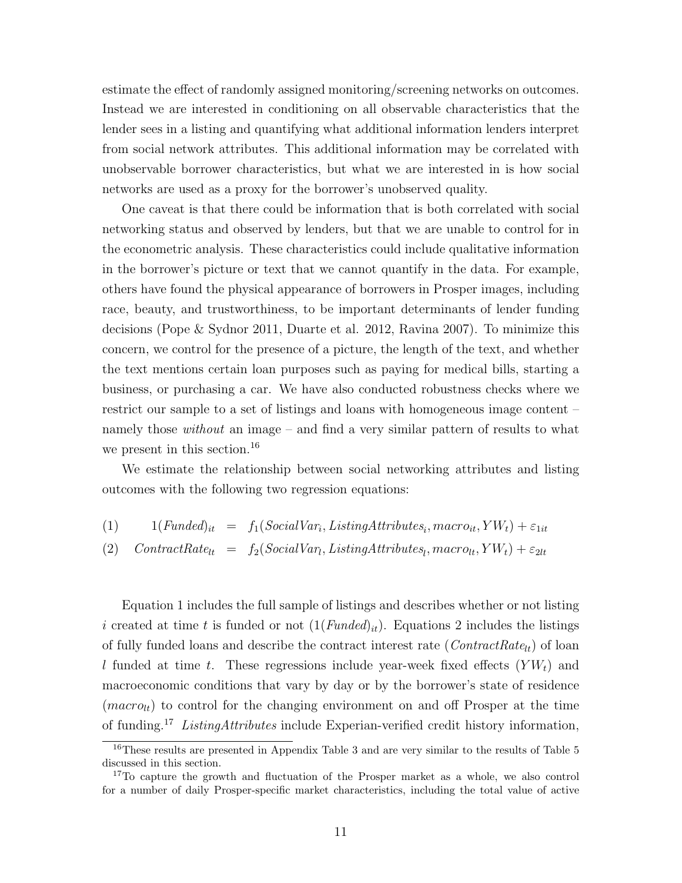estimate the effect of randomly assigned monitoring/screening networks on outcomes. Instead we are interested in conditioning on all observable characteristics that the lender sees in a listing and quantifying what additional information lenders interpret from social network attributes. This additional information may be correlated with unobservable borrower characteristics, but what we are interested in is how social networks are used as a proxy for the borrower's unobserved quality.

One caveat is that there could be information that is both correlated with social networking status and observed by lenders, but that we are unable to control for in the econometric analysis. These characteristics could include qualitative information in the borrower's picture or text that we cannot quantify in the data. For example, others have found the physical appearance of borrowers in Prosper images, including race, beauty, and trustworthiness, to be important determinants of lender funding decisions (Pope & Sydnor 2011, Duarte et al. 2012, Ravina 2007). To minimize this concern, we control for the presence of a picture, the length of the text, and whether the text mentions certain loan purposes such as paying for medical bills, starting a business, or purchasing a car. We have also conducted robustness checks where we restrict our sample to a set of listings and loans with homogeneous image content – namely those *without* an image – and find a very similar pattern of results to what we present in this section.[16]

We estimate the relationship between social networking attributes and listing outcomes with the following two regression equations:

$$
\begin{aligned}
(1) \qquad 1(Funded)_{it} &= f_1(SocialVar_i, ListingAttributes_i, macro_{it}, YW_t) + \varepsilon_{1it} \\
(2) \quad ContractRate_{lt} &= f_2(SocialVar_l, ListingAttributes_l, macro_{lt}, YW_t) + \varepsilon_{2lt}
\end{aligned}
$$

Equation 1 includes the full sample of listings and describes whether or not listing $i$ created at time $t$ is funded or not ($1(Funded)_{it}$). Equations 2 includes the listings of fully funded loans and describe the contract interest rate ($ContractRate_{lt}$) of loan $l$ funded at time $t$. These regressions include year-week fixed effects ($YW_t$) and macroeconomic conditions that vary by day or by the borrower's state of residence ($macro_{lt}$) to control for the changing environment on and off Prosper at the time of funding.[17] *ListingAttributes* include Experian-verified credit history information,

[16] These results are presented in Appendix Table 3 and are very similar to the results of Table 5 discussed in this section.

[17] To capture the growth and fluctuation of the Prosper market as a whole, we also control for a number of daily Prosper-specific market characteristics, including the total value of active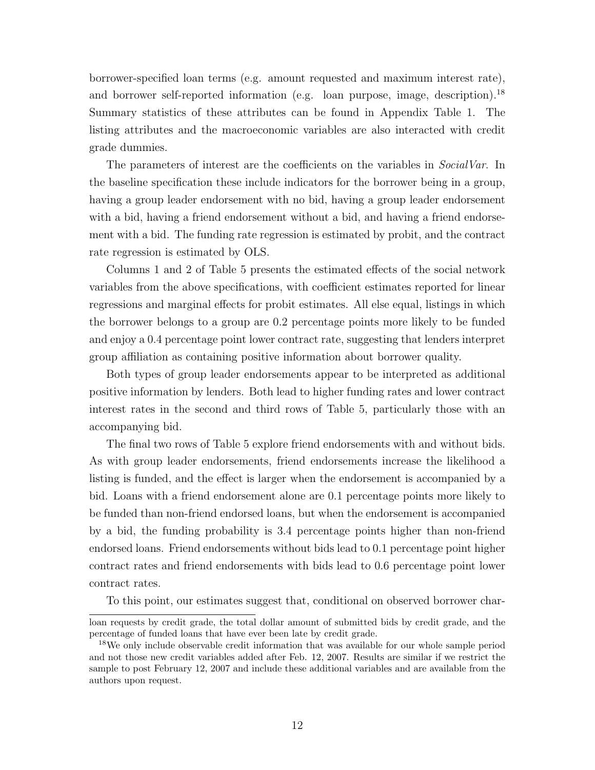borrower-specified loan terms (e.g. amount requested and maximum interest rate), and borrower self-reported information (e.g. loan purpose, image, description).[18] Summary statistics of these attributes can be found in Appendix Table 1. The listing attributes and the macroeconomic variables are also interacted with credit grade dummies.

The parameters of interest are the coefficients on the variables in *SocialVar*. In the baseline specification these include indicators for the borrower being in a group, having a group leader endorsement with no bid, having a group leader endorsement with a bid, having a friend endorsement without a bid, and having a friend endorsement with a bid. The funding rate regression is estimated by probit, and the contract rate regression is estimated by OLS.

Columns 1 and 2 of Table 5 presents the estimated effects of the social network variables from the above specifications, with coefficient estimates reported for linear regressions and marginal effects for probit estimates. All else equal, listings in which the borrower belongs to a group are 0.2 percentage points more likely to be funded and enjoy a 0.4 percentage point lower contract rate, suggesting that lenders interpret group affiliation as containing positive information about borrower quality.

Both types of group leader endorsements appear to be interpreted as additional positive information by lenders. Both lead to higher funding rates and lower contract interest rates in the second and third rows of Table 5, particularly those with an accompanying bid.

The final two rows of Table 5 explore friend endorsements with and without bids. As with group leader endorsements, friend endorsements increase the likelihood a listing is funded, and the effect is larger when the endorsement is accompanied by a bid. Loans with a friend endorsement alone are 0.1 percentage points more likely to be funded than non-friend endorsed loans, but when the endorsement is accompanied by a bid, the funding probability is 3.4 percentage points higher than non-friend endorsed loans. Friend endorsements without bids lead to 0.1 percentage point higher contract rates and friend endorsements with bids lead to 0.6 percentage point lower contract rates.

To this point, our estimates suggest that, conditional on observed borrower char-

---

loan requests by credit grade, the total dollar amount of submitted bids by credit grade, and the percentage of funded loans that have ever been late by credit grade.

[18] We only include observable credit information that was available for our whole sample period and not those new credit variables added after Feb. 12, 2007. Results are similar if we restrict the sample to post February 12, 2007 and include these additional variables and are available from the authors upon request.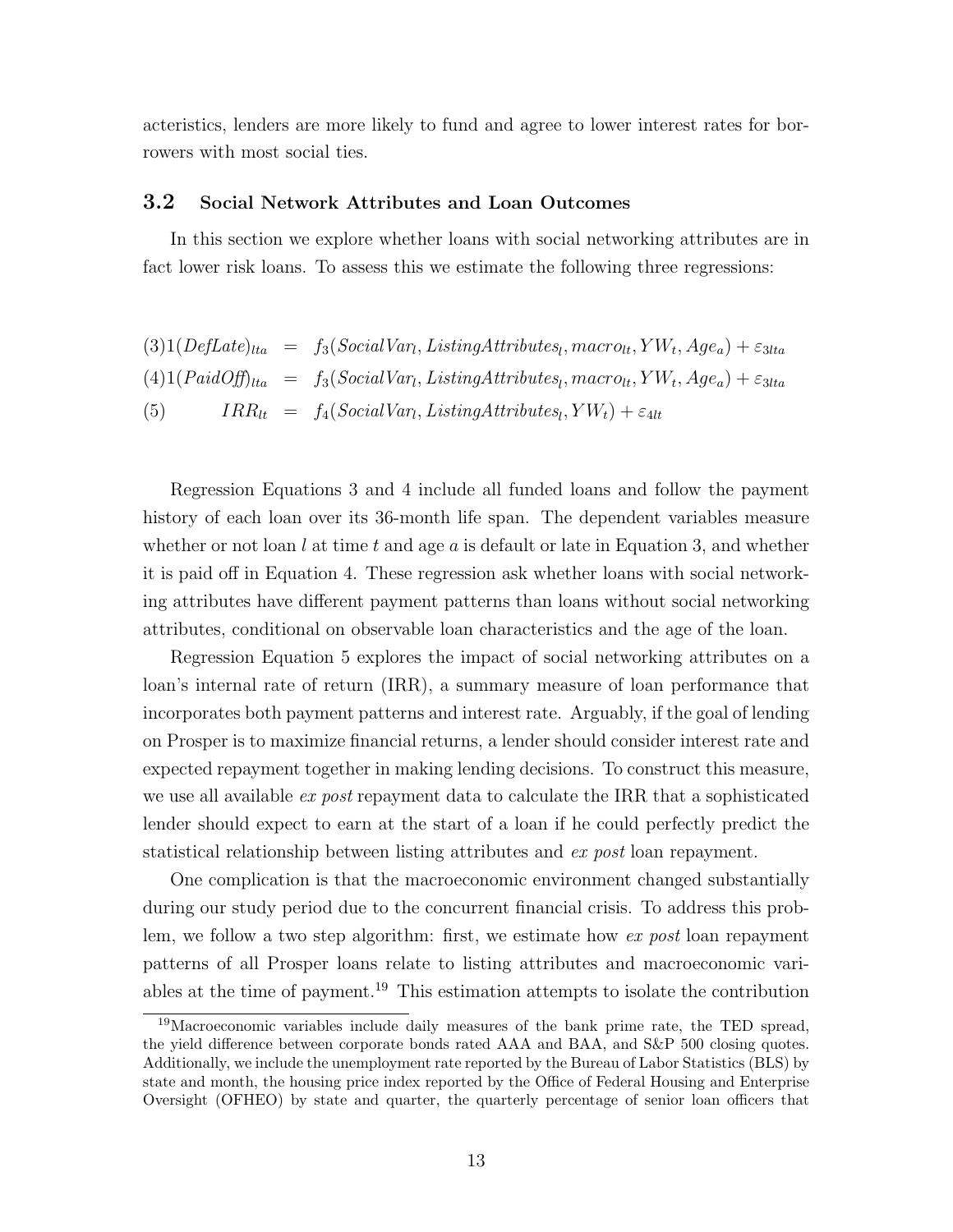acteristics, lenders are more likely to fund and agree to lower interest rates for borrowers with most social ties.

### 3.2 Social Network Attributes and Loan Outcomes

In this section we explore whether loans with social networking attributes are in fact lower risk loans. To assess this we estimate the following three regressions:

$$
\begin{aligned}
(3)1(DefLate)_{lta} &= f_3(SocialVar_l, ListingAttributes_l, macro_{lt}, YW_t, Age_a) + \varepsilon_{3lta} \\
(4)1(PaidOff)_{lta} &= f_3(SocialVar_l, ListingAttributes_l, macro_{lt}, YW_t, Age_a) + \varepsilon_{3lta} \\
(5) \qquad IRR_{lt} &= f_4(SocialVar_l, ListingAttributes_l, YW_t) + \varepsilon_{4lt}
\end{aligned}
$$

Regression Equations 3 and 4 include all funded loans and follow the payment history of each loan over its 36-month life span. The dependent variables measure whether or not loan $l$ at time $t$ and age $a$ is default or late in Equation 3, and whether it is paid off in Equation 4. These regression ask whether loans with social networking attributes have different payment patterns than loans without social networking attributes, conditional on observable loan characteristics and the age of the loan.

Regression Equation 5 explores the impact of social networking attributes on a loan's internal rate of return (IRR), a summary measure of loan performance that incorporates both payment patterns and interest rate. Arguably, if the goal of lending on Prosper is to maximize financial returns, a lender should consider interest rate and expected repayment together in making lending decisions. To construct this measure, we use all available *ex post* repayment data to calculate the IRR that a sophisticated lender should expect to earn at the start of a loan if he could perfectly predict the statistical relationship between listing attributes and *ex post* loan repayment.

One complication is that the macroeconomic environment changed substantially during our study period due to the concurrent financial crisis. To address this problem, we follow a two step algorithm: first, we estimate how *ex post* loan repayment patterns of all Prosper loans relate to listing attributes and macroeconomic variables at the time of payment.[19] This estimation attempts to isolate the contribution

[19] Macroeconomic variables include daily measures of the bank prime rate, the TED spread, the yield difference between corporate bonds rated AAA and BAA, and S&P 500 closing quotes. Additionally, we include the unemployment rate reported by the Bureau of Labor Statistics (BLS) by state and month, the housing price index reported by the Office of Federal Housing and Enterprise Oversight (OFHEO) by state and quarter, the quarterly percentage of senior loan officers that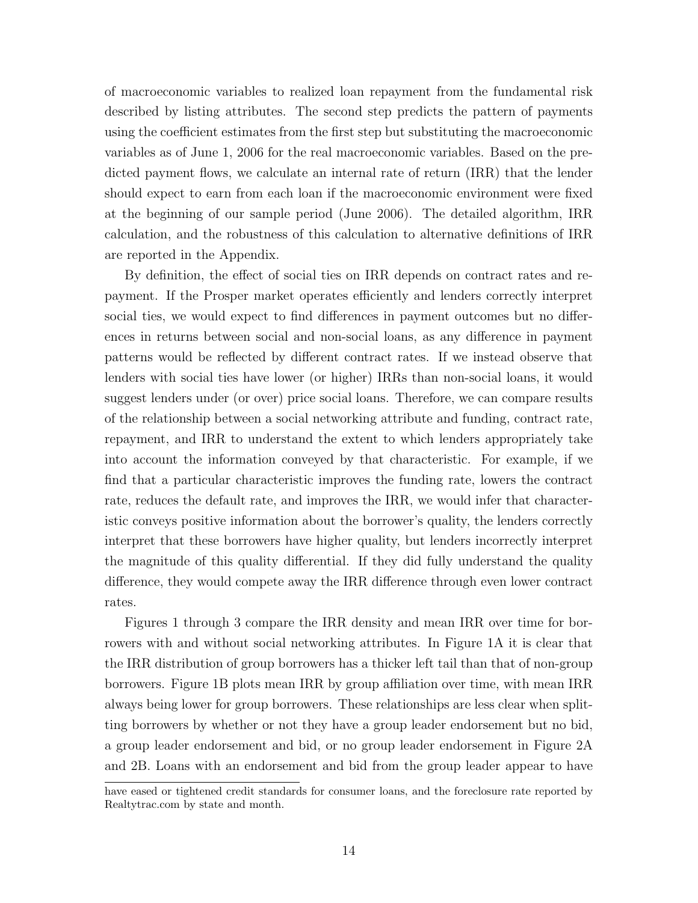of macroeconomic variables to realized loan repayment from the fundamental risk described by listing attributes. The second step predicts the pattern of payments using the coefficient estimates from the first step but substituting the macroeconomic variables as of June 1, 2006 for the real macroeconomic variables. Based on the predicted payment flows, we calculate an internal rate of return (IRR) that the lender should expect to earn from each loan if the macroeconomic environment were fixed at the beginning of our sample period (June 2006). The detailed algorithm, IRR calculation, and the robustness of this calculation to alternative definitions of IRR are reported in the Appendix.

By definition, the effect of social ties on IRR depends on contract rates and repayment. If the Prosper market operates efficiently and lenders correctly interpret social ties, we would expect to find differences in payment outcomes but no differences in returns between social and non-social loans, as any difference in payment patterns would be reflected by different contract rates. If we instead observe that lenders with social ties have lower (or higher) IRRs than non-social loans, it would suggest lenders under (or over) price social loans. Therefore, we can compare results of the relationship between a social networking attribute and funding, contract rate, repayment, and IRR to understand the extent to which lenders appropriately take into account the information conveyed by that characteristic. For example, if we find that a particular characteristic improves the funding rate, lowers the contract rate, reduces the default rate, and improves the IRR, we would infer that characteristic conveys positive information about the borrower's quality, the lenders correctly interpret that these borrowers have higher quality, but lenders incorrectly interpret the magnitude of this quality differential. If they did fully understand the quality difference, they would compete away the IRR difference through even lower contract rates.

Figures 1 through 3 compare the IRR density and mean IRR over time for borrowers with and without social networking attributes. In Figure 1A it is clear that the IRR distribution of group borrowers has a thicker left tail than that of non-group borrowers. Figure 1B plots mean IRR by group affiliation over time, with mean IRR always being lower for group borrowers. These relationships are less clear when splitting borrowers by whether or not they have a group leader endorsement but no bid, a group leader endorsement and bid, or no group leader endorsement in Figure 2A and 2B. Loans with an endorsement and bid from the group leader appear to have

have eased or tightened credit standards for consumer loans, and the foreclosure rate reported by Realtytrac.com by state and month.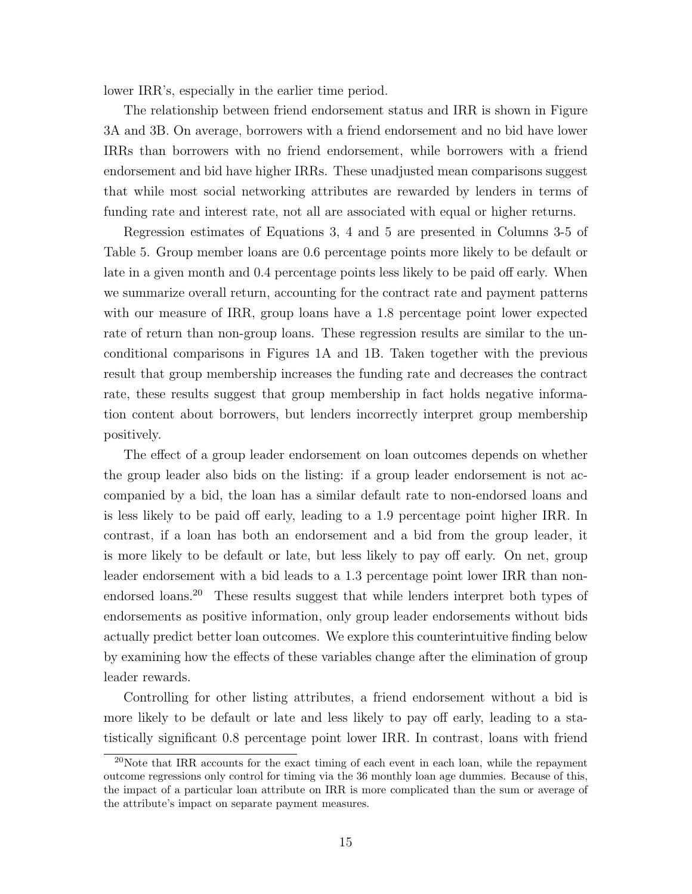lower IRR's, especially in the earlier time period.

The relationship between friend endorsement status and IRR is shown in Figure 3A and 3B. On average, borrowers with a friend endorsement and no bid have lower IRRs than borrowers with no friend endorsement, while borrowers with a friend endorsement and bid have higher IRRs. These unadjusted mean comparisons suggest that while most social networking attributes are rewarded by lenders in terms of funding rate and interest rate, not all are associated with equal or higher returns.

Regression estimates of Equations 3, 4 and 5 are presented in Columns 3-5 of Table 5. Group member loans are 0.6 percentage points more likely to be default or late in a given month and 0.4 percentage points less likely to be paid off early. When we summarize overall return, accounting for the contract rate and payment patterns with our measure of IRR, group loans have a 1.8 percentage point lower expected rate of return than non-group loans. These regression results are similar to the unconditional comparisons in Figures 1A and 1B. Taken together with the previous result that group membership increases the funding rate and decreases the contract rate, these results suggest that group membership in fact holds negative information content about borrowers, but lenders incorrectly interpret group membership positively.

The effect of a group leader endorsement on loan outcomes depends on whether the group leader also bids on the listing: if a group leader endorsement is not accompanied by a bid, the loan has a similar default rate to non-endorsed loans and is less likely to be paid off early, leading to a 1.9 percentage point higher IRR. In contrast, if a loan has both an endorsement and a bid from the group leader, it is more likely to be default or late, but less likely to pay off early. On net, group leader endorsement with a bid leads to a 1.3 percentage point lower IRR than non-endorsed loans.[20] These results suggest that while lenders interpret both types of endorsements as positive information, only group leader endorsements without bids actually predict better loan outcomes. We explore this counterintuitive finding below by examining how the effects of these variables change after the elimination of group leader rewards.

Controlling for other listing attributes, a friend endorsement without a bid is more likely to be default or late and less likely to pay off early, leading to a statistically significant 0.8 percentage point lower IRR. In contrast, loans with friend

[20]Note that IRR accounts for the exact timing of each event in each loan, while the repayment outcome regressions only control for timing via the 36 monthly loan age dummies. Because of this, the impact of a particular loan attribute on IRR is more complicated than the sum or average of the attribute's impact on separate payment measures.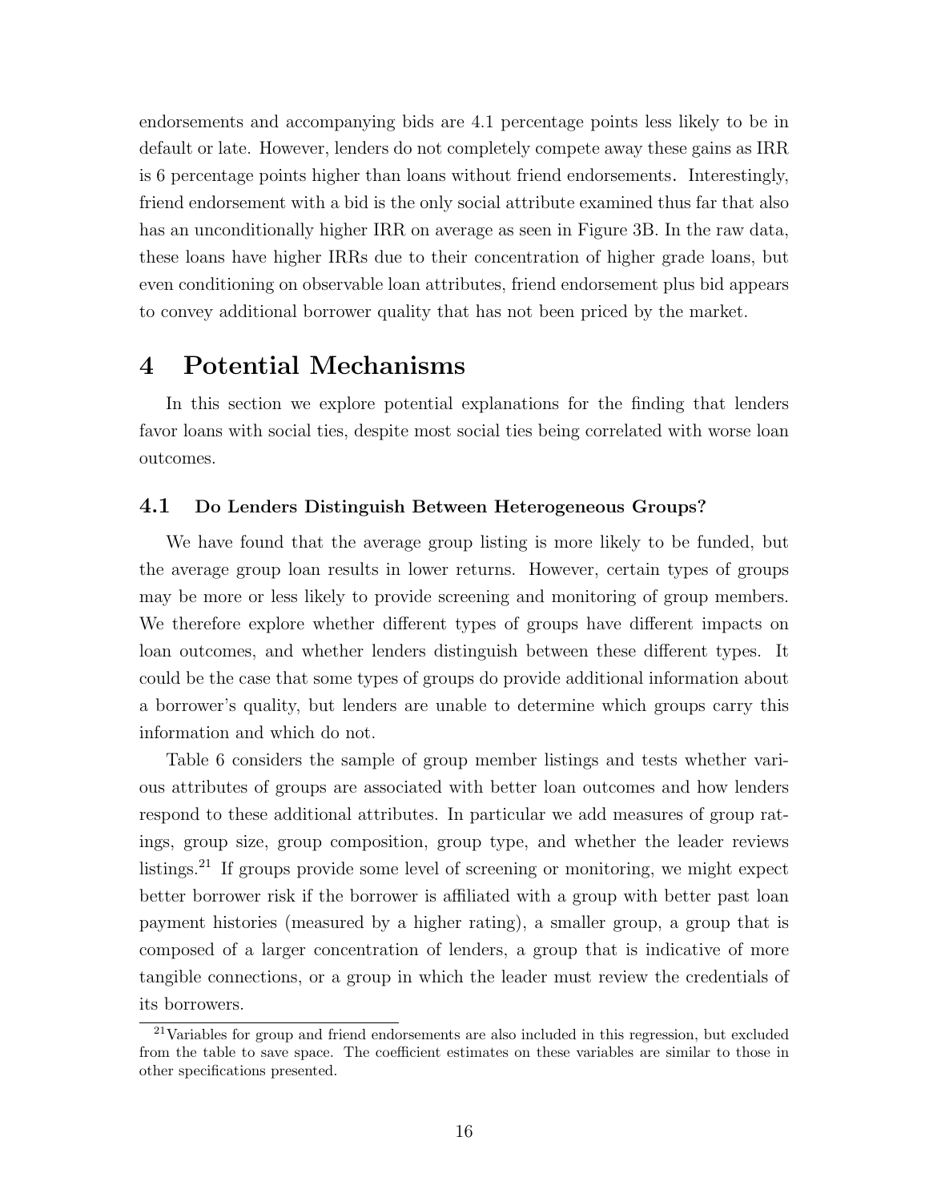endorsements and accompanying bids are 4.1 percentage points less likely to be in default or late. However, lenders do not completely compete away these gains as IRR is 6 percentage points higher than loans without friend endorsements. Interestingly, friend endorsement with a bid is the only social attribute examined thus far that also has an unconditionally higher IRR on average as seen in Figure 3B. In the raw data, these loans have higher IRRs due to their concentration of higher grade loans, but even conditioning on observable loan attributes, friend endorsement plus bid appears to convey additional borrower quality that has not been priced by the market.

# 4 Potential Mechanisms

In this section we explore potential explanations for the finding that lenders favor loans with social ties, despite most social ties being correlated with worse loan outcomes.

## 4.1 Do Lenders Distinguish Between Heterogeneous Groups?

We have found that the average group listing is more likely to be funded, but the average group loan results in lower returns. However, certain types of groups may be more or less likely to provide screening and monitoring of group members. We therefore explore whether different types of groups have different impacts on loan outcomes, and whether lenders distinguish between these different types. It could be the case that some types of groups do provide additional information about a borrower's quality, but lenders are unable to determine which groups carry this information and which do not.

Table 6 considers the sample of group member listings and tests whether various attributes of groups are associated with better loan outcomes and how lenders respond to these additional attributes. In particular we add measures of group ratings, group size, group composition, group type, and whether the leader reviews listings.[21] If groups provide some level of screening or monitoring, we might expect better borrower risk if the borrower is affiliated with a group with better past loan payment histories (measured by a higher rating), a smaller group, a group that is composed of a larger concentration of lenders, a group that is indicative of more tangible connections, or a group in which the leader must review the credentials of its borrowers.

[21] Variables for group and friend endorsements are also included in this regression, but excluded from the table to save space. The coefficient estimates on these variables are similar to those in other specifications presented.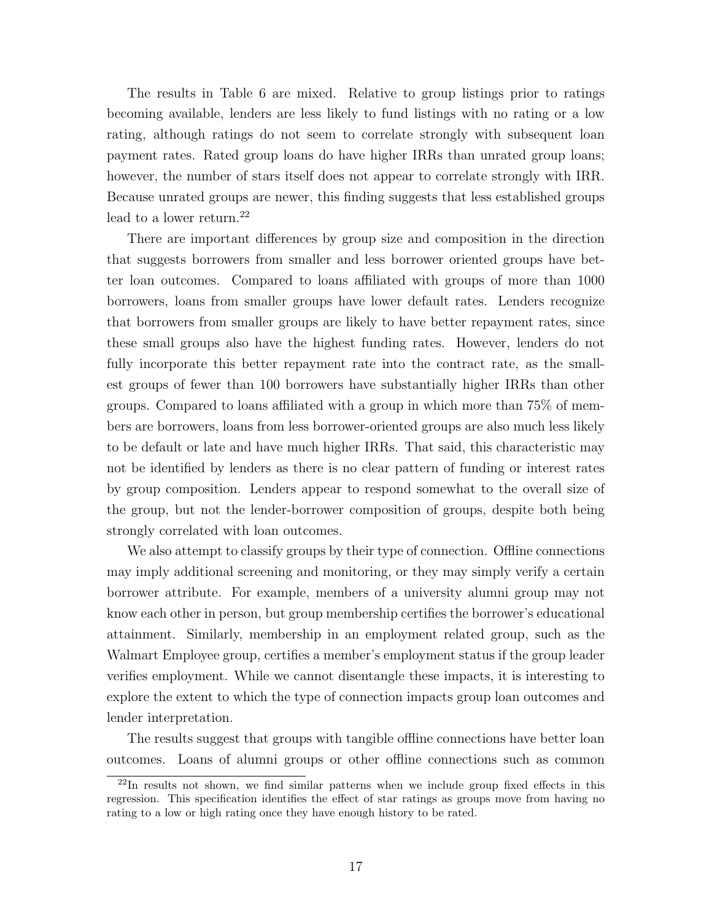The results in Table 6 are mixed. Relative to group listings prior to ratings becoming available, lenders are less likely to fund listings with no rating or a low rating, although ratings do not seem to correlate strongly with subsequent loan payment rates. Rated group loans do have higher IRRs than unrated group loans; however, the number of stars itself does not appear to correlate strongly with IRR. Because unrated groups are newer, this finding suggests that less established groups lead to a lower return.[22]

There are important differences by group size and composition in the direction that suggests borrowers from smaller and less borrower oriented groups have better loan outcomes. Compared to loans affiliated with groups of more than 1000 borrowers, loans from smaller groups have lower default rates. Lenders recognize that borrowers from smaller groups are likely to have better repayment rates, since these small groups also have the highest funding rates. However, lenders do not fully incorporate this better repayment rate into the contract rate, as the smallest groups of fewer than 100 borrowers have substantially higher IRRs than other groups. Compared to loans affiliated with a group in which more than 75% of members are borrowers, loans from less borrower-oriented groups are also much less likely to be default or late and have much higher IRRs. That said, this characteristic may not be identified by lenders as there is no clear pattern of funding or interest rates by group composition. Lenders appear to respond somewhat to the overall size of the group, but not the lender-borrower composition of groups, despite both being strongly correlated with loan outcomes.

We also attempt to classify groups by their type of connection. Offline connections may imply additional screening and monitoring, or they may simply verify a certain borrower attribute. For example, members of a university alumni group may not know each other in person, but group membership certifies the borrower's educational attainment. Similarly, membership in an employment related group, such as the Walmart Employee group, certifies a member's employment status if the group leader verifies employment. While we cannot disentangle these impacts, it is interesting to explore the extent to which the type of connection impacts group loan outcomes and lender interpretation.

The results suggest that groups with tangible offline connections have better loan outcomes. Loans of alumni groups or other offline connections such as common

[22] In results not shown, we find similar patterns when we include group fixed effects in this regression. This specification identifies the effect of star ratings as groups move from having no rating to a low or high rating once they have enough history to be rated.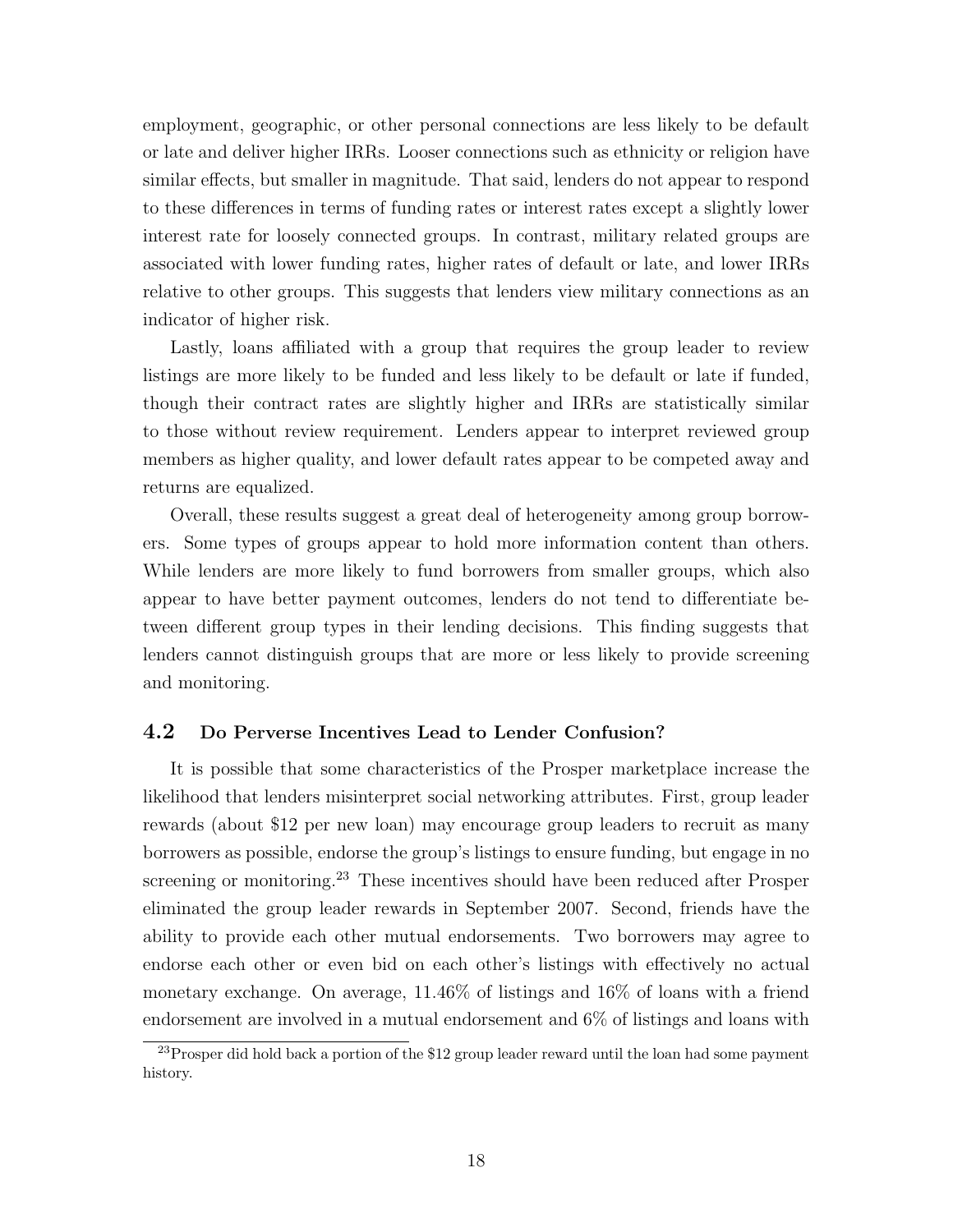employment, geographic, or other personal connections are less likely to be default or late and deliver higher IRRs. Looser connections such as ethnicity or religion have similar effects, but smaller in magnitude. That said, lenders do not appear to respond to these differences in terms of funding rates or interest rates except a slightly lower interest rate for loosely connected groups. In contrast, military related groups are associated with lower funding rates, higher rates of default or late, and lower IRRs relative to other groups. This suggests that lenders view military connections as an indicator of higher risk.

Lastly, loans affiliated with a group that requires the group leader to review listings are more likely to be funded and less likely to be default or late if funded, though their contract rates are slightly higher and IRRs are statistically similar to those without review requirement. Lenders appear to interpret reviewed group members as higher quality, and lower default rates appear to be competed away and returns are equalized.

Overall, these results suggest a great deal of heterogeneity among group borrowers. Some types of groups appear to hold more information content than others. While lenders are more likely to fund borrowers from smaller groups, which also appear to have better payment outcomes, lenders do not tend to differentiate between different group types in their lending decisions. This finding suggests that lenders cannot distinguish groups that are more or less likely to provide screening and monitoring.

### 4.2 Do Perverse Incentives Lead to Lender Confusion?

It is possible that some characteristics of the Prosper marketplace increase the likelihood that lenders misinterpret social networking attributes. First, group leader rewards (about \$12 per new loan) may encourage group leaders to recruit as many borrowers as possible, endorse the group's listings to ensure funding, but engage in no screening or monitoring.[23] These incentives should have been reduced after Prosper eliminated the group leader rewards in September 2007. Second, friends have the ability to provide each other mutual endorsements. Two borrowers may agree to endorse each other or even bid on each other's listings with effectively no actual monetary exchange. On average, 11.46% of listings and 16% of loans with a friend endorsement are involved in a mutual endorsement and 6% of listings and loans with

[23] Prosper did hold back a portion of the \$12 group leader reward until the loan had some payment history.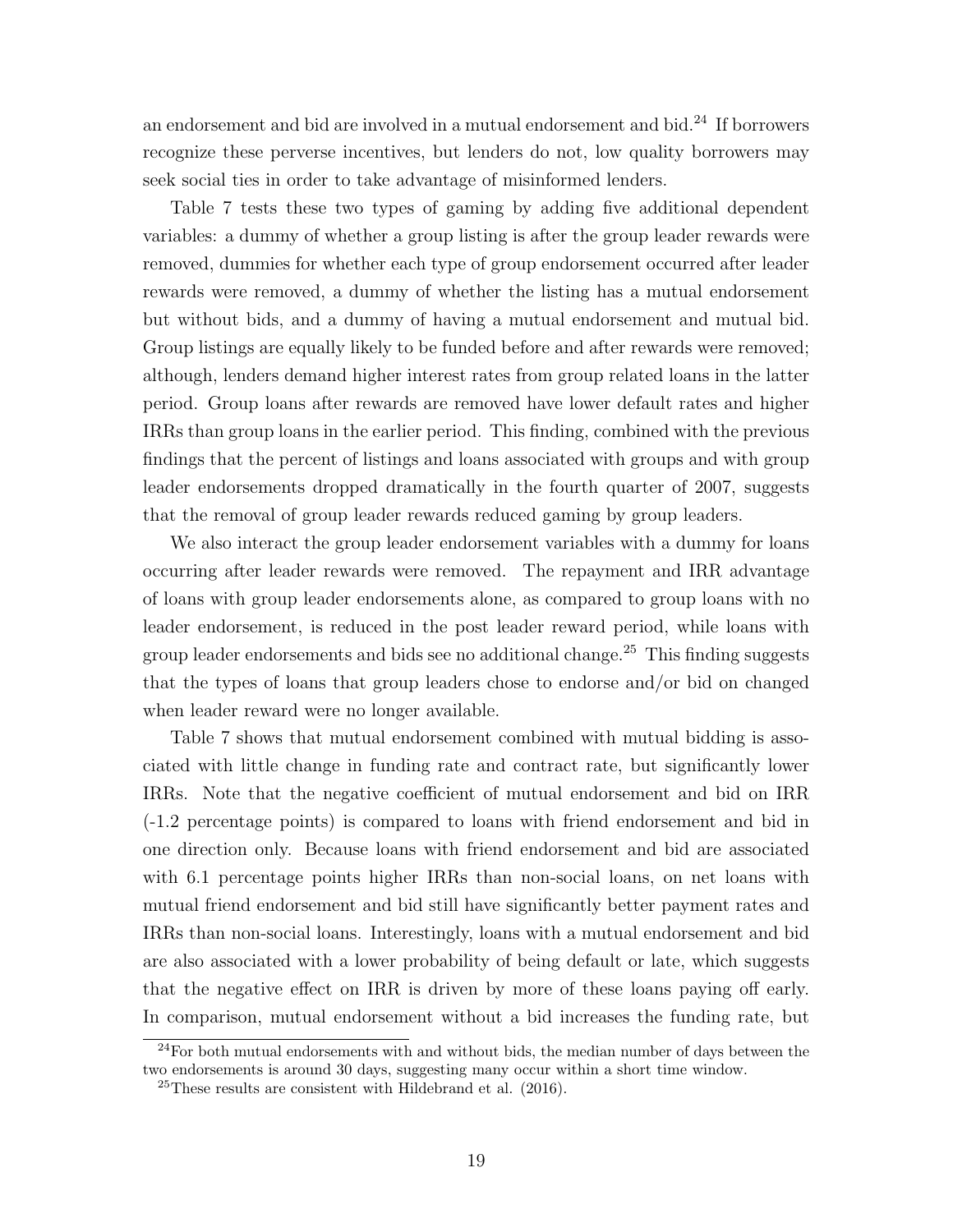an endorsement and bid are involved in a mutual endorsement and bid.[24] If borrowers recognize these perverse incentives, but lenders do not, low quality borrowers may seek social ties in order to take advantage of misinformed lenders.

Table 7 tests these two types of gaming by adding five additional dependent variables: a dummy of whether a group listing is after the group leader rewards were removed, dummies for whether each type of group endorsement occurred after leader rewards were removed, a dummy of whether the listing has a mutual endorsement but without bids, and a dummy of having a mutual endorsement and mutual bid. Group listings are equally likely to be funded before and after rewards were removed; although, lenders demand higher interest rates from group related loans in the latter period. Group loans after rewards are removed have lower default rates and higher IRRs than group loans in the earlier period. This finding, combined with the previous findings that the percent of listings and loans associated with groups and with group leader endorsements dropped dramatically in the fourth quarter of 2007, suggests that the removal of group leader rewards reduced gaming by group leaders.

We also interact the group leader endorsement variables with a dummy for loans occurring after leader rewards were removed. The repayment and IRR advantage of loans with group leader endorsements alone, as compared to group loans with no leader endorsement, is reduced in the post leader reward period, while loans with group leader endorsements and bids see no additional change.[25] This finding suggests that the types of loans that group leaders chose to endorse and/or bid on changed when leader reward were no longer available.

Table 7 shows that mutual endorsement combined with mutual bidding is associated with little change in funding rate and contract rate, but significantly lower IRRs. Note that the negative coefficient of mutual endorsement and bid on IRR (-1.2 percentage points) is compared to loans with friend endorsement and bid in one direction only. Because loans with friend endorsement and bid are associated with 6.1 percentage points higher IRRs than non-social loans, on net loans with mutual friend endorsement and bid still have significantly better payment rates and IRRs than non-social loans. Interestingly, loans with a mutual endorsement and bid are also associated with a lower probability of being default or late, which suggests that the negative effect on IRR is driven by more of these loans paying off early. In comparison, mutual endorsement without a bid increases the funding rate, but

[24] For both mutual endorsements with and without bids, the median number of days between the two endorsements is around 30 days, suggesting many occur within a short time window.

[25] These results are consistent with Hildebrand et al. (2016).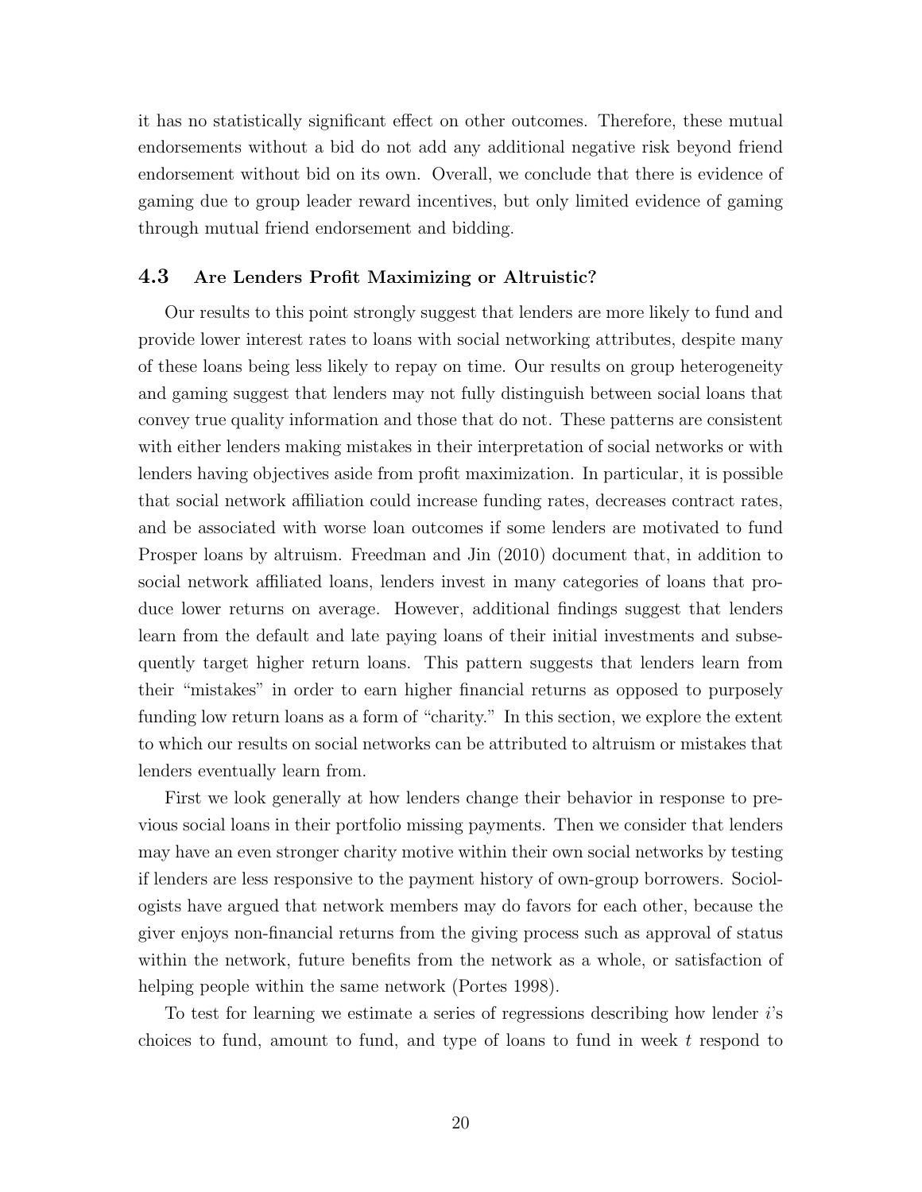it has no statistically significant effect on other outcomes. Therefore, these mutual endorsements without a bid do not add any additional negative risk beyond friend endorsement without bid on its own. Overall, we conclude that there is evidence of gaming due to group leader reward incentives, but only limited evidence of gaming through mutual friend endorsement and bidding.

### 4.3 Are Lenders Profit Maximizing or Altruistic?

Our results to this point strongly suggest that lenders are more likely to fund and provide lower interest rates to loans with social networking attributes, despite many of these loans being less likely to repay on time. Our results on group heterogeneity and gaming suggest that lenders may not fully distinguish between social loans that convey true quality information and those that do not. These patterns are consistent with either lenders making mistakes in their interpretation of social networks or with lenders having objectives aside from profit maximization. In particular, it is possible that social network affiliation could increase funding rates, decreases contract rates, and be associated with worse loan outcomes if some lenders are motivated to fund Prosper loans by altruism. Freedman and Jin (2010) document that, in addition to social network affiliated loans, lenders invest in many categories of loans that produce lower returns on average. However, additional findings suggest that lenders learn from the default and late paying loans of their initial investments and subsequently target higher return loans. This pattern suggests that lenders learn from their "mistakes" in order to earn higher financial returns as opposed to purposely funding low return loans as a form of "charity." In this section, we explore the extent to which our results on social networks can be attributed to altruism or mistakes that lenders eventually learn from.

First we look generally at how lenders change their behavior in response to previous social loans in their portfolio missing payments. Then we consider that lenders may have an even stronger charity motive within their own social networks by testing if lenders are less responsive to the payment history of own-group borrowers. Sociologists have argued that network members may do favors for each other, because the giver enjoys non-financial returns from the giving process such as approval of status within the network, future benefits from the network as a whole, or satisfaction of helping people within the same network (Portes 1998).

To test for learning we estimate a series of regressions describing how lender $i$'s choices to fund, amount to fund, and type of loans to fund in week $t$ respond to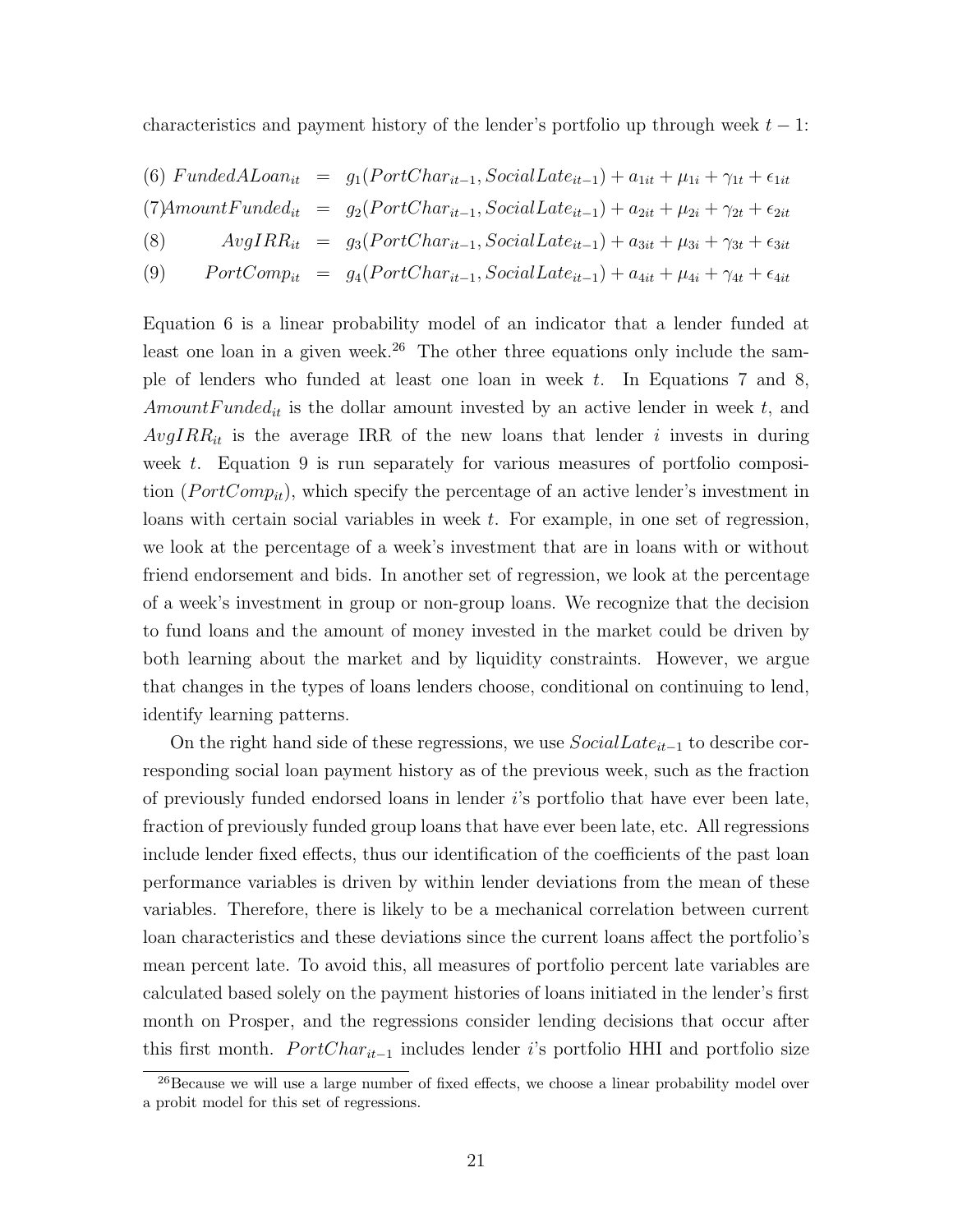characteristics and payment history of the lender's portfolio up through week $t-1$:

$$
\begin{aligned}
(6)\ FundedALoan_{it} &= g_1(PortChar_{it-1}, SocialLate_{it-1}) + a_{1it} + \mu_{1i} + \gamma_{1t} + \epsilon_{1it} \\
(7)\ AmountFunded_{it} &= g_2(PortChar_{it-1}, SocialLate_{it-1}) + a_{2it} + \mu_{2i} + \gamma_{2t} + \epsilon_{2it} \\
(8)\quad AvgIRR_{it} &= g_3(PortChar_{it-1}, SocialLate_{it-1}) + a_{3it} + \mu_{3i} + \gamma_{3t} + \epsilon_{3it} \\
(9)\quad PortComp_{it} &= g_4(PortChar_{it-1}, SocialLate_{it-1}) + a_{4it} + \mu_{4i} + \gamma_{4t} + \epsilon_{4it}
\end{aligned}
$$

Equation 6 is a linear probability model of an indicator that a lender funded at least one loan in a given week.[26] The other three equations only include the sample of lenders who funded at least one loan in week $t$. In Equations 7 and 8, $AmountFunded_{it}$ is the dollar amount invested by an active lender in week $t$, and $AvgIRR_{it}$ is the average IRR of the new loans that lender $i$ invests in during week $t$. Equation 9 is run separately for various measures of portfolio composition ($PortComp_{it}$), which specify the percentage of an active lender's investment in loans with certain social variables in week $t$. For example, in one set of regression, we look at the percentage of a week's investment that are in loans with or without friend endorsement and bids. In another set of regression, we look at the percentage of a week's investment in group or non-group loans. We recognize that the decision to fund loans and the amount of money invested in the market could be driven by both learning about the market and by liquidity constraints. However, we argue that changes in the types of loans lenders choose, conditional on continuing to lend, identify learning patterns.

On the right hand side of these regressions, we use $SocialLate_{it-1}$ to describe corresponding social loan payment history as of the previous week, such as the fraction of previously funded endorsed loans in lender $i$'s portfolio that have ever been late, fraction of previously funded group loans that have ever been late, etc. All regressions include lender fixed effects, thus our identification of the coefficients of the past loan performance variables is driven by within lender deviations from the mean of these variables. Therefore, there is likely to be a mechanical correlation between current loan characteristics and these deviations since the current loans affect the portfolio's mean percent late. To avoid this, all measures of portfolio percent late variables are calculated based solely on the payment histories of loans initiated in the lender's first month on Prosper, and the regressions consider lending decisions that occur after this first month. $PortChar_{it-1}$ includes lender $i$'s portfolio HHI and portfolio size

[26]Because we will use a large number of fixed effects, we choose a linear probability model over a probit model for this set of regressions.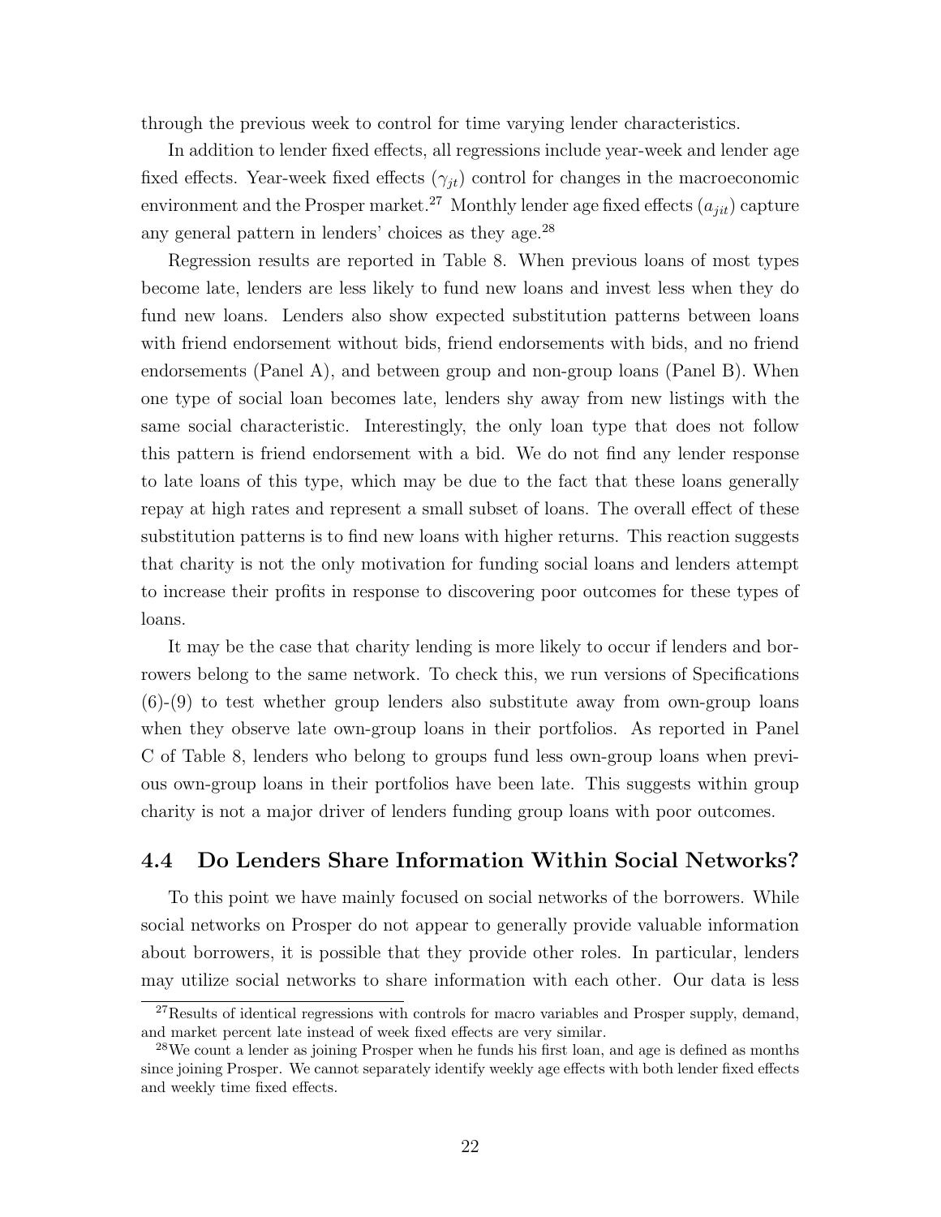through the previous week to control for time varying lender characteristics.

In addition to lender fixed effects, all regressions include year-week and lender age fixed effects. Year-week fixed effects ($\gamma_{jt}$) control for changes in the macroeconomic environment and the Prosper market.[27] Monthly lender age fixed effects ($a_{jit}$) capture any general pattern in lenders' choices as they age.[28]

Regression results are reported in Table 8. When previous loans of most types become late, lenders are less likely to fund new loans and invest less when they do fund new loans. Lenders also show expected substitution patterns between loans with friend endorsement without bids, friend endorsements with bids, and no friend endorsements (Panel A), and between group and non-group loans (Panel B). When one type of social loan becomes late, lenders shy away from new listings with the same social characteristic. Interestingly, the only loan type that does not follow this pattern is friend endorsement with a bid. We do not find any lender response to late loans of this type, which may be due to the fact that these loans generally repay at high rates and represent a small subset of loans. The overall effect of these substitution patterns is to find new loans with higher returns. This reaction suggests that charity is not the only motivation for funding social loans and lenders attempt to increase their profits in response to discovering poor outcomes for these types of loans.

It may be the case that charity lending is more likely to occur if lenders and borrowers belong to the same network. To check this, we run versions of Specifications (6)-(9) to test whether group lenders also substitute away from own-group loans when they observe late own-group loans in their portfolios. As reported in Panel C of Table 8, lenders who belong to groups fund less own-group loans when previous own-group loans in their portfolios have been late. This suggests within group charity is not a major driver of lenders funding group loans with poor outcomes.

## 4.4 Do Lenders Share Information Within Social Networks?

To this point we have mainly focused on social networks of the borrowers. While social networks on Prosper do not appear to generally provide valuable information about borrowers, it is possible that they provide other roles. In particular, lenders may utilize social networks to share information with each other. Our data is less

[27] Results of identical regressions with controls for macro variables and Prosper supply, demand, and market percent late instead of week fixed effects are very similar.

[28] We count a lender as joining Prosper when he funds his first loan, and age is defined as months since joining Prosper. We cannot separately identify weekly age effects with both lender fixed effects and weekly time fixed effects.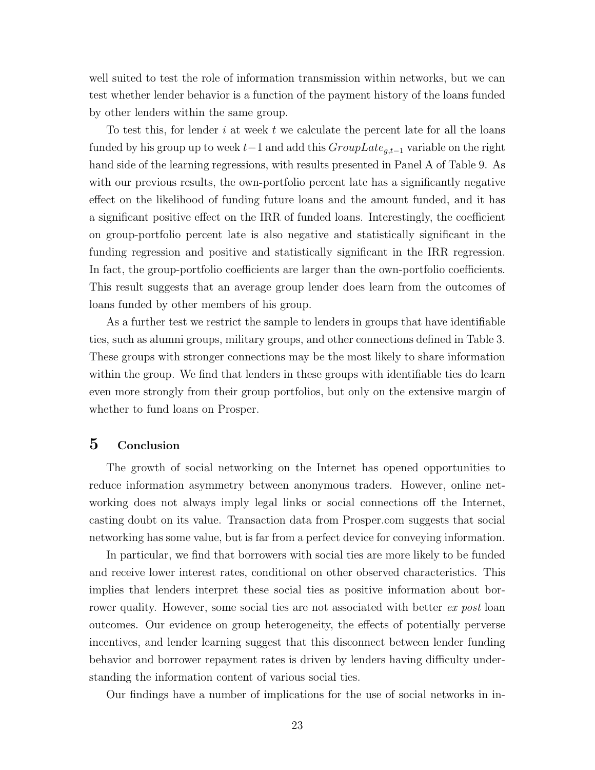well suited to test the role of information transmission within networks, but we can test whether lender behavior is a function of the payment history of the loans funded by other lenders within the same group.

To test this, for lender $i$ at week $t$ we calculate the percent late for all the loans funded by his group up to week $t-1$ and add this $GroupLate_{g,t-1}$ variable on the right hand side of the learning regressions, with results presented in Panel A of Table 9. As with our previous results, the own-portfolio percent late has a significantly negative effect on the likelihood of funding future loans and the amount funded, and it has a significant positive effect on the IRR of funded loans. Interestingly, the coefficient on group-portfolio percent late is also negative and statistically significant in the funding regression and positive and statistically significant in the IRR regression. In fact, the group-portfolio coefficients are larger than the own-portfolio coefficients. This result suggests that an average group lender does learn from the outcomes of loans funded by other members of his group.

As a further test we restrict the sample to lenders in groups that have identifiable ties, such as alumni groups, military groups, and other connections defined in Table 3. These groups with stronger connections may be the most likely to share information within the group. We find that lenders in these groups with identifiable ties do learn even more strongly from their group portfolios, but only on the extensive margin of whether to fund loans on Prosper.

# 5 Conclusion

The growth of social networking on the Internet has opened opportunities to reduce information asymmetry between anonymous traders. However, online networking does not always imply legal links or social connections off the Internet, casting doubt on its value. Transaction data from Prosper.com suggests that social networking has some value, but is far from a perfect device for conveying information.

In particular, we find that borrowers with social ties are more likely to be funded and receive lower interest rates, conditional on other observed characteristics. This implies that lenders interpret these social ties as positive information about borrower quality. However, some social ties are not associated with better *ex post* loan outcomes. Our evidence on group heterogeneity, the effects of potentially perverse incentives, and lender learning suggest that this disconnect between lender funding behavior and borrower repayment rates is driven by lenders having difficulty understanding the information content of various social ties.

Our findings have a number of implications for the use of social networks in in-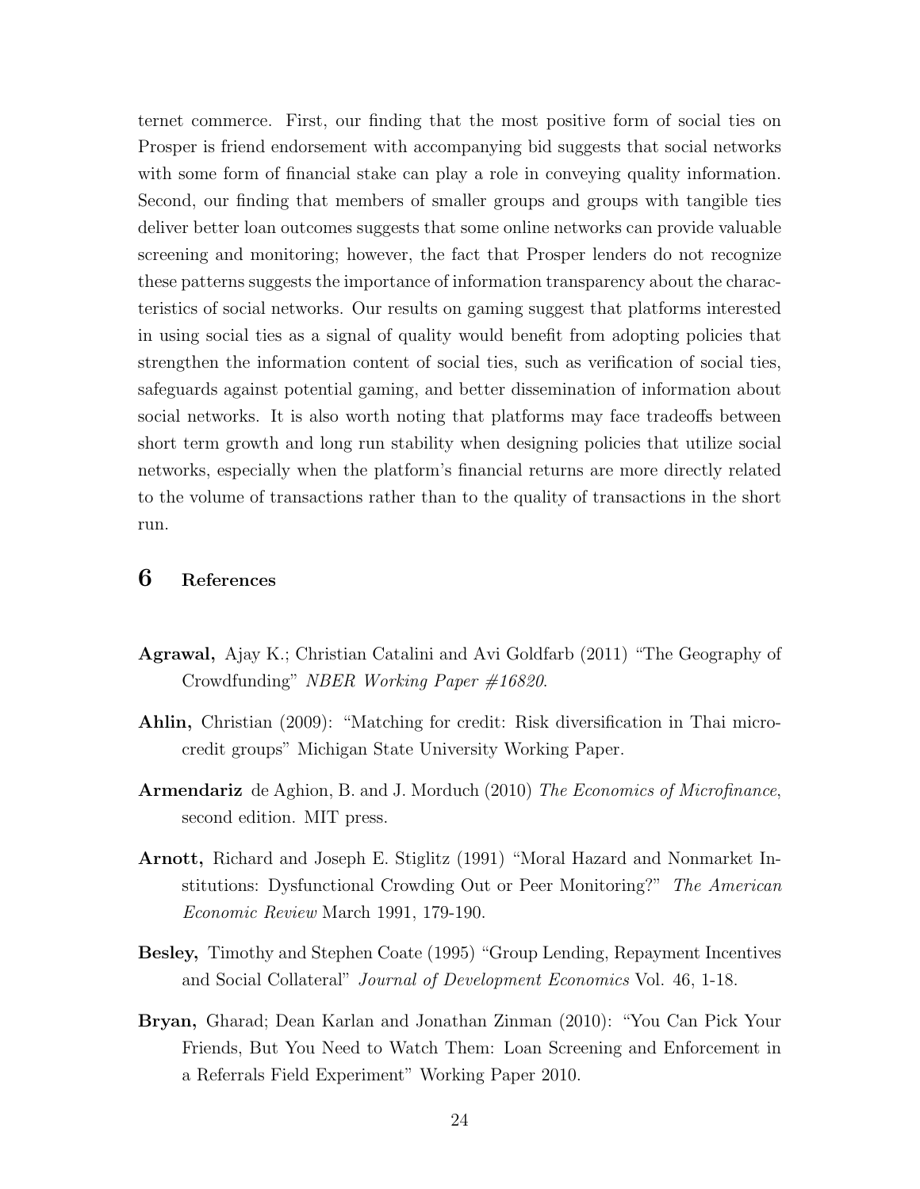ternet commerce. First, our finding that the most positive form of social ties on Prosper is friend endorsement with accompanying bid suggests that social networks with some form of financial stake can play a role in conveying quality information. Second, our finding that members of smaller groups and groups with tangible ties deliver better loan outcomes suggests that some online networks can provide valuable screening and monitoring; however, the fact that Prosper lenders do not recognize these patterns suggests the importance of information transparency about the characteristics of social networks. Our results on gaming suggest that platforms interested in using social ties as a signal of quality would benefit from adopting policies that strengthen the information content of social ties, such as verification of social ties, safeguards against potential gaming, and better dissemination of information about social networks. It is also worth noting that platforms may face tradeoffs between short term growth and long run stability when designing policies that utilize social networks, especially when the platform's financial returns are more directly related to the volume of transactions rather than to the quality of transactions in the short run.

# 6 References

**Agrawal,** Ajay K.; Christian Catalini and Avi Goldfarb (2011) "The Geography of Crowdfunding" *NBER Working Paper #16820*.

**Ahlin,** Christian (2009): "Matching for credit: Risk diversification in Thai microcredit groups" Michigan State University Working Paper.

**Armendariz** de Aghion, B. and J. Morduch (2010) *The Economics of Microfinance*, second edition. MIT press.

**Arnott,** Richard and Joseph E. Stiglitz (1991) "Moral Hazard and Nonmarket Institutions: Dysfunctional Crowding Out or Peer Monitoring?" *The American Economic Review* March 1991, 179-190.

**Besley,** Timothy and Stephen Coate (1995) "Group Lending, Repayment Incentives and Social Collateral" *Journal of Development Economics* Vol. 46, 1-18.

**Bryan,** Gharad; Dean Karlan and Jonathan Zinman (2010): "You Can Pick Your Friends, But You Need to Watch Them: Loan Screening and Enforcement in a Referrals Field Experiment" Working Paper 2010.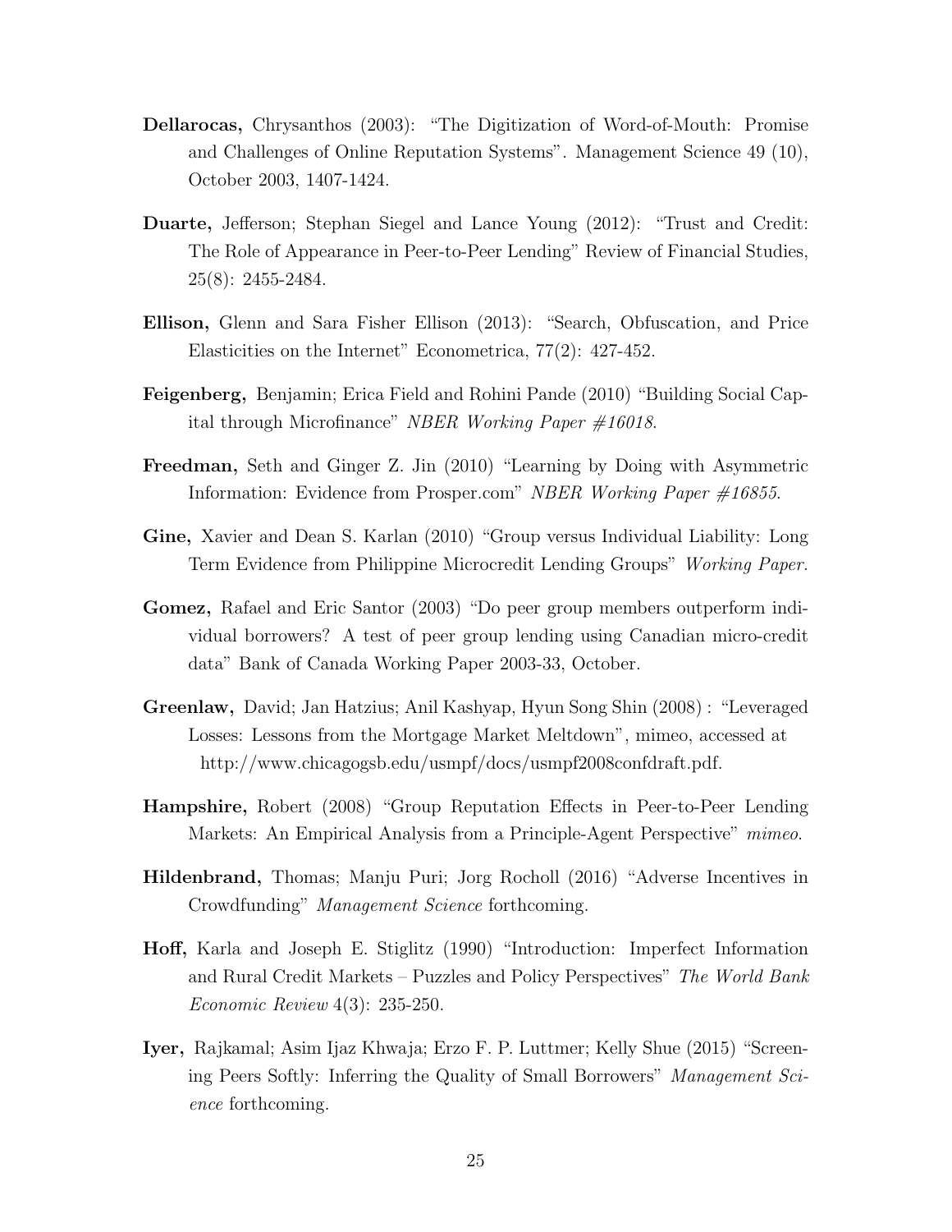**Dellarocas,** Chrysanthos (2003): "The Digitization of Word-of-Mouth: Promise and Challenges of Online Reputation Systems". Management Science 49 (10), October 2003, 1407-1424.

**Duarte,** Jefferson; Stephan Siegel and Lance Young (2012): "Trust and Credit: The Role of Appearance in Peer-to-Peer Lending" Review of Financial Studies, 25(8): 2455-2484.

**Ellison,** Glenn and Sara Fisher Ellison (2013): "Search, Obfuscation, and Price Elasticities on the Internet" Econometrica, 77(2): 427-452.

**Feigenberg,** Benjamin; Erica Field and Rohini Pande (2010) "Building Social Capital through Microfinance" *NBER Working Paper #16018.*

**Freedman,** Seth and Ginger Z. Jin (2010) "Learning by Doing with Asymmetric Information: Evidence from Prosper.com" *NBER Working Paper #16855.*

**Gine,** Xavier and Dean S. Karlan (2010) "Group versus Individual Liability: Long Term Evidence from Philippine Microcredit Lending Groups" *Working Paper.*

**Gomez,** Rafael and Eric Santor (2003) "Do peer group members outperform individual borrowers? A test of peer group lending using Canadian micro-credit data" Bank of Canada Working Paper 2003-33, October.

**Greenlaw,** David; Jan Hatzius; Anil Kashyap, Hyun Song Shin (2008) : "Leveraged Losses: Lessons from the Mortgage Market Meltdown", mimeo, accessed at http://www.chicagogsb.edu/usmpf/docs/usmpf2008confdraft.pdf.

**Hampshire,** Robert (2008) "Group Reputation Effects in Peer-to-Peer Lending Markets: An Empirical Analysis from a Principle-Agent Perspective" *mimeo.*

**Hildenbrand,** Thomas; Manju Puri; Jorg Rocholl (2016) "Adverse Incentives in Crowdfunding" *Management Science* forthcoming.

**Hoff,** Karla and Joseph E. Stiglitz (1990) "Introduction: Imperfect Information and Rural Credit Markets – Puzzles and Policy Perspectives" *The World Bank Economic Review* 4(3): 235-250.

**Iyer,** Rajkamal; Asim Ijaz Khwaja; Erzo F. P. Luttmer; Kelly Shue (2015) "Screening Peers Softly: Inferring the Quality of Small Borrowers" *Management Science* forthcoming.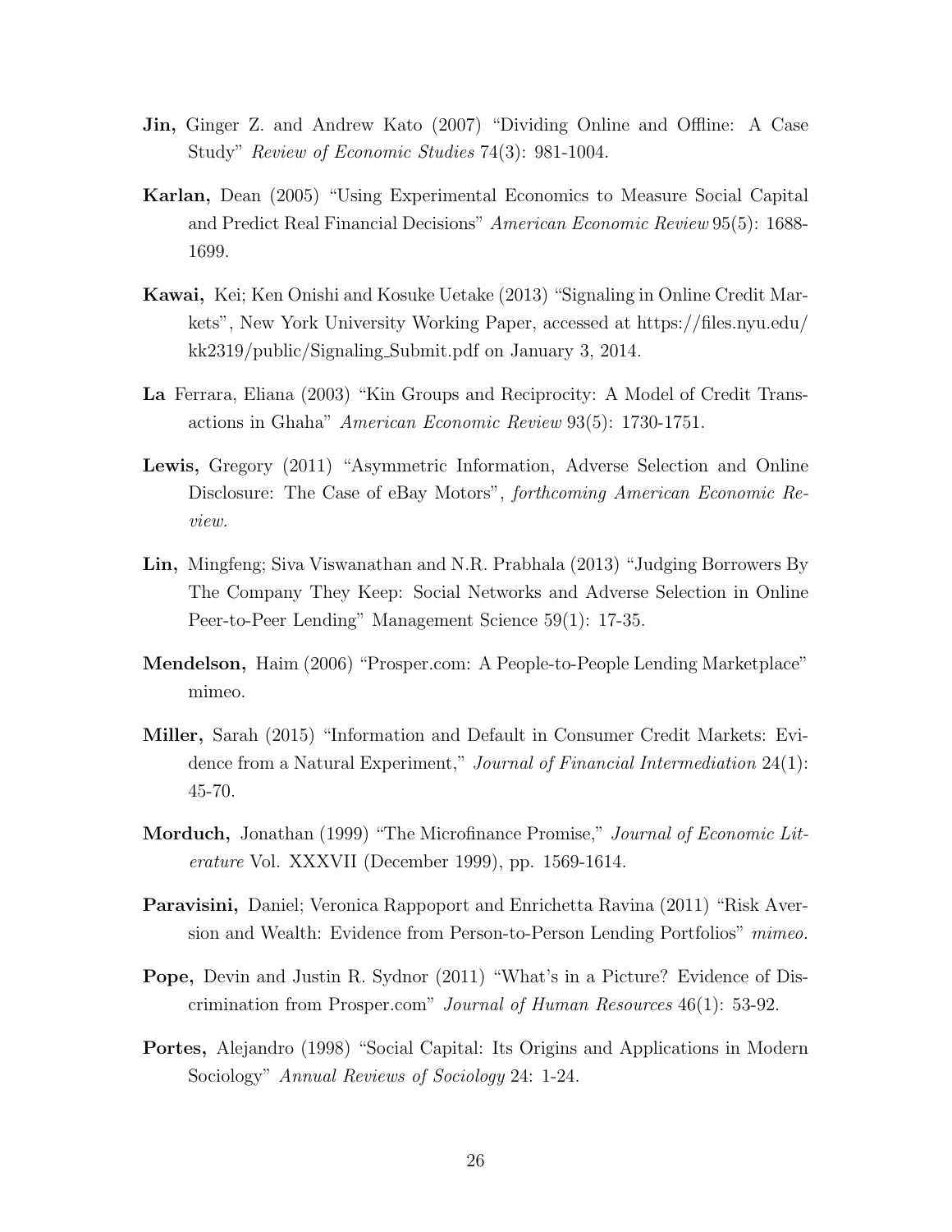**Jin,** Ginger Z. and Andrew Kato (2007) "Dividing Online and Offline: A Case Study" *Review of Economic Studies* 74(3): 981-1004.

**Karlan,** Dean (2005) "Using Experimental Economics to Measure Social Capital and Predict Real Financial Decisions" *American Economic Review* 95(5): 1688-1699.

**Kawai,** Kei; Ken Onishi and Kosuke Uetake (2013) "Signaling in Online Credit Markets", New York University Working Paper, accessed at https://files.nyu.edu/kk2319/public/Signaling_Submit.pdf on January 3, 2014.

**La** Ferrara, Eliana (2003) "Kin Groups and Reciprocity: A Model of Credit Transactions in Ghaha" *American Economic Review* 93(5): 1730-1751.

**Lewis,** Gregory (2011) "Asymmetric Information, Adverse Selection and Online Disclosure: The Case of eBay Motors", *forthcoming American Economic Review.*

**Lin,** Mingfeng; Siva Viswanathan and N.R. Prabhala (2013) "Judging Borrowers By The Company They Keep: Social Networks and Adverse Selection in Online Peer-to-Peer Lending" Management Science 59(1): 17-35.

**Mendelson,** Haim (2006) "Prosper.com: A People-to-People Lending Marketplace" mimeo.

**Miller,** Sarah (2015) "Information and Default in Consumer Credit Markets: Evidence from a Natural Experiment," *Journal of Financial Intermediation* 24(1): 45-70.

**Morduch,** Jonathan (1999) "The Microfinance Promise," *Journal of Economic Literature* Vol. XXXVII (December 1999), pp. 1569-1614.

**Paravisini,** Daniel; Veronica Rappoport and Enrichetta Ravina (2011) "Risk Aversion and Wealth: Evidence from Person-to-Person Lending Portfolios" *mimeo.*

**Pope,** Devin and Justin R. Sydnor (2011) "What's in a Picture? Evidence of Discrimination from Prosper.com" *Journal of Human Resources* 46(1): 53-92.

**Portes,** Alejandro (1998) "Social Capital: Its Origins and Applications in Modern Sociology" *Annual Reviews of Sociology* 24: 1-24.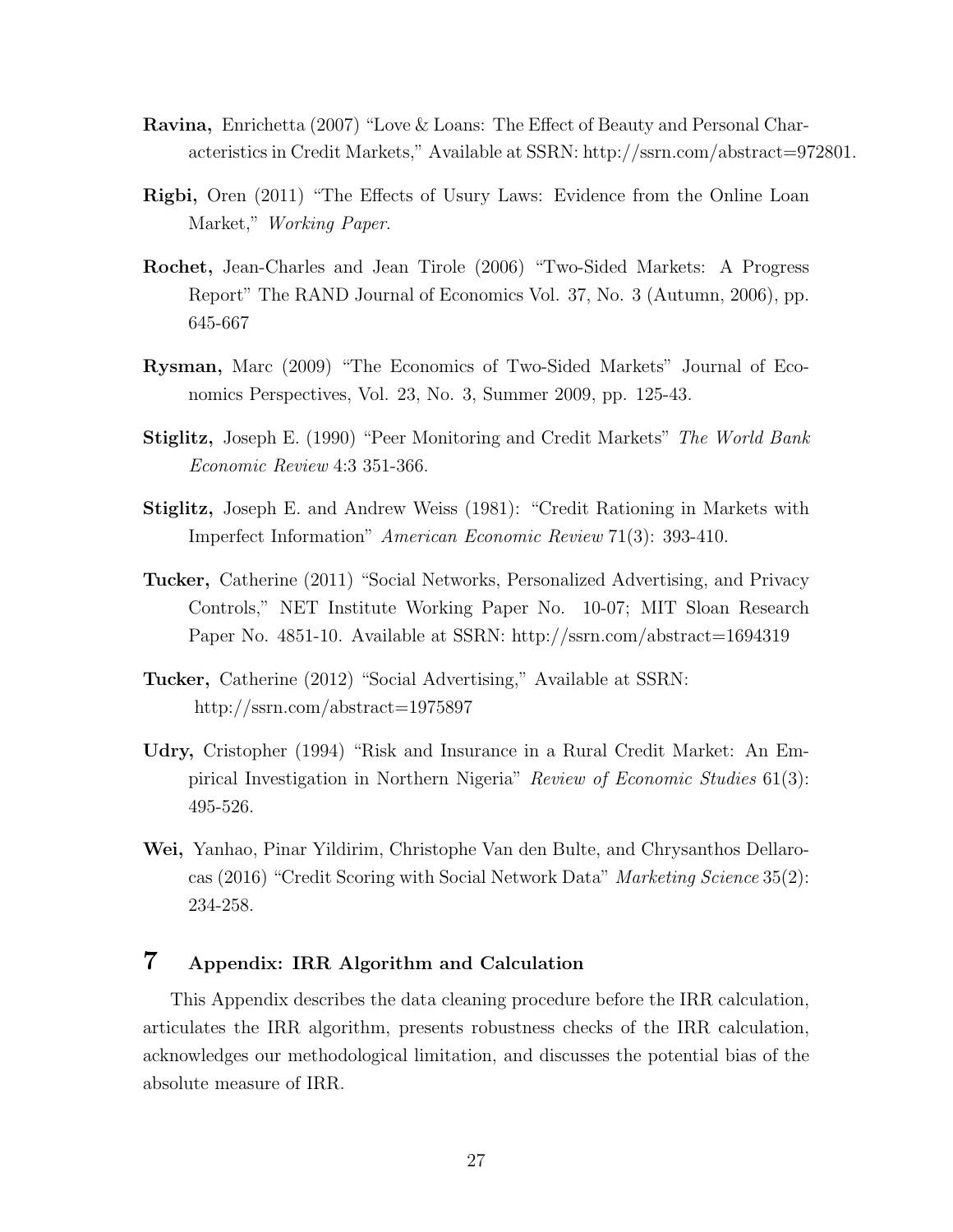**Ravina,** Enrichetta (2007) "Love & Loans: The Effect of Beauty and Personal Characteristics in Credit Markets," Available at SSRN: http://ssrn.com/abstract=972801.

**Rigbi,** Oren (2011) "The Effects of Usury Laws: Evidence from the Online Loan Market," *Working Paper.*

**Rochet,** Jean-Charles and Jean Tirole (2006) "Two-Sided Markets: A Progress Report" The RAND Journal of Economics Vol. 37, No. 3 (Autumn, 2006), pp. 645-667

**Rysman,** Marc (2009) "The Economics of Two-Sided Markets" Journal of Economics Perspectives, Vol. 23, No. 3, Summer 2009, pp. 125-43.

**Stiglitz,** Joseph E. (1990) "Peer Monitoring and Credit Markets" *The World Bank Economic Review* 4:3 351-366.

**Stiglitz,** Joseph E. and Andrew Weiss (1981): "Credit Rationing in Markets with Imperfect Information" *American Economic Review* 71(3): 393-410.

**Tucker,** Catherine (2011) "Social Networks, Personalized Advertising, and Privacy Controls," NET Institute Working Paper No. 10-07; MIT Sloan Research Paper No. 4851-10. Available at SSRN: http://ssrn.com/abstract=1694319

**Tucker,** Catherine (2012) "Social Advertising," Available at SSRN: http://ssrn.com/abstract=1975897

**Udry,** Cristopher (1994) "Risk and Insurance in a Rural Credit Market: An Empirical Investigation in Northern Nigeria" *Review of Economic Studies* 61(3): 495-526.

**Wei,** Yanhao, Pinar Yildirim, Christophe Van den Bulte, and Chrysanthos Dellarocas (2016) "Credit Scoring with Social Network Data" *Marketing Science* 35(2): 234-258.

## 7 Appendix: IRR Algorithm and Calculation

This Appendix describes the data cleaning procedure before the IRR calculation, articulates the IRR algorithm, presents robustness checks of the IRR calculation, acknowledges our methodological limitation, and discusses the potential bias of the absolute measure of IRR.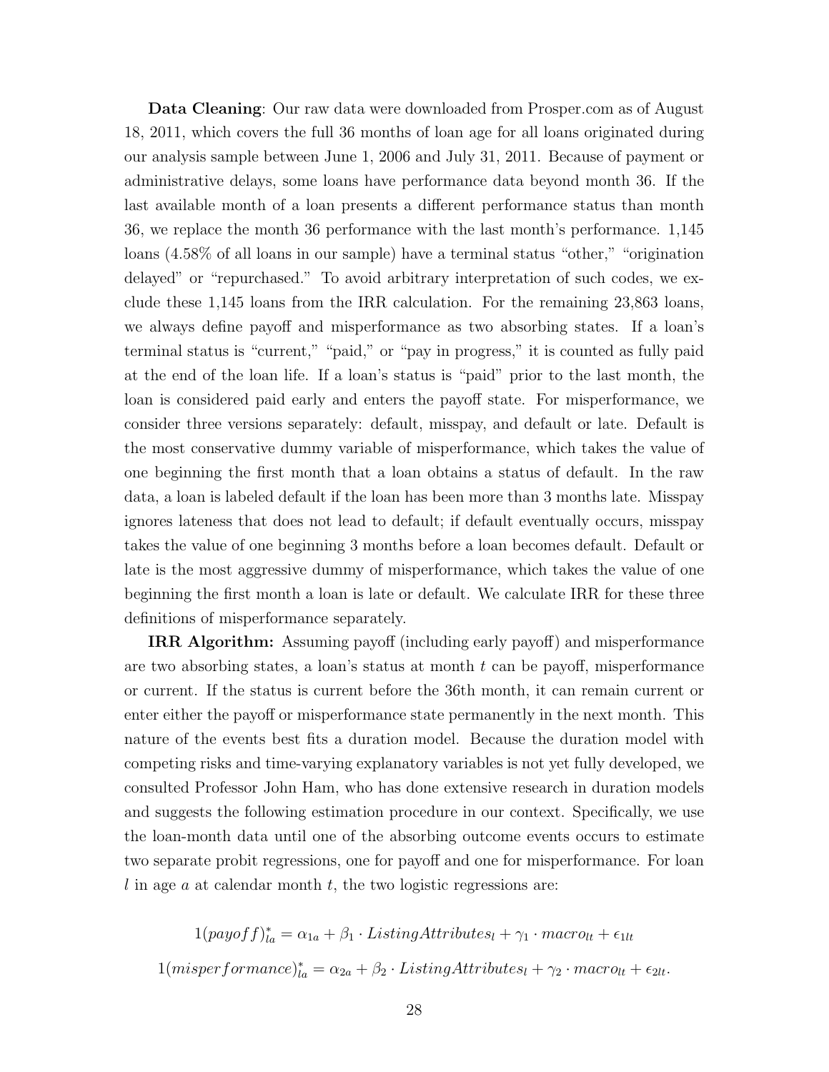**Data Cleaning**: Our raw data were downloaded from Prosper.com as of August 18, 2011, which covers the full 36 months of loan age for all loans originated during our analysis sample between June 1, 2006 and July 31, 2011. Because of payment or administrative delays, some loans have performance data beyond month 36. If the last available month of a loan presents a different performance status than month 36, we replace the month 36 performance with the last month's performance. 1,145 loans (4.58% of all loans in our sample) have a terminal status "other," "origination delayed" or "repurchased." To avoid arbitrary interpretation of such codes, we exclude these 1,145 loans from the IRR calculation. For the remaining 23,863 loans, we always define payoff and misperformance as two absorbing states. If a loan's terminal status is "current," "paid," or "pay in progress," it is counted as fully paid at the end of the loan life. If a loan's status is "paid" prior to the last month, the loan is considered paid early and enters the payoff state. For misperformance, we consider three versions separately: default, misspay, and default or late. Default is the most conservative dummy variable of misperformance, which takes the value of one beginning the first month that a loan obtains a status of default. In the raw data, a loan is labeled default if the loan has been more than 3 months late. Misspay ignores lateness that does not lead to default; if default eventually occurs, misspay takes the value of one beginning 3 months before a loan becomes default. Default or late is the most aggressive dummy of misperformance, which takes the value of one beginning the first month a loan is late or default. We calculate IRR for these three definitions of misperformance separately.

**IRR Algorithm:** Assuming payoff (including early payoff) and misperformance are two absorbing states, a loan's status at month $t$ can be payoff, misperformance or current. If the status is current before the 36th month, it can remain current or enter either the payoff or misperformance state permanently in the next month. This nature of the events best fits a duration model. Because the duration model with competing risks and time-varying explanatory variables is not yet fully developed, we consulted Professor John Ham, who has done extensive research in duration models and suggests the following estimation procedure in our context. Specifically, we use the loan-month data until one of the absorbing outcome events occurs to estimate two separate probit regressions, one for payoff and one for misperformance. For loan $l$ in age $a$ at calendar month $t$, the two logistic regressions are:

$$1(payoff)^*_{la} = \alpha_{1a} + \beta_1 \cdot ListingAttributes_l + \gamma_1 \cdot macro_{lt} + \epsilon_{1lt}$$

$$1(misperformance)^*_{la} = \alpha_{2a} + \beta_2 \cdot ListingAttributes_l + \gamma_2 \cdot macro_{lt} + \epsilon_{2lt}.$$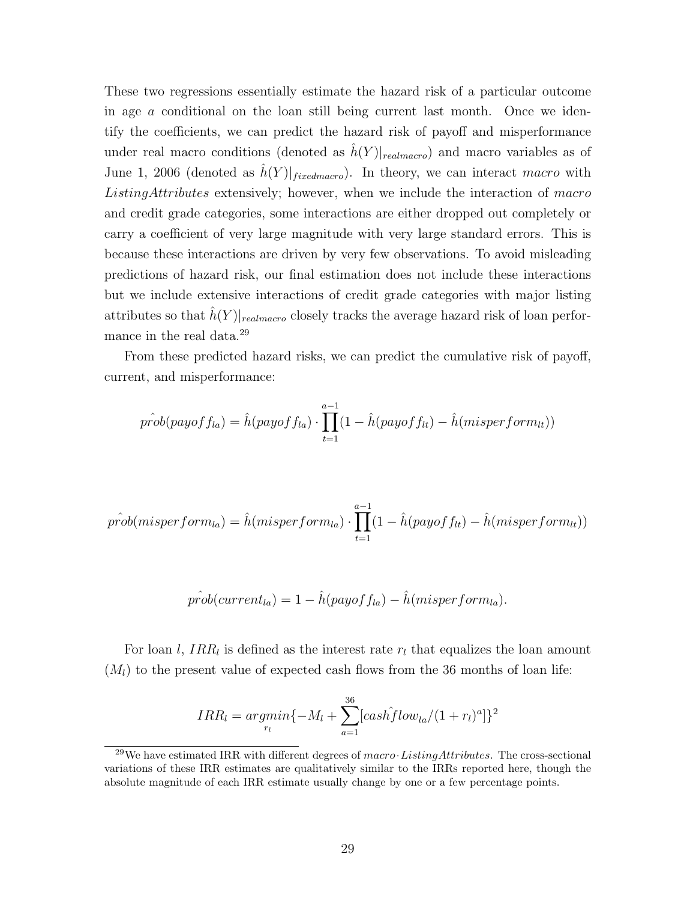These two regressions essentially estimate the hazard risk of a particular outcome in age $a$ conditional on the loan still being current last month. Once we identify the coefficients, we can predict the hazard risk of payoff and misperformance under real macro conditions (denoted as $\hat{h}(Y)|_{realmacro}$) and macro variables as of June 1, 2006 (denoted as $\hat{h}(Y)|_{fixedmacro}$). In theory, we can interact *macro* with *ListingAttributes* extensively; however, when we include the interaction of *macro* and credit grade categories, some interactions are either dropped out completely or carry a coefficient of very large magnitude with very large standard errors. This is because these interactions are driven by very few observations. To avoid misleading predictions of hazard risk, our final estimation does not include these interactions but we include extensive interactions of credit grade categories with major listing attributes so that $\hat{h}(Y)|_{realmacro}$ closely tracks the average hazard risk of loan performance in the real data.[29]

From these predicted hazard risks, we can predict the cumulative risk of payoff, current, and misperformance:

$$\hat{prob}(payoff_{la}) = \hat{h}(payoff_{la}) \cdot \prod_{t=1}^{a-1}(1 - \hat{h}(payoff_{lt}) - \hat{h}(misperform_{lt}))$$

$$\hat{prob}(misperform_{la}) = \hat{h}(misperform_{la}) \cdot \prod_{t=1}^{a-1}(1 - \hat{h}(payoff_{lt}) - \hat{h}(misperform_{lt}))$$

$$\hat{prob}(current_{la}) = 1 - \hat{h}(payoff_{la}) - \hat{h}(misperform_{la}).$$

For loan $l$, $IRR_l$ is defined as the interest rate $r_l$ that equalizes the loan amount ($M_l$) to the present value of expected cash flows from the 36 months of loan life:

$$IRR_l = \underset{r_l}{argmin}\{-M_l + \sum_{a=1}^{36}[\hat{cashflow}_{la}/(1+r_l)^a]\}^2$$

[29] We have estimated IRR with different degrees of $macro \cdot ListingAttributes$. The cross-sectional variations of these IRR estimates are qualitatively similar to the IRRs reported here, though the absolute magnitude of each IRR estimate usually change by one or a few percentage points.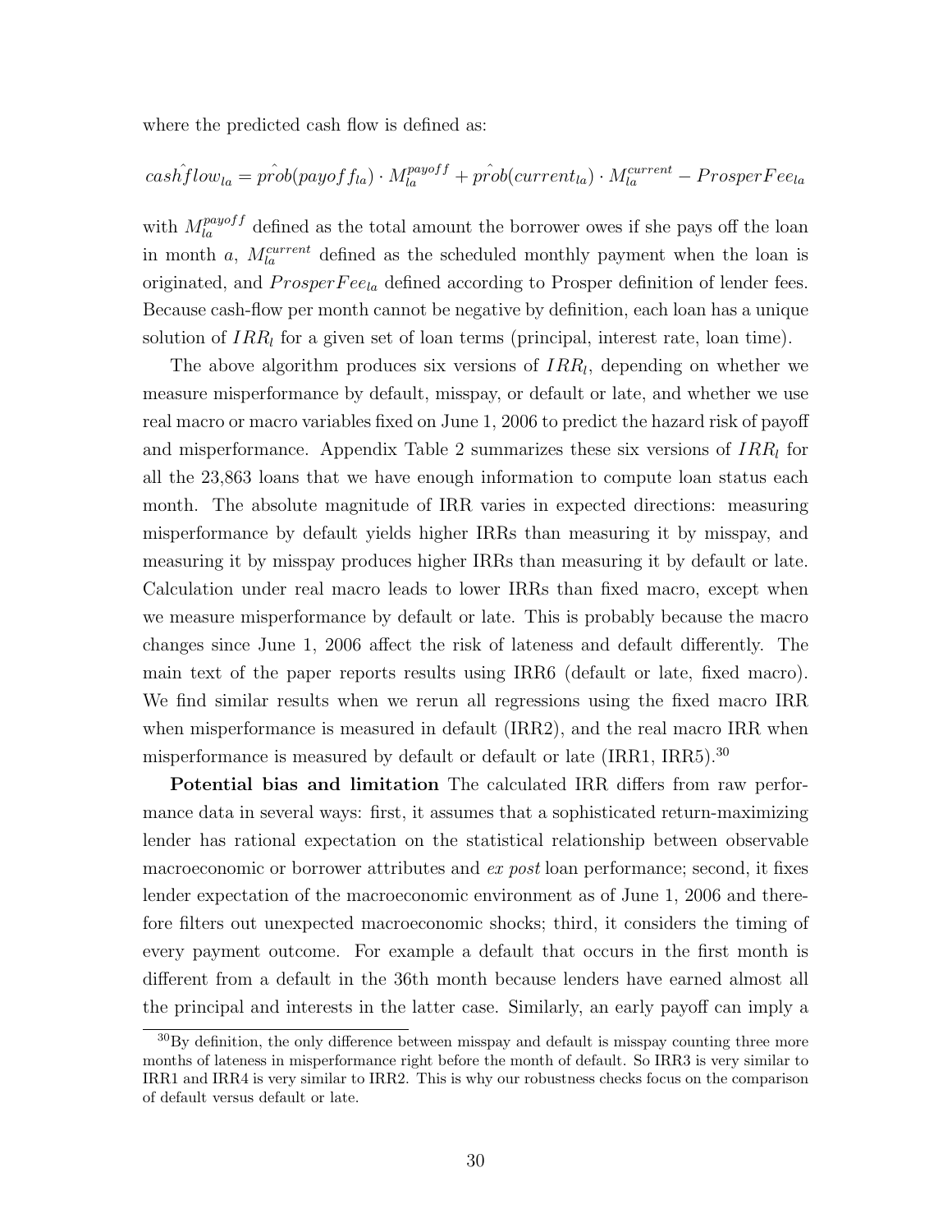where the predicted cash flow is defined as:

$$\hat{cashflow}_{la} = \hat{prob}(payoff_{la}) \cdot M_{la}^{payoff} + \hat{prob}(current_{la}) \cdot M_{la}^{current} - ProsperFee_{la}$$

with $M_{la}^{payoff}$ defined as the total amount the borrower owes if she pays off the loan in month $a$, $M_{la}^{current}$ defined as the scheduled monthly payment when the loan is originated, and $ProsperFee_{la}$ defined according to Prosper definition of lender fees. Because cash-flow per month cannot be negative by definition, each loan has a unique solution of $IRR_l$ for a given set of loan terms (principal, interest rate, loan time).

The above algorithm produces six versions of $IRR_l$, depending on whether we measure misperformance by default, misspay, or default or late, and whether we use real macro or macro variables fixed on June 1, 2006 to predict the hazard risk of payoff and misperformance. Appendix Table 2 summarizes these six versions of $IRR_l$ for all the 23,863 loans that we have enough information to compute loan status each month. The absolute magnitude of IRR varies in expected directions: measuring misperformance by default yields higher IRRs than measuring it by misspay, and measuring it by misspay produces higher IRRs than measuring it by default or late. Calculation under real macro leads to lower IRRs than fixed macro, except when we measure misperformance by default or late. This is probably because the macro changes since June 1, 2006 affect the risk of lateness and default differently. The main text of the paper reports results using IRR6 (default or late, fixed macro). We find similar results when we rerun all regressions using the fixed macro IRR when misperformance is measured in default (IRR2), and the real macro IRR when misperformance is measured by default or default or late (IRR1, IRR5).[30]

**Potential bias and limitation** The calculated IRR differs from raw performance data in several ways: first, it assumes that a sophisticated return-maximizing lender has rational expectation on the statistical relationship between observable macroeconomic or borrower attributes and *ex post* loan performance; second, it fixes lender expectation of the macroeconomic environment as of June 1, 2006 and therefore filters out unexpected macroeconomic shocks; third, it considers the timing of every payment outcome. For example a default that occurs in the first month is different from a default in the 36th month because lenders have earned almost all the principal and interests in the latter case. Similarly, an early payoff can imply a

[30]By definition, the only difference between misspay and default is misspay counting three more months of lateness in misperformance right before the month of default. So IRR3 is very similar to IRR1 and IRR4 is very similar to IRR2. This is why our robustness checks focus on the comparison of default versus default or late.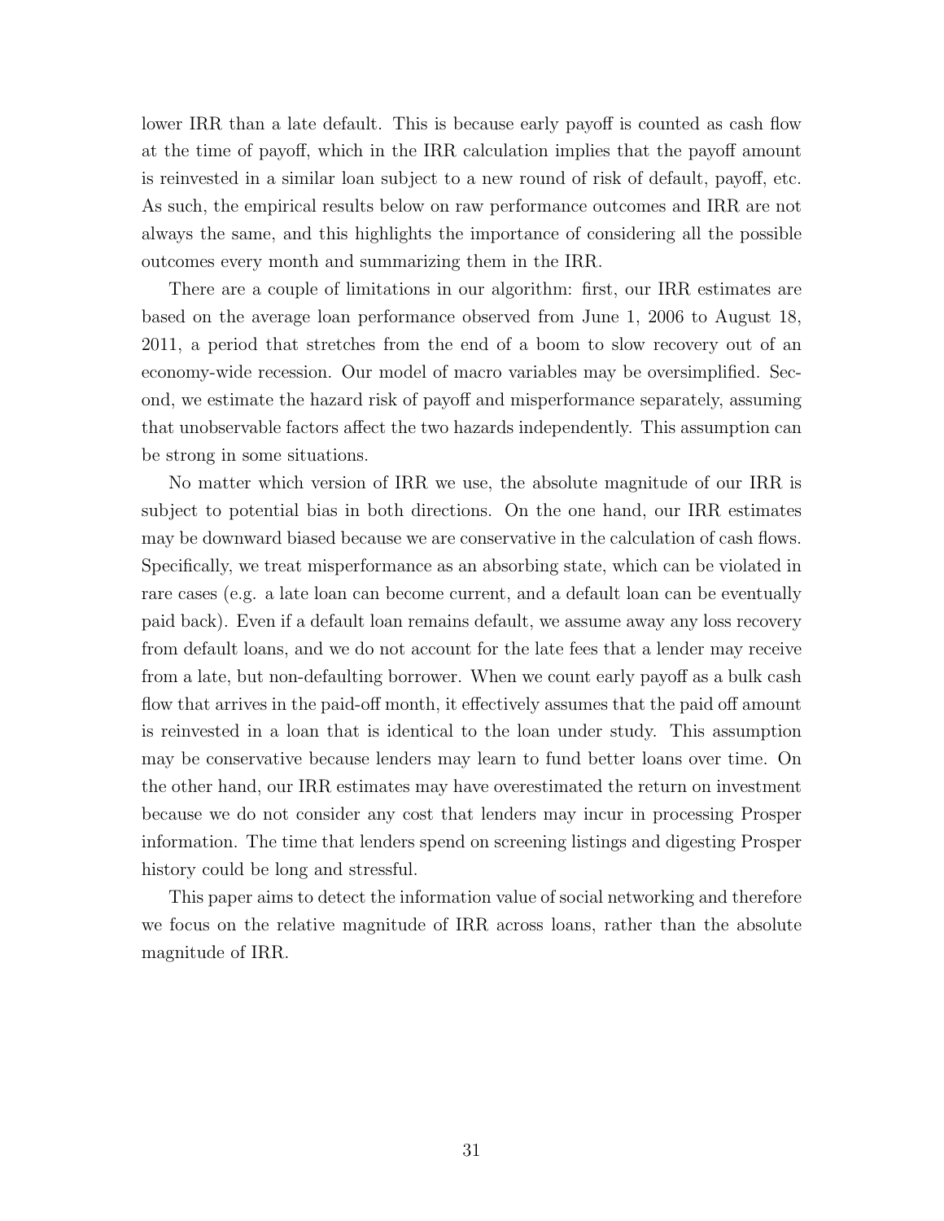lower IRR than a late default. This is because early payoff is counted as cash flow at the time of payoff, which in the IRR calculation implies that the payoff amount is reinvested in a similar loan subject to a new round of risk of default, payoff, etc. As such, the empirical results below on raw performance outcomes and IRR are not always the same, and this highlights the importance of considering all the possible outcomes every month and summarizing them in the IRR.

There are a couple of limitations in our algorithm: first, our IRR estimates are based on the average loan performance observed from June 1, 2006 to August 18, 2011, a period that stretches from the end of a boom to slow recovery out of an economy-wide recession. Our model of macro variables may be oversimplified. Second, we estimate the hazard risk of payoff and misperformance separately, assuming that unobservable factors affect the two hazards independently. This assumption can be strong in some situations.

No matter which version of IRR we use, the absolute magnitude of our IRR is subject to potential bias in both directions. On the one hand, our IRR estimates may be downward biased because we are conservative in the calculation of cash flows. Specifically, we treat misperformance as an absorbing state, which can be violated in rare cases (e.g. a late loan can become current, and a default loan can be eventually paid back). Even if a default loan remains default, we assume away any loss recovery from default loans, and we do not account for the late fees that a lender may receive from a late, but non-defaulting borrower. When we count early payoff as a bulk cash flow that arrives in the paid-off month, it effectively assumes that the paid off amount is reinvested in a loan that is identical to the loan under study. This assumption may be conservative because lenders may learn to fund better loans over time. On the other hand, our IRR estimates may have overestimated the return on investment because we do not consider any cost that lenders may incur in processing Prosper information. The time that lenders spend on screening listings and digesting Prosper history could be long and stressful.

This paper aims to detect the information value of social networking and therefore we focus on the relative magnitude of IRR across loans, rather than the absolute magnitude of IRR.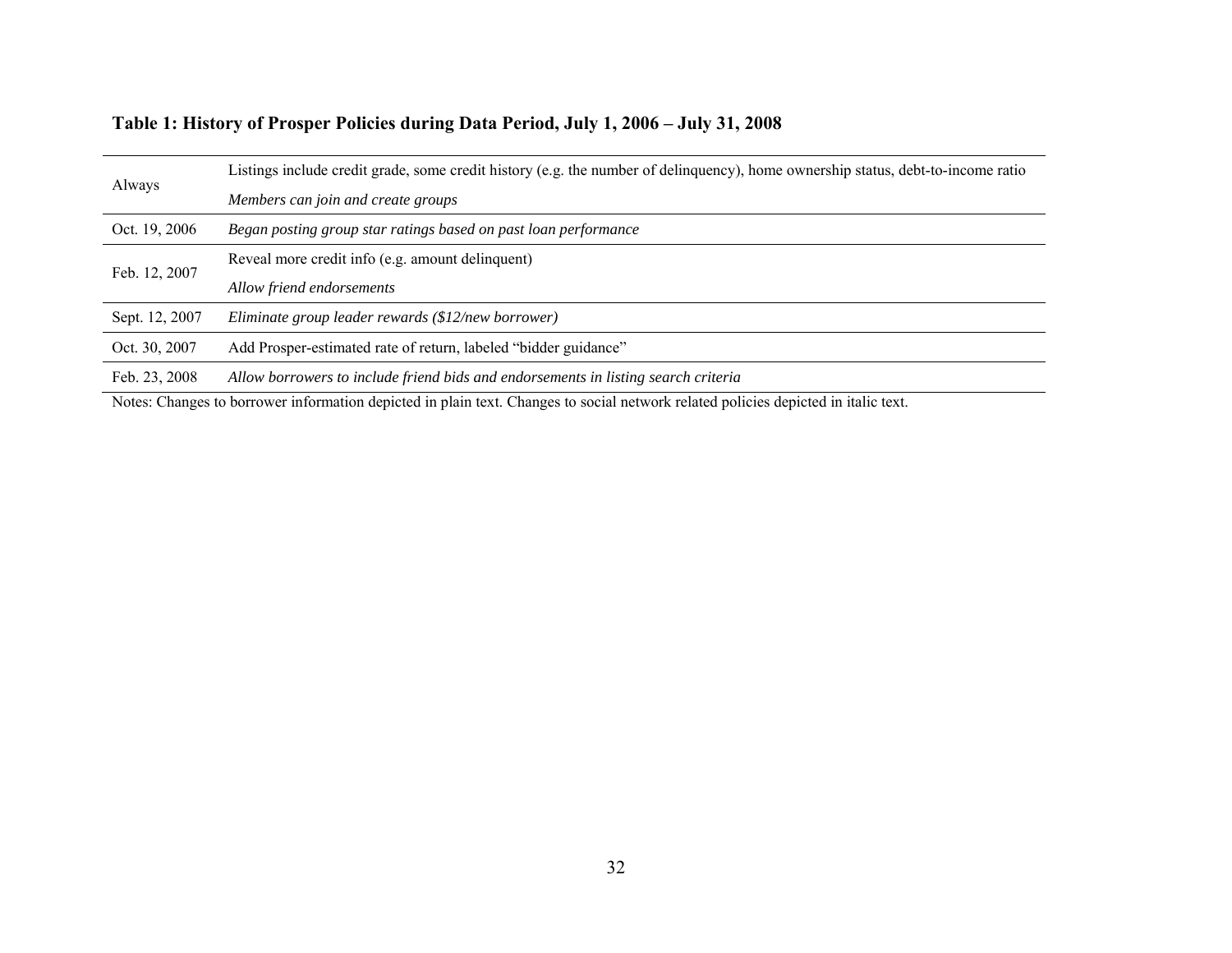**Table 1: History of Prosper Policies during Data Period, July 1, 2006 – July 31, 2008**

| | |
|---|---|
| Always | Listings include credit grade, some credit history (e.g. the number of delinquency), home ownership status, debt-to-income ratio |
| | *Members can join and create groups* |
| Oct. 19, 2006 | *Began posting group star ratings based on past loan performance* |
| Feb. 12, 2007 | Reveal more credit info (e.g. amount delinquent) |
| | *Allow friend endorsements* |
| Sept. 12, 2007 | *Eliminate group leader rewards ($12/new borrower)* |
| Oct. 30, 2007 | Add Prosper-estimated rate of return, labeled "bidder guidance" |
| Feb. 23, 2008 | *Allow borrowers to include friend bids and endorsements in listing search criteria* |

Notes: Changes to borrower information depicted in plain text. Changes to social network related policies depicted in italic text.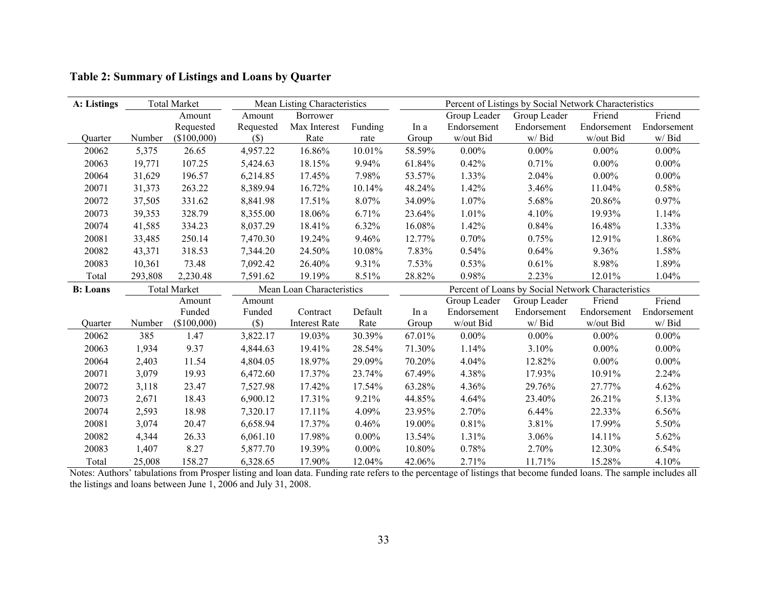**Table 2: Summary of Listings and Loans by Quarter**

| A: Listings | Total Market | | Mean Listing Characteristics | | | Percent of Listings by Social Network Characteristics | | | | |
|---|---|---|---|---|---|---|---|---|---|---|
| Quarter | Number | Amount Requested ($100,000) | Amount Requested ($) | Borrower Max Interest Rate | Funding rate | In a Group | Group Leader Endorsement w/out Bid | Group Leader Endorsement w/ Bid | Friend Endorsement w/out Bid | Friend Endorsement w/ Bid |
| 20062 | 5,375 | 26.65 | 4,957.22 | 16.86% | 10.01% | 58.59% | 0.00% | 0.00% | 0.00% | 0.00% |
| 20063 | 19,771 | 107.25 | 5,424.63 | 18.15% | 9.94% | 61.84% | 0.42% | 0.71% | 0.00% | 0.00% |
| 20064 | 31,629 | 196.57 | 6,214.85 | 17.45% | 7.98% | 53.57% | 1.33% | 2.04% | 0.00% | 0.00% |
| 20071 | 31,373 | 263.22 | 8,389.94 | 16.72% | 10.14% | 48.24% | 1.42% | 3.46% | 11.04% | 0.58% |
| 20072 | 37,505 | 331.62 | 8,841.98 | 17.51% | 8.07% | 34.09% | 1.07% | 5.68% | 20.86% | 0.97% |
| 20073 | 39,353 | 328.79 | 8,355.00 | 18.06% | 6.71% | 23.64% | 1.01% | 4.10% | 19.93% | 1.14% |
| 20074 | 41,585 | 334.23 | 8,037.29 | 18.41% | 6.32% | 16.08% | 1.42% | 0.84% | 16.48% | 1.33% |
| 20081 | 33,485 | 250.14 | 7,470.30 | 19.24% | 9.46% | 12.77% | 0.70% | 0.75% | 12.91% | 1.86% |
| 20082 | 43,371 | 318.53 | 7,344.20 | 24.50% | 10.08% | 7.83% | 0.54% | 0.64% | 9.36% | 1.58% |
| 20083 | 10,361 | 73.48 | 7,092.42 | 26.40% | 9.31% | 7.53% | 0.53% | 0.61% | 8.98% | 1.89% |
| Total | 293,808 | 2,230.48 | 7,591.62 | 19.19% | 8.51% | 28.82% | 0.98% | 2.23% | 12.01% | 1.04% |
| **B: Loans** | Total Market | | Mean Loan Characteristics | | | Percent of Loans by Social Network Characteristics | | | | |
| Quarter | Number | Amount Funded ($100,000) | Amount Funded ($) | Contract Interest Rate | Default Rate | In a Group | Group Leader Endorsement w/out Bid | Group Leader Endorsement w/ Bid | Friend Endorsement w/out Bid | Friend Endorsement w/ Bid |
| 20062 | 385 | 1.47 | 3,822.17 | 19.03% | 30.39% | 67.01% | 0.00% | 0.00% | 0.00% | 0.00% |
| 20063 | 1,934 | 9.37 | 4,844.63 | 19.41% | 28.54% | 71.30% | 1.14% | 3.10% | 0.00% | 0.00% |
| 20064 | 2,403 | 11.54 | 4,804.05 | 18.97% | 29.09% | 70.20% | 4.04% | 12.82% | 0.00% | 0.00% |
| 20071 | 3,079 | 19.93 | 6,472.60 | 17.37% | 23.74% | 67.49% | 4.38% | 17.93% | 10.91% | 2.24% |
| 20072 | 3,118 | 23.47 | 7,527.98 | 17.42% | 17.54% | 63.28% | 4.36% | 29.76% | 27.77% | 4.62% |
| 20073 | 2,671 | 18.43 | 6,900.12 | 17.31% | 9.21% | 44.85% | 4.64% | 23.40% | 26.21% | 5.13% |
| 20074 | 2,593 | 18.98 | 7,320.17 | 17.11% | 4.09% | 23.95% | 2.70% | 6.44% | 22.33% | 6.56% |
| 20081 | 3,074 | 20.47 | 6,658.94 | 17.37% | 0.46% | 19.00% | 0.81% | 3.81% | 17.99% | 5.50% |
| 20082 | 4,344 | 26.33 | 6,061.10 | 17.98% | 0.00% | 13.54% | 1.31% | 3.06% | 14.11% | 5.62% |
| 20083 | 1,407 | 8.27 | 5,877.70 | 19.39% | 0.00% | 10.80% | 0.78% | 2.70% | 12.30% | 6.54% |
| Total | 25,008 | 158.27 | 6,328.65 | 17.90% | 12.04% | 42.06% | 2.71% | 11.71% | 15.28% | 4.10% |

Notes: Authors' tabulations from Prosper listing and loan data. Funding rate refers to the percentage of listings that become funded loans. The sample includes all the listings and loans between June 1, 2006 and July 31, 2008.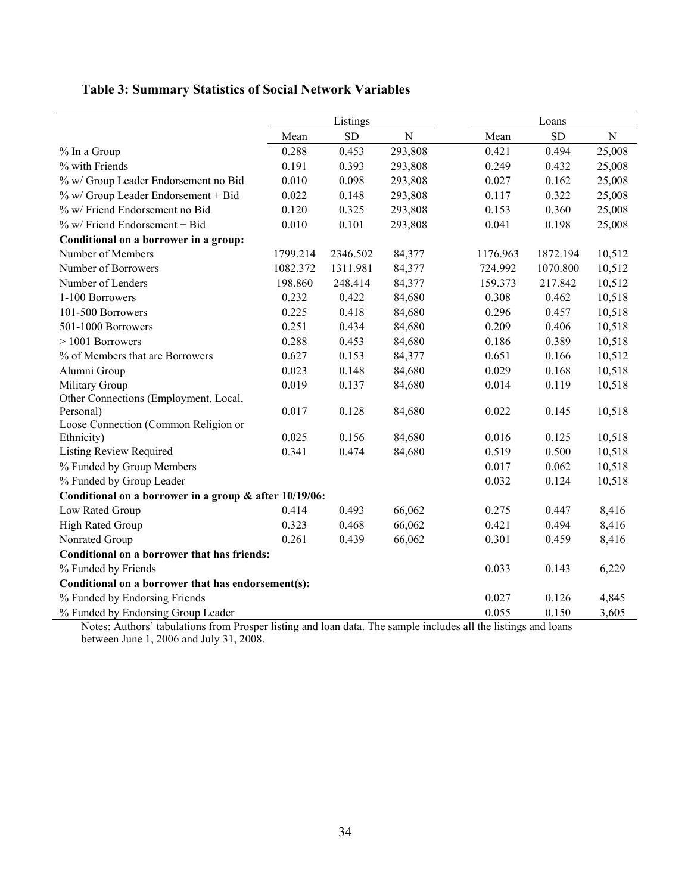**Table 3: Summary Statistics of Social Network Variables**

| | Listings | | | Loans | | |
|---|---|---|---|---|---|---|
| | Mean | SD | N | Mean | SD | N |
| % In a Group | 0.288 | 0.453 | 293,808 | 0.421 | 0.494 | 25,008 |
| % with Friends | 0.191 | 0.393 | 293,808 | 0.249 | 0.432 | 25,008 |
| % w/ Group Leader Endorsement no Bid | 0.010 | 0.098 | 293,808 | 0.027 | 0.162 | 25,008 |
| % w/ Group Leader Endorsement + Bid | 0.022 | 0.148 | 293,808 | 0.117 | 0.322 | 25,008 |
| % w/ Friend Endorsement no Bid | 0.120 | 0.325 | 293,808 | 0.153 | 0.360 | 25,008 |
| % w/ Friend Endorsement + Bid | 0.010 | 0.101 | 293,808 | 0.041 | 0.198 | 25,008 |
| **Conditional on a borrower in a group:** | | | | | | |
| Number of Members | 1799.214 | 2346.502 | 84,377 | 1176.963 | 1872.194 | 10,512 |
| Number of Borrowers | 1082.372 | 1311.981 | 84,377 | 724.992 | 1070.800 | 10,512 |
| Number of Lenders | 198.860 | 248.414 | 84,377 | 159.373 | 217.842 | 10,512 |
| 1-100 Borrowers | 0.232 | 0.422 | 84,680 | 0.308 | 0.462 | 10,518 |
| 101-500 Borrowers | 0.225 | 0.418 | 84,680 | 0.296 | 0.457 | 10,518 |
| 501-1000 Borrowers | 0.251 | 0.434 | 84,680 | 0.209 | 0.406 | 10,518 |
| > 1001 Borrowers | 0.288 | 0.453 | 84,680 | 0.186 | 0.389 | 10,518 |
| % of Members that are Borrowers | 0.627 | 0.153 | 84,377 | 0.651 | 0.166 | 10,512 |
| Alumni Group | 0.023 | 0.148 | 84,680 | 0.029 | 0.168 | 10,518 |
| Military Group | 0.019 | 0.137 | 84,680 | 0.014 | 0.119 | 10,518 |
| Other Connections (Employment, Local, Personal) | 0.017 | 0.128 | 84,680 | 0.022 | 0.145 | 10,518 |
| Loose Connection (Common Religion or Ethnicity) | 0.025 | 0.156 | 84,680 | 0.016 | 0.125 | 10,518 |
| Listing Review Required | 0.341 | 0.474 | 84,680 | 0.519 | 0.500 | 10,518 |
| % Funded by Group Members | | | | 0.017 | 0.062 | 10,518 |
| % Funded by Group Leader | | | | 0.032 | 0.124 | 10,518 |
| **Conditional on a borrower in a group & after 10/19/06:** | | | | | | |
| Low Rated Group | 0.414 | 0.493 | 66,062 | 0.275 | 0.447 | 8,416 |
| High Rated Group | 0.323 | 0.468 | 66,062 | 0.421 | 0.494 | 8,416 |
| Nonrated Group | 0.261 | 0.439 | 66,062 | 0.301 | 0.459 | 8,416 |
| **Conditional on a borrower that has friends:** | | | | | | |
| % Funded by Friends | | | | 0.033 | 0.143 | 6,229 |
| **Conditional on a borrower that has endorsement(s):** | | | | | | |
| % Funded by Endorsing Friends | | | | 0.027 | 0.126 | 4,845 |
| % Funded by Endorsing Group Leader | | | | 0.055 | 0.150 | 3,605 |

Notes: Authors' tabulations from Prosper listing and loan data. The sample includes all the listings and loans between June 1, 2006 and July 31, 2008.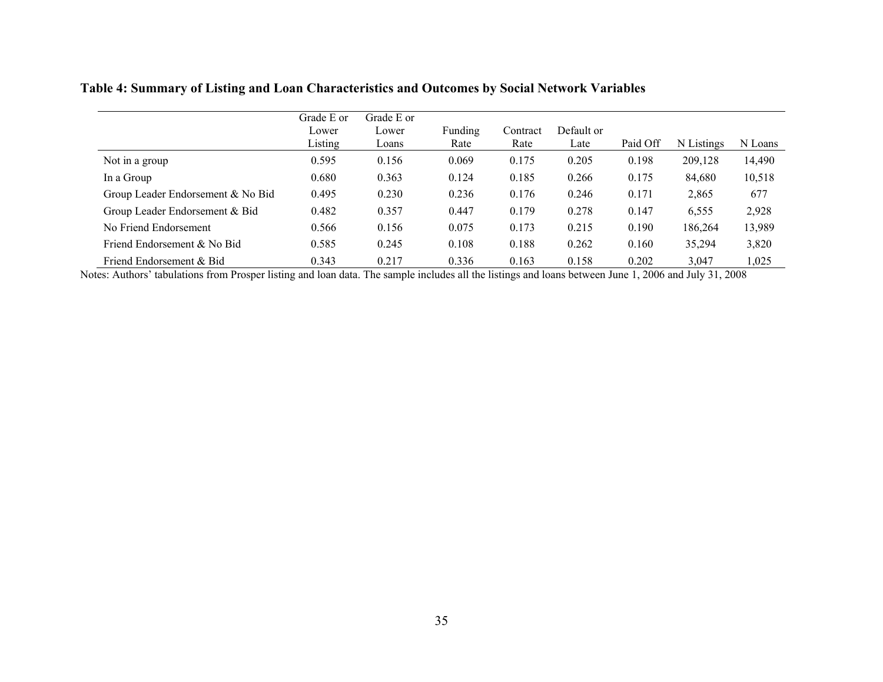**Table 4: Summary of Listing and Loan Characteristics and Outcomes by Social Network Variables**

| | Grade E or Lower Listing | Grade E or Lower Loans | Funding Rate | Contract Rate | Default or Late | Paid Off | N Listings | N Loans |
|---|---|---|---|---|---|---|---|---|
| Not in a group | 0.595 | 0.156 | 0.069 | 0.175 | 0.205 | 0.198 | 209,128 | 14,490 |
| In a Group | 0.680 | 0.363 | 0.124 | 0.185 | 0.266 | 0.175 | 84,680 | 10,518 |
| Group Leader Endorsement & No Bid | 0.495 | 0.230 | 0.236 | 0.176 | 0.246 | 0.171 | 2,865 | 677 |
| Group Leader Endorsement & Bid | 0.482 | 0.357 | 0.447 | 0.179 | 0.278 | 0.147 | 6,555 | 2,928 |
| No Friend Endorsement | 0.566 | 0.156 | 0.075 | 0.173 | 0.215 | 0.190 | 186,264 | 13,989 |
| Friend Endorsement & No Bid | 0.585 | 0.245 | 0.108 | 0.188 | 0.262 | 0.160 | 35,294 | 3,820 |
| Friend Endorsement & Bid | 0.343 | 0.217 | 0.336 | 0.163 | 0.158 | 0.202 | 3,047 | 1,025 |

Notes: Authors' tabulations from Prosper listing and loan data. The sample includes all the listings and loans between June 1, 2006 and July 31, 2008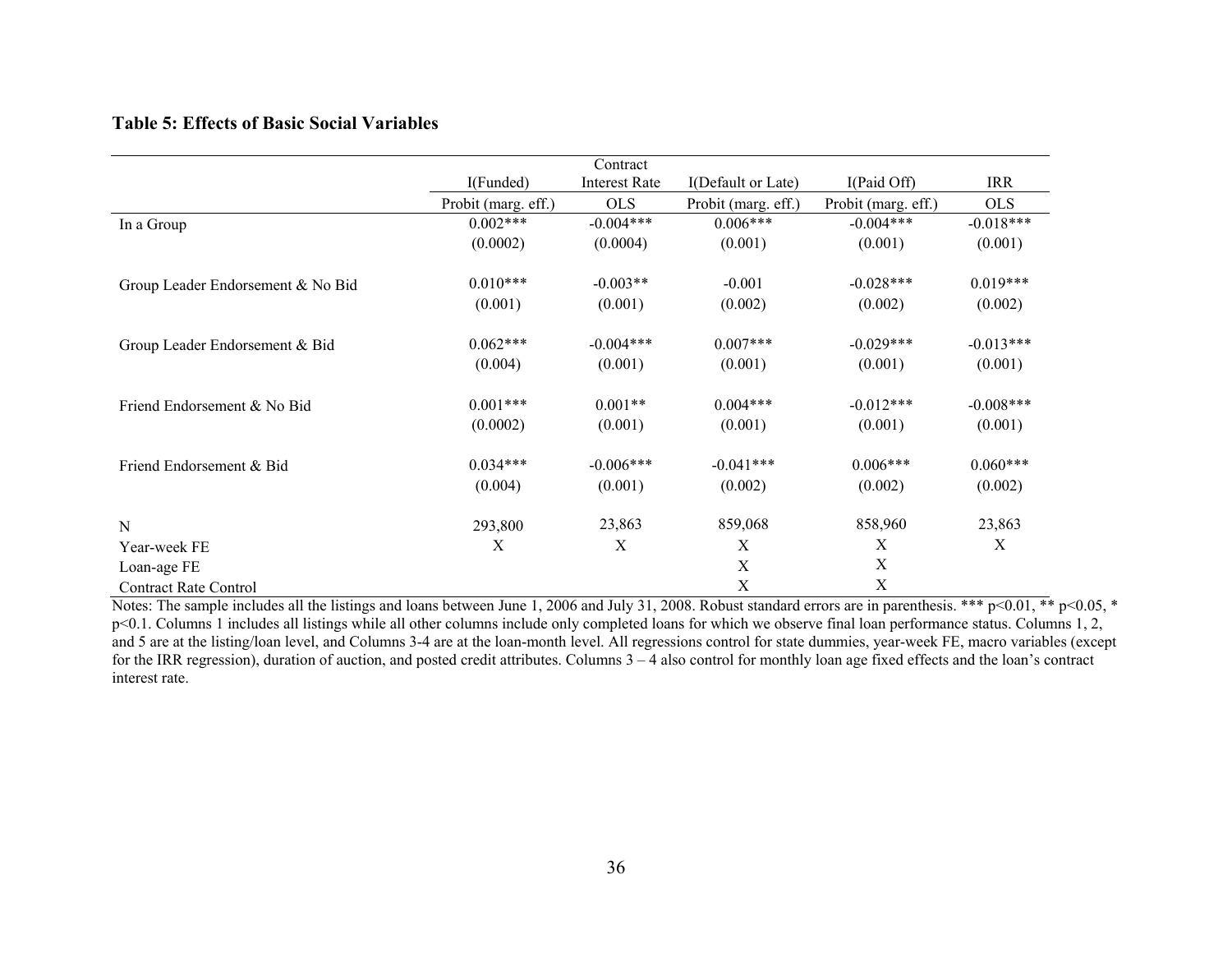**Table 5: Effects of Basic Social Variables**

| | I(Funded) | Contract Interest Rate | I(Default or Late) | I(Paid Off) | IRR |
|---|---|---|---|---|---|
| | Probit (marg. eff.) | OLS | Probit (marg. eff.) | Probit (marg. eff.) | OLS |
| In a Group | 0.002*** | -0.004*** | 0.006*** | -0.004*** | -0.018*** |
| | (0.0002) | (0.0004) | (0.001) | (0.001) | (0.001) |
| Group Leader Endorsement & No Bid | 0.010*** | -0.003** | -0.001 | -0.028*** | 0.019*** |
| | (0.001) | (0.001) | (0.002) | (0.002) | (0.002) |
| Group Leader Endorsement & Bid | 0.062*** | -0.004*** | 0.007*** | -0.029*** | -0.013*** |
| | (0.004) | (0.001) | (0.001) | (0.001) | (0.001) |
| Friend Endorsement & No Bid | 0.001*** | 0.001** | 0.004*** | -0.012*** | -0.008*** |
| | (0.0002) | (0.001) | (0.001) | (0.001) | (0.001) |
| Friend Endorsement & Bid | 0.034*** | -0.006*** | -0.041*** | 0.006*** | 0.060*** |
| | (0.004) | (0.001) | (0.002) | (0.002) | (0.002) |
| N | 293,800 | 23,863 | 859,068 | 858,960 | 23,863 |
| Year-week FE | X | X | X | X | X |
| Loan-age FE | | | X | X | |
| Contract Rate Control | | | X | X | |

Notes: The sample includes all the listings and loans between June 1, 2006 and July 31, 2008. Robust standard errors are in parenthesis. *** p<0.01, ** p<0.05, * p<0.1. Columns 1 includes all listings while all other columns include only completed loans for which we observe final loan performance status. Columns 1, 2, and 5 are at the listing/loan level, and Columns 3-4 are at the loan-month level. All regressions control for state dummies, year-week FE, macro variables (except for the IRR regression), duration of auction, and posted credit attributes. Columns 3 – 4 also control for monthly loan age fixed effects and the loan's contract interest rate.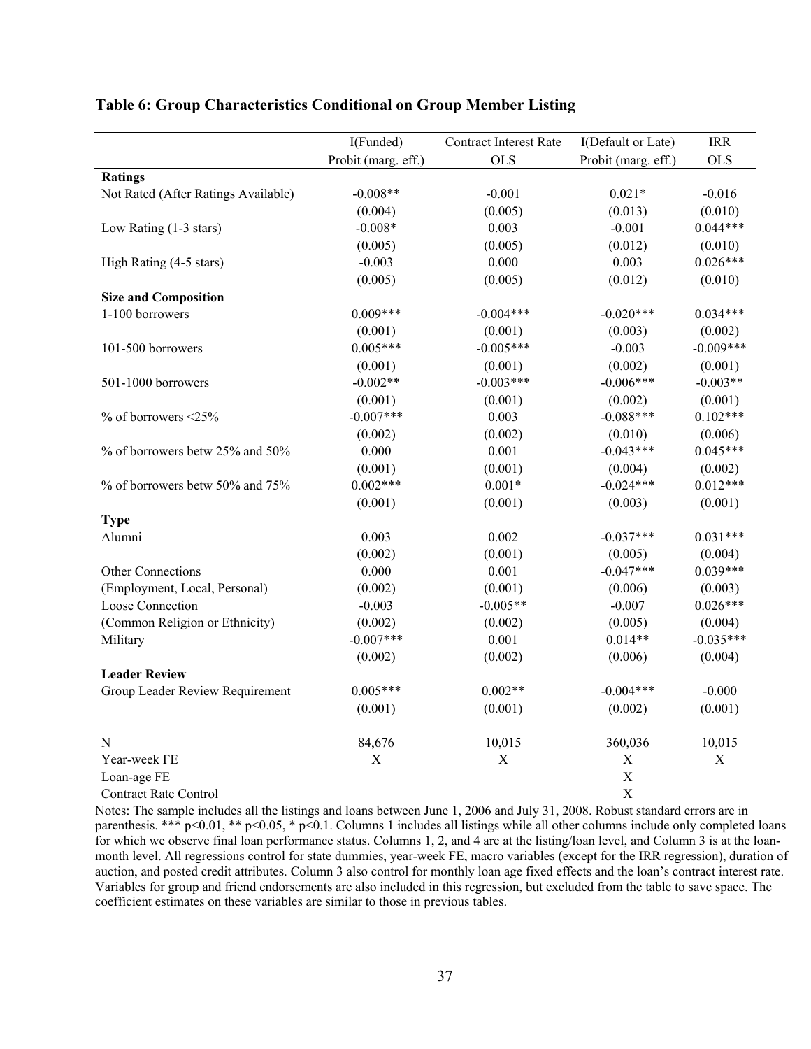**Table 6: Group Characteristics Conditional on Group Member Listing**

| | I(Funded) | Contract Interest Rate | I(Default or Late) | IRR |
|---|---|---|---|---|
| | Probit (marg. eff.) | OLS | Probit (marg. eff.) | OLS |
| **Ratings** | | | | |
| Not Rated (After Ratings Available) | -0.008** | -0.001 | 0.021* | -0.016 |
| | (0.004) | (0.005) | (0.013) | (0.010) |
| Low Rating (1-3 stars) | -0.008* | 0.003 | -0.001 | 0.044*** |
| | (0.005) | (0.005) | (0.012) | (0.010) |
| High Rating (4-5 stars) | -0.003 | 0.000 | 0.003 | 0.026*** |
| | (0.005) | (0.005) | (0.012) | (0.010) |
| **Size and Composition** | | | | |
| 1-100 borrowers | 0.009*** | -0.004*** | -0.020*** | 0.034*** |
| | (0.001) | (0.001) | (0.003) | (0.002) |
| 101-500 borrowers | 0.005*** | -0.005*** | -0.003 | -0.009*** |
| | (0.001) | (0.001) | (0.002) | (0.001) |
| 501-1000 borrowers | -0.002** | -0.003*** | -0.006*** | -0.003** |
| | (0.001) | (0.001) | (0.002) | (0.001) |
| % of borrowers <25% | -0.007*** | 0.003 | -0.088*** | 0.102*** |
| | (0.002) | (0.002) | (0.010) | (0.006) |
| % of borrowers betw 25% and 50% | 0.000 | 0.001 | -0.043*** | 0.045*** |
| | (0.001) | (0.001) | (0.004) | (0.002) |
| % of borrowers betw 50% and 75% | 0.002*** | 0.001* | -0.024*** | 0.012*** |
| | (0.001) | (0.001) | (0.003) | (0.001) |
| **Type** | | | | |
| Alumni | 0.003 | 0.002 | -0.037*** | 0.031*** |
| | (0.002) | (0.001) | (0.005) | (0.004) |
| Other Connections | 0.000 | 0.001 | -0.047*** | 0.039*** |
| (Employment, Local, Personal) | (0.002) | (0.001) | (0.006) | (0.003) |
| Loose Connection | -0.003 | -0.005** | -0.007 | 0.026*** |
| (Common Religion or Ethnicity) | (0.002) | (0.002) | (0.005) | (0.004) |
| Military | -0.007*** | 0.001 | 0.014** | -0.035*** |
| | (0.002) | (0.002) | (0.006) | (0.004) |
| **Leader Review** | | | | |
| Group Leader Review Requirement | 0.005*** | 0.002** | -0.004*** | -0.000 |
| | (0.001) | (0.001) | (0.002) | (0.001) |
| N | 84,676 | 10,015 | 360,036 | 10,015 |
| Year-week FE | X | X | X | X |
| Loan-age FE | | | X | |
| Contract Rate Control | | | X | |

Notes: The sample includes all the listings and loans between June 1, 2006 and July 31, 2008. Robust standard errors are in parenthesis. *** p<0.01, ** p<0.05, * p<0.1. Columns 1 includes all listings while all other columns include only completed loans for which we observe final loan performance status. Columns 1, 2, and 4 are at the listing/loan level, and Column 3 is at the loan-month level. All regressions control for state dummies, year-week FE, macro variables (except for the IRR regression), duration of auction, and posted credit attributes. Column 3 also control for monthly loan age fixed effects and the loan's contract interest rate. Variables for group and friend endorsements are also included in this regression, but excluded from the table to save space. The coefficient estimates on these variables are similar to those in previous tables.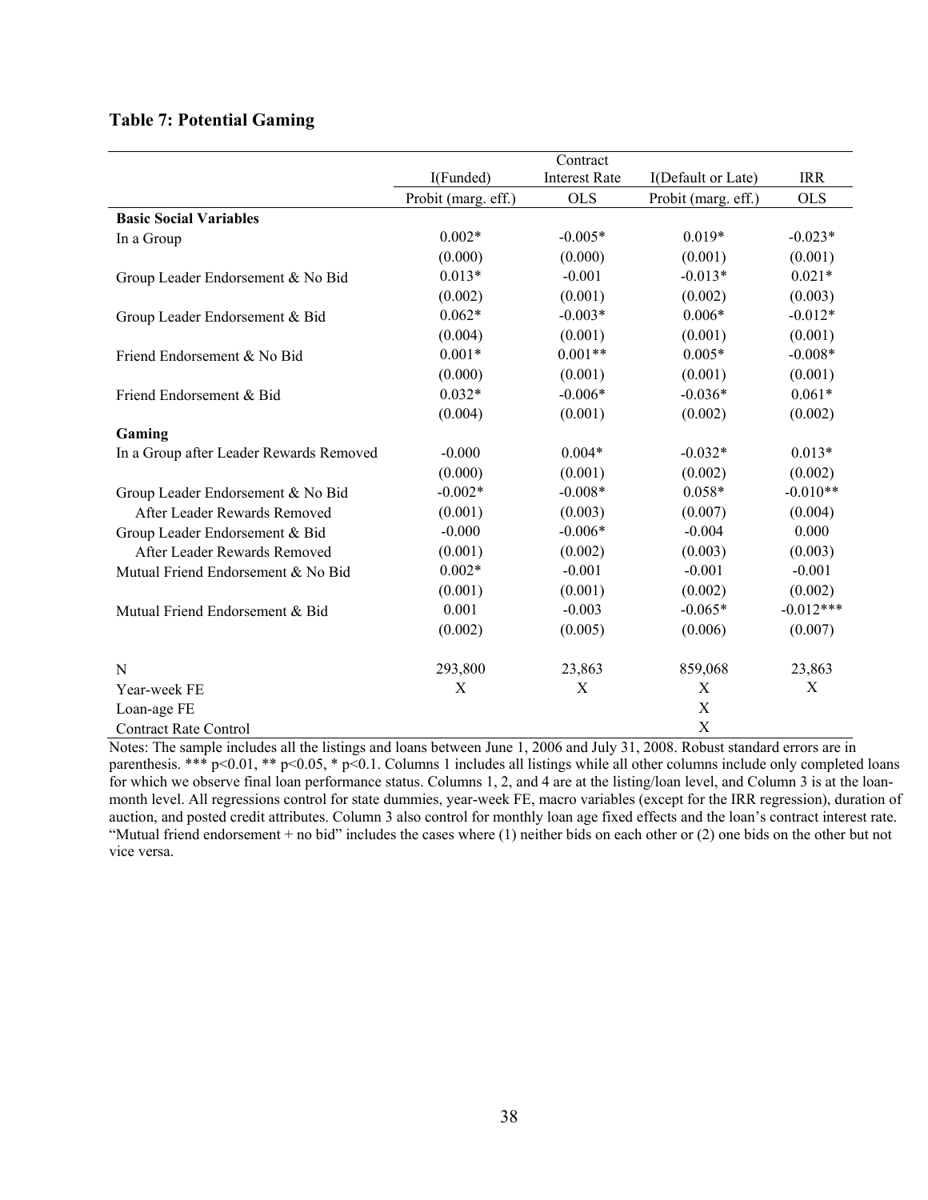## Table 7: Potential Gaming

| | I(Funded) | Contract Interest Rate | I(Default or Late) | IRR |
|---|---|---|---|---|
| | Probit (marg. eff.) | OLS | Probit (marg. eff.) | OLS |
| **Basic Social Variables** | | | | |
| In a Group | 0.002* | -0.005* | 0.019* | -0.023* |
| | (0.000) | (0.000) | (0.001) | (0.001) |
| Group Leader Endorsement & No Bid | 0.013* | -0.001 | -0.013* | 0.021* |
| | (0.002) | (0.001) | (0.002) | (0.003) |
| Group Leader Endorsement & Bid | 0.062* | -0.003* | 0.006* | -0.012* |
| | (0.004) | (0.001) | (0.001) | (0.001) |
| Friend Endorsement & No Bid | 0.001* | 0.001** | 0.005* | -0.008* |
| | (0.000) | (0.001) | (0.001) | (0.001) |
| Friend Endorsement & Bid | 0.032* | -0.006* | -0.036* | 0.061* |
| | (0.004) | (0.001) | (0.002) | (0.002) |
| **Gaming** | | | | |
| In a Group after Leader Rewards Removed | -0.000 | 0.004* | -0.032* | 0.013* |
| | (0.000) | (0.001) | (0.002) | (0.002) |
| Group Leader Endorsement & No Bid After Leader Rewards Removed | -0.002* | -0.008* | 0.058* | -0.010** |
| | (0.001) | (0.003) | (0.007) | (0.004) |
| Group Leader Endorsement & Bid After Leader Rewards Removed | -0.000 | -0.006* | -0.004 | 0.000 |
| | (0.001) | (0.002) | (0.003) | (0.003) |
| Mutual Friend Endorsement & No Bid | 0.002* | -0.001 | -0.001 | -0.001 |
| | (0.001) | (0.001) | (0.002) | (0.002) |
| Mutual Friend Endorsement & Bid | 0.001 | -0.003 | -0.065* | -0.012*** |
| | (0.002) | (0.005) | (0.006) | (0.007) |
| N | 293,800 | 23,863 | 859,068 | 23,863 |
| Year-week FE | X | X | X | X |
| Loan-age FE | | | X | |
| Contract Rate Control | | | X | |

Notes: The sample includes all the listings and loans between June 1, 2006 and July 31, 2008. Robust standard errors are in parenthesis. *** p<0.01, ** p<0.05, * p<0.1. Columns 1 includes all listings while all other columns include only completed loans for which we observe final loan performance status. Columns 1, 2, and 4 are at the listing/loan level, and Column 3 is at the loan-month level. All regressions control for state dummies, year-week FE, macro variables (except for the IRR regression), duration of auction, and posted credit attributes. Column 3 also control for monthly loan age fixed effects and the loan's contract interest rate. "Mutual friend endorsement + no bid" includes the cases where (1) neither bids on each other or (2) one bids on the other but not vice versa.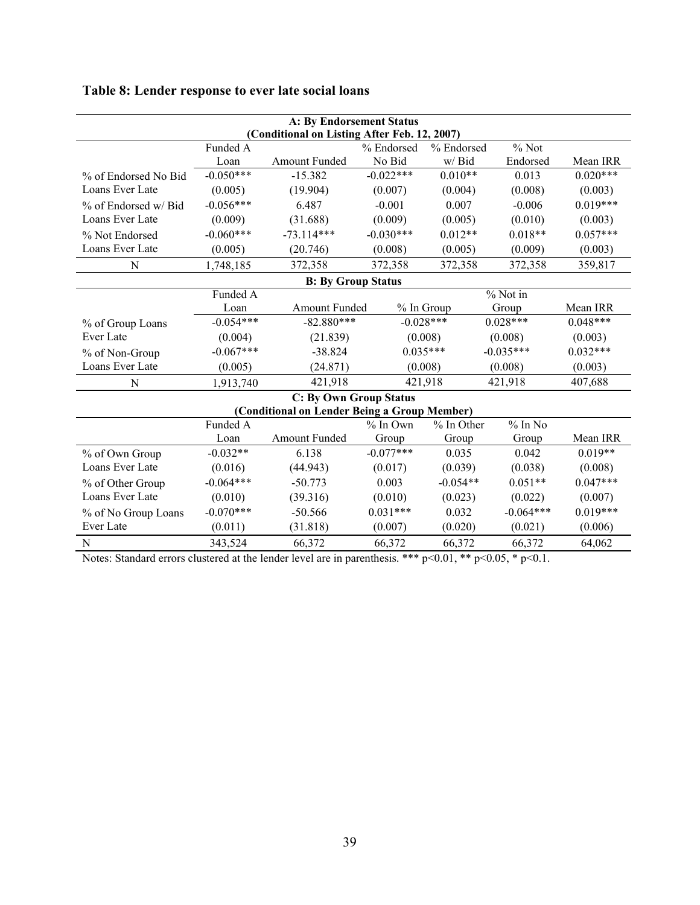## Table 8: Lender response to ever late social loans

| **A: By Endorsement Status (Conditional on Listing After Feb. 12, 2007)** | | | | | | |
|---|---|---|---|---|---|---|
| | Funded A Loan | Amount Funded | % Endorsed No Bid | % Endorsed w/ Bid | % Not Endorsed | Mean IRR |
| % of Endorsed No Bid Loans Ever Late | -0.050*** | -15.382 | -0.022*** | 0.010** | 0.013 | 0.020*** |
| | (0.005) | (19.904) | (0.007) | (0.004) | (0.008) | (0.003) |
| % of Endorsed w/ Bid Loans Ever Late | -0.056*** | 6.487 | -0.001 | 0.007 | -0.006 | 0.019*** |
| | (0.009) | (31.688) | (0.009) | (0.005) | (0.010) | (0.003) |
| % Not Endorsed Loans Ever Late | -0.060*** | -73.114*** | -0.030*** | 0.012** | 0.018** | 0.057*** |
| | (0.005) | (20.746) | (0.008) | (0.005) | (0.009) | (0.003) |
| N | 1,748,185 | 372,358 | 372,358 | 372,358 | 372,358 | 359,817 |

| **B: By Group Status** | | | | | |
|---|---|---|---|---|---|
| | Funded A Loan | Amount Funded | % In Group | % Not in Group | Mean IRR |
| % of Group Loans Ever Late | -0.054*** | -82.880*** | -0.028*** | 0.028*** | 0.048*** |
| | (0.004) | (21.839) | (0.008) | (0.008) | (0.003) |
| % of Non-Group Loans Ever Late | -0.067*** | -38.824 | 0.035*** | -0.035*** | 0.032*** |
| | (0.005) | (24.871) | (0.008) | (0.008) | (0.003) |
| N | 1,913,740 | 421,918 | 421,918 | 421,918 | 407,688 |

| **C: By Own Group Status (Conditional on Lender Being a Group Member)** | | | | | | |
|---|---|---|---|---|---|---|
| | Funded A Loan | Amount Funded | % In Own Group | % In Other Group | % In No Group | Mean IRR |
| % of Own Group Loans Ever Late | -0.032** | 6.138 | -0.077*** | 0.035 | 0.042 | 0.019** |
| | (0.016) | (44.943) | (0.017) | (0.039) | (0.038) | (0.008) |
| % of Other Group Loans Ever Late | -0.064*** | -50.773 | 0.003 | -0.054** | 0.051** | 0.047*** |
| | (0.010) | (39.316) | (0.010) | (0.023) | (0.022) | (0.007) |
| % of No Group Loans Ever Late | -0.070*** | -50.566 | 0.031*** | 0.032 | -0.064*** | 0.019*** |
| | (0.011) | (31.818) | (0.007) | (0.020) | (0.021) | (0.006) |
| N | 343,524 | 66,372 | 66,372 | 66,372 | 66,372 | 64,062 |

Notes: Standard errors clustered at the lender level are in parenthesis. *** p<0.01, ** p<0.05, * p<0.1.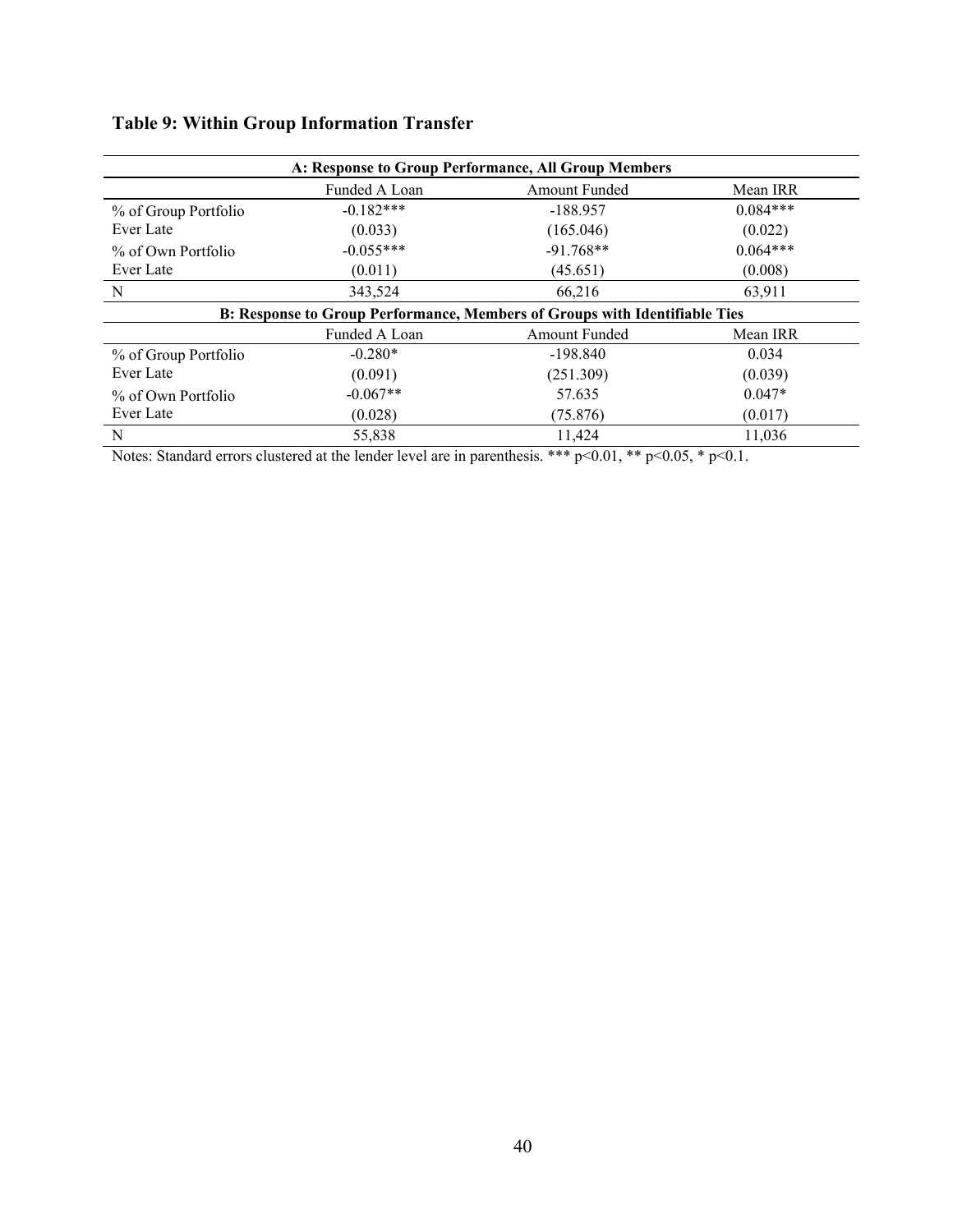**Table 9: Within Group Information Transfer**

| A: Response to Group Performance, All Group Members | | | |
|---|---|---|---|
| | Funded A Loan | Amount Funded | Mean IRR |
| % of Group Portfolio Ever Late | -0.182*** | -188.957 | 0.084*** |
| | (0.033) | (165.046) | (0.022) |
| % of Own Portfolio Ever Late | -0.055*** | -91.768** | 0.064*** |
| | (0.011) | (45.651) | (0.008) |
| N | 343,524 | 66,216 | 63,911 |
| **B: Response to Group Performance, Members of Groups with Identifiable Ties** | | | |
| | Funded A Loan | Amount Funded | Mean IRR |
| % of Group Portfolio Ever Late | -0.280* | -198.840 | 0.034 |
| | (0.091) | (251.309) | (0.039) |
| % of Own Portfolio Ever Late | -0.067** | 57.635 | 0.047* |
| | (0.028) | (75.876) | (0.017) |
| N | 55,838 | 11,424 | 11,036 |

Notes: Standard errors clustered at the lender level are in parenthesis. *** $p<0.01$, ** $p<0.05$, * $p<0.1$.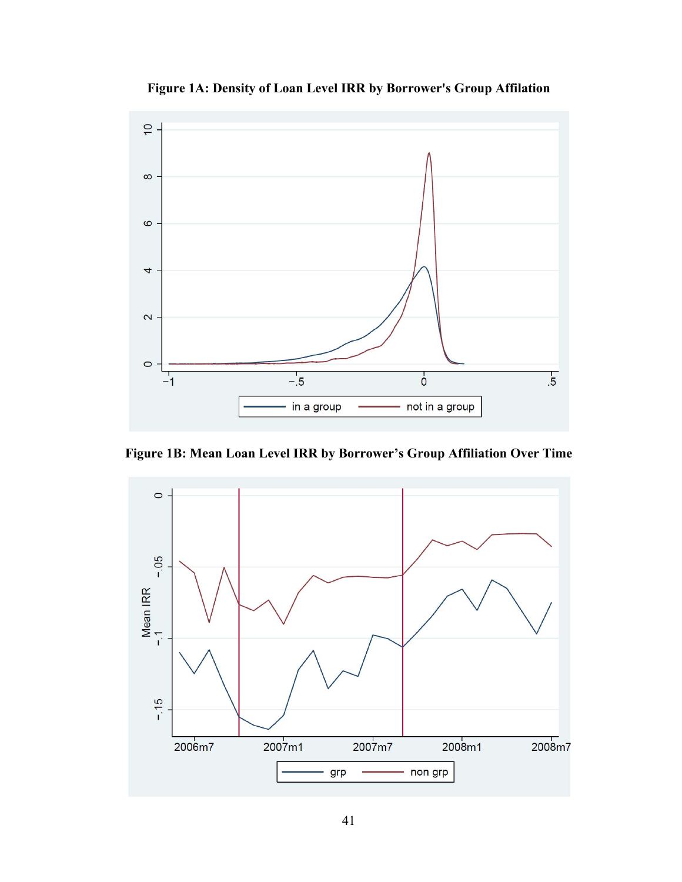**Figure 1A: Density of Loan Level IRR by Borrower's Group Affilation**

**Figure 1B: Mean Loan Level IRR by Borrower's Group Affiliation Over Time**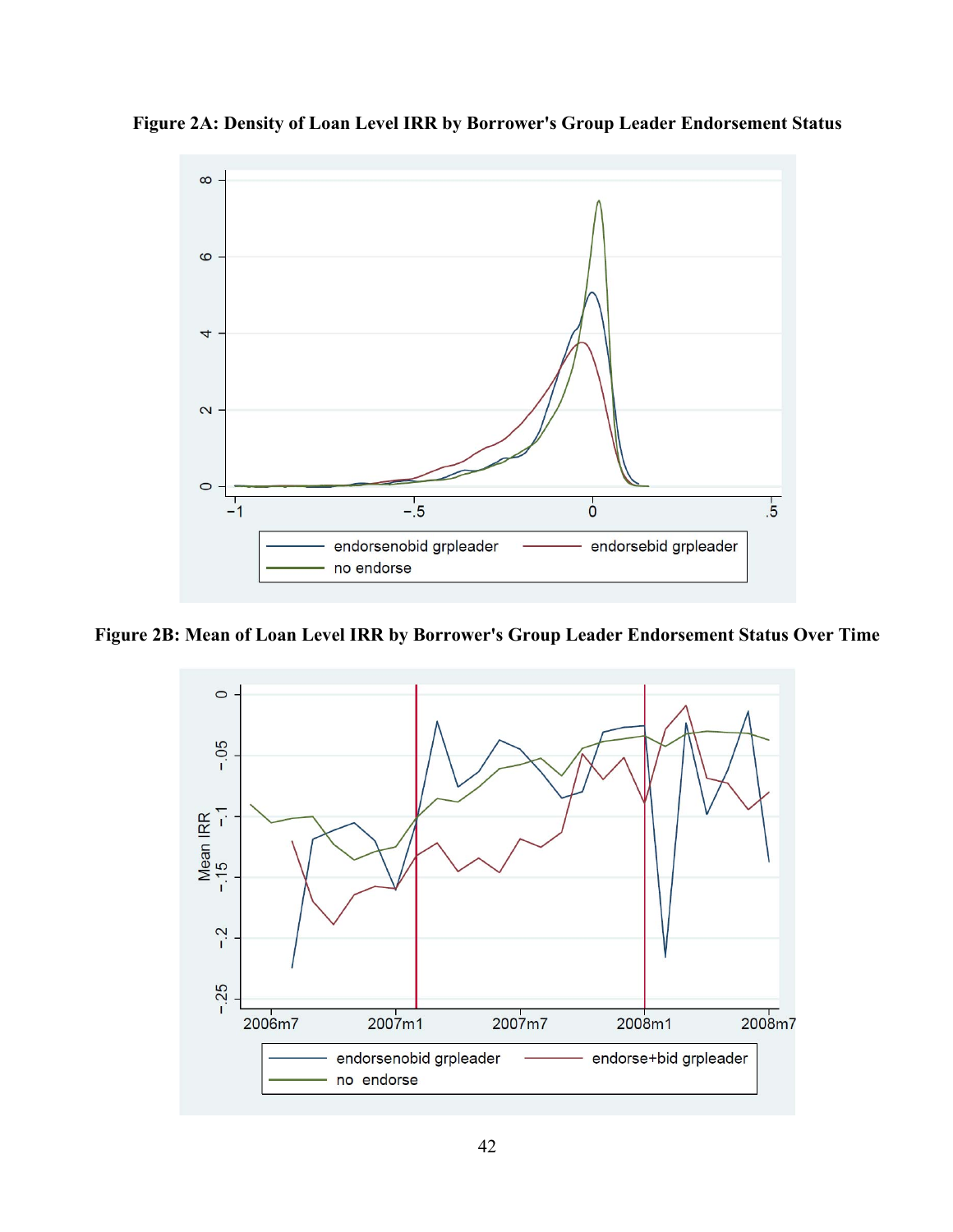**Figure 2A: Density of Loan Level IRR by Borrower's Group Leader Endorsement Status**

**Figure 2B: Mean of Loan Level IRR by Borrower's Group Leader Endorsement Status Over Time**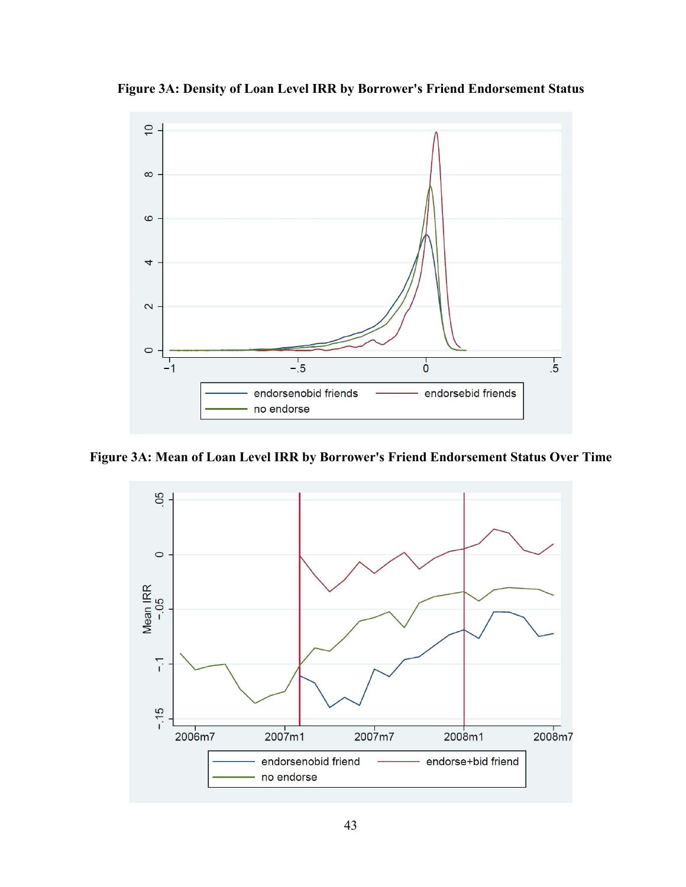**Figure 3A: Density of Loan Level IRR by Borrower's Friend Endorsement Status**

**Figure 3A: Mean of Loan Level IRR by Borrower's Friend Endorsement Status Over Time**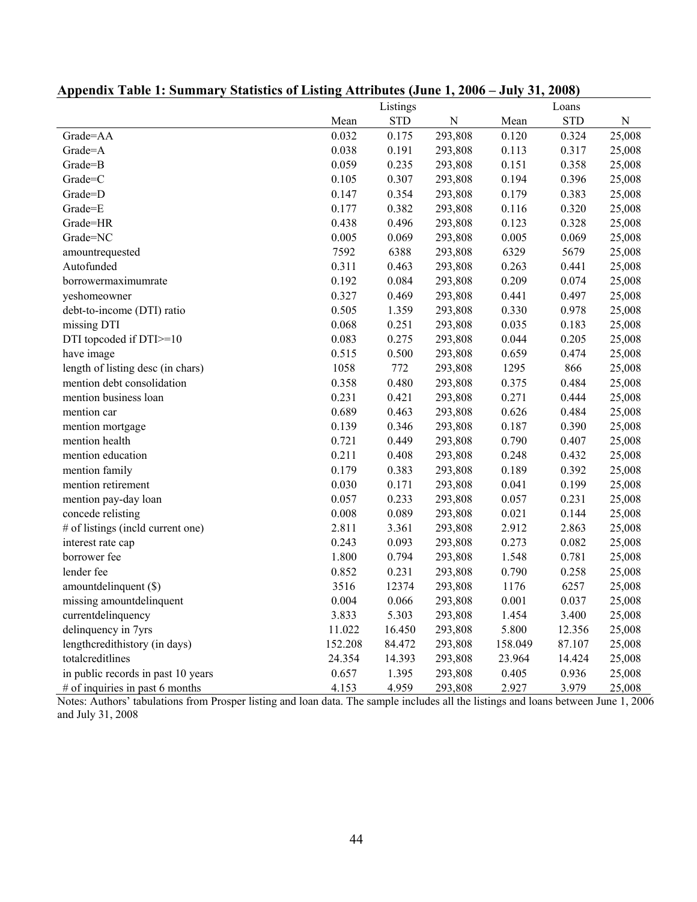**Appendix Table 1: Summary Statistics of Listing Attributes (June 1, 2006 – July 31, 2008)**

| | Listings | | | Loans | | |
|---|---|---|---|---|---|---|
| | Mean | STD | N | Mean | STD | N |
| Grade=AA | 0.032 | 0.175 | 293,808 | 0.120 | 0.324 | 25,008 |
| Grade=A | 0.038 | 0.191 | 293,808 | 0.113 | 0.317 | 25,008 |
| Grade=B | 0.059 | 0.235 | 293,808 | 0.151 | 0.358 | 25,008 |
| Grade=C | 0.105 | 0.307 | 293,808 | 0.194 | 0.396 | 25,008 |
| Grade=D | 0.147 | 0.354 | 293,808 | 0.179 | 0.383 | 25,008 |
| Grade=E | 0.177 | 0.382 | 293,808 | 0.116 | 0.320 | 25,008 |
| Grade=HR | 0.438 | 0.496 | 293,808 | 0.123 | 0.328 | 25,008 |
| Grade=NC | 0.005 | 0.069 | 293,808 | 0.005 | 0.069 | 25,008 |
| amountrequested | 7592 | 6388 | 293,808 | 6329 | 5679 | 25,008 |
| Autofunded | 0.311 | 0.463 | 293,808 | 0.263 | 0.441 | 25,008 |
| borrowermaximumrate | 0.192 | 0.084 | 293,808 | 0.209 | 0.074 | 25,008 |
| yeshomeowner | 0.327 | 0.469 | 293,808 | 0.441 | 0.497 | 25,008 |
| debt-to-income (DTI) ratio | 0.505 | 1.359 | 293,808 | 0.330 | 0.978 | 25,008 |
| missing DTI | 0.068 | 0.251 | 293,808 | 0.035 | 0.183 | 25,008 |
| DTI topcoded if DTI>=10 | 0.083 | 0.275 | 293,808 | 0.044 | 0.205 | 25,008 |
| have image | 0.515 | 0.500 | 293,808 | 0.659 | 0.474 | 25,008 |
| length of listing desc (in chars) | 1058 | 772 | 293,808 | 1295 | 866 | 25,008 |
| mention debt consolidation | 0.358 | 0.480 | 293,808 | 0.375 | 0.484 | 25,008 |
| mention business loan | 0.231 | 0.421 | 293,808 | 0.271 | 0.444 | 25,008 |
| mention car | 0.689 | 0.463 | 293,808 | 0.626 | 0.484 | 25,008 |
| mention mortgage | 0.139 | 0.346 | 293,808 | 0.187 | 0.390 | 25,008 |
| mention health | 0.721 | 0.449 | 293,808 | 0.790 | 0.407 | 25,008 |
| mention education | 0.211 | 0.408 | 293,808 | 0.248 | 0.432 | 25,008 |
| mention family | 0.179 | 0.383 | 293,808 | 0.189 | 0.392 | 25,008 |
| mention retirement | 0.030 | 0.171 | 293,808 | 0.041 | 0.199 | 25,008 |
| mention pay-day loan | 0.057 | 0.233 | 293,808 | 0.057 | 0.231 | 25,008 |
| concede relisting | 0.008 | 0.089 | 293,808 | 0.021 | 0.144 | 25,008 |
| # of listings (incld current one) | 2.811 | 3.361 | 293,808 | 2.912 | 2.863 | 25,008 |
| interest rate cap | 0.243 | 0.093 | 293,808 | 0.273 | 0.082 | 25,008 |
| borrower fee | 1.800 | 0.794 | 293,808 | 1.548 | 0.781 | 25,008 |
| lender fee | 0.852 | 0.231 | 293,808 | 0.790 | 0.258 | 25,008 |
| amountdelinquent ($) | 3516 | 12374 | 293,808 | 1176 | 6257 | 25,008 |
| missing amountdelinquent | 0.004 | 0.066 | 293,808 | 0.001 | 0.037 | 25,008 |
| currentdelinquency | 3.833 | 5.303 | 293,808 | 1.454 | 3.400 | 25,008 |
| delinquency in 7yrs | 11.022 | 16.450 | 293,808 | 5.800 | 12.356 | 25,008 |
| lengthcredithistory (in days) | 152.208 | 84.472 | 293,808 | 158.049 | 87.107 | 25,008 |
| totalcreditlines | 24.354 | 14.393 | 293,808 | 23.964 | 14.424 | 25,008 |
| in public records in past 10 years | 0.657 | 1.395 | 293,808 | 0.405 | 0.936 | 25,008 |
| # of inquiries in past 6 months | 4.153 | 4.959 | 293,808 | 2.927 | 3.979 | 25,008 |

Notes: Authors' tabulations from Prosper listing and loan data. The sample includes all the listings and loans between June 1, 2006 and July 31, 2008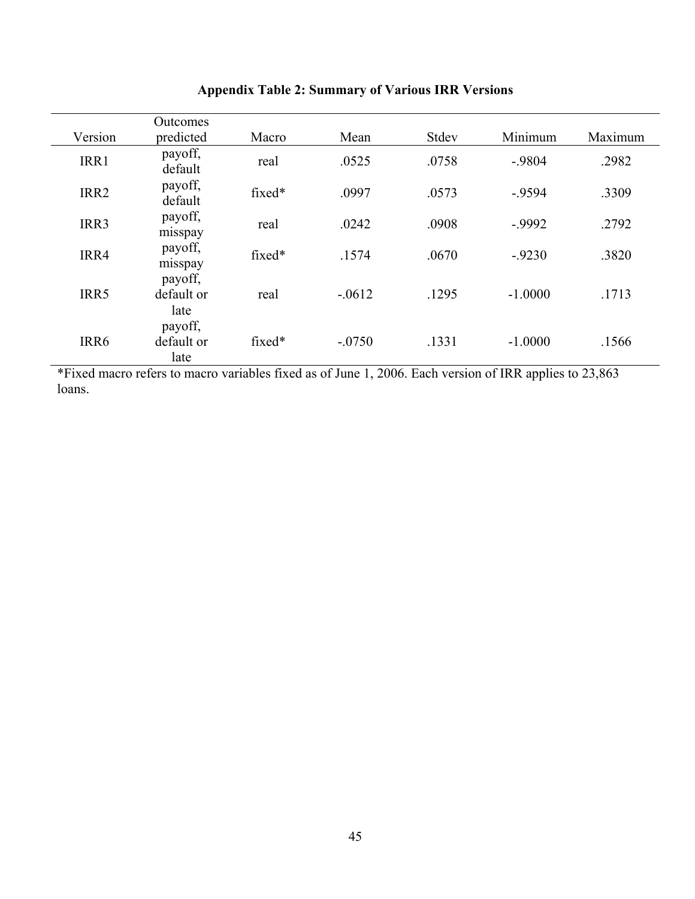**Appendix Table 2: Summary of Various IRR Versions**

| Version | Outcomes predicted | Macro | Mean | Stdev | Minimum | Maximum |
|---|---|---|---|---|---|---|
| IRR1 | payoff, default | real | .0525 | .0758 | -.9804 | .2982 |
| IRR2 | payoff, default | fixed* | .0997 | .0573 | -.9594 | .3309 |
| IRR3 | payoff, misspay | real | .0242 | .0908 | -.9992 | .2792 |
| IRR4 | payoff, misspay | fixed* | .1574 | .0670 | -.9230 | .3820 |
| IRR5 | payoff, default or late | real | -.0612 | .1295 | -1.0000 | .1713 |
| IRR6 | payoff, default or late | fixed* | -.0750 | .1331 | -1.0000 | .1566 |

*Fixed macro refers to macro variables fixed as of June 1, 2006. Each version of IRR applies to 23,863 loans.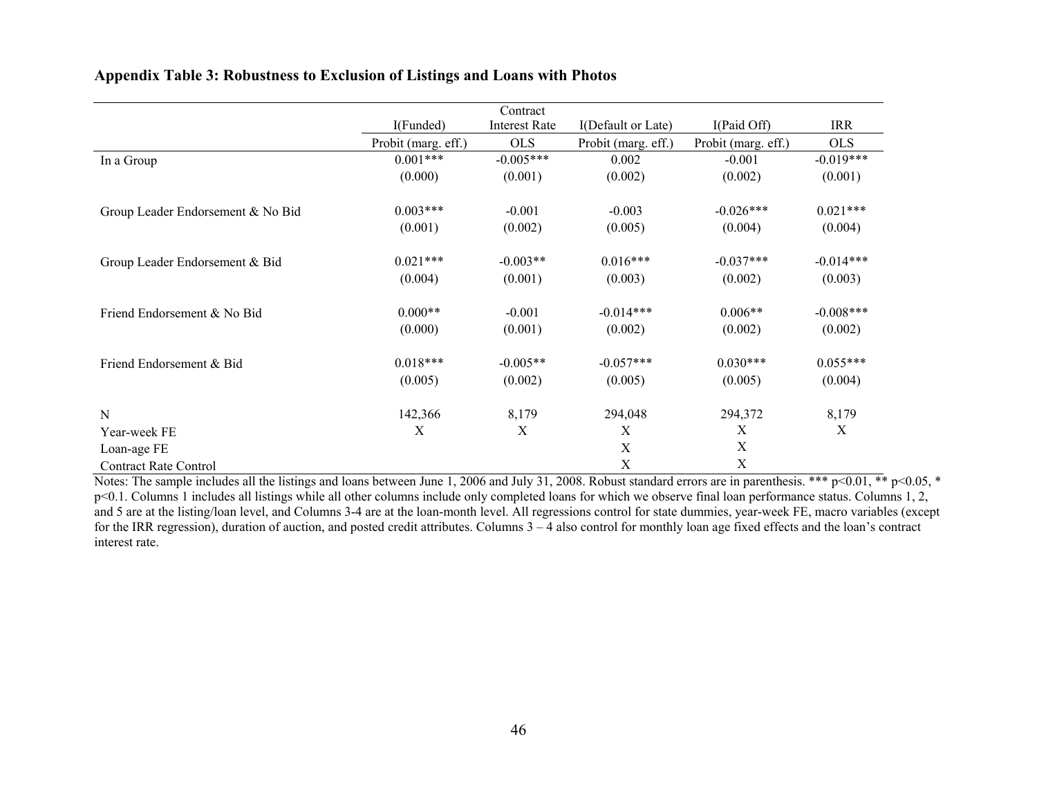### Appendix Table 3: Robustness to Exclusion of Listings and Loans with Photos

| | I(Funded) | Contract Interest Rate | I(Default or Late) | I(Paid Off) | IRR |
|---|---|---|---|---|---|
| | Probit (marg. eff.) | OLS | Probit (marg. eff.) | Probit (marg. eff.) | OLS |
| In a Group | 0.001*** | -0.005*** | 0.002 | -0.001 | -0.019*** |
| | (0.000) | (0.001) | (0.002) | (0.002) | (0.001) |
| Group Leader Endorsement & No Bid | 0.003*** | -0.001 | -0.003 | -0.026*** | 0.021*** |
| | (0.001) | (0.002) | (0.005) | (0.004) | (0.004) |
| Group Leader Endorsement & Bid | 0.021*** | -0.003** | 0.016*** | -0.037*** | -0.014*** |
| | (0.004) | (0.001) | (0.003) | (0.002) | (0.003) |
| Friend Endorsement & No Bid | 0.000** | -0.001 | -0.014*** | 0.006** | -0.008*** |
| | (0.000) | (0.001) | (0.002) | (0.002) | (0.002) |
| Friend Endorsement & Bid | 0.018*** | -0.005** | -0.057*** | 0.030*** | 0.055*** |
| | (0.005) | (0.002) | (0.005) | (0.005) | (0.004) |
| N | 142,366 | 8,179 | 294,048 | 294,372 | 8,179 |
| Year-week FE | X | X | X | X | X |
| Loan-age FE | | | X | X | |
| Contract Rate Control | | | X | X | |

Notes: The sample includes all the listings and loans between June 1, 2006 and July 31, 2008. Robust standard errors are in parenthesis. *** p<0.01, ** p<0.05, * p<0.1. Columns 1 includes all listings while all other columns include only completed loans for which we observe final loan performance status. Columns 1, 2, and 5 are at the listing/loan level, and Columns 3-4 are at the loan-month level. All regressions control for state dummies, year-week FE, macro variables (except for the IRR regression), duration of auction, and posted credit attributes. Columns 3 – 4 also control for monthly loan age fixed effects and the loan's contract interest rate.